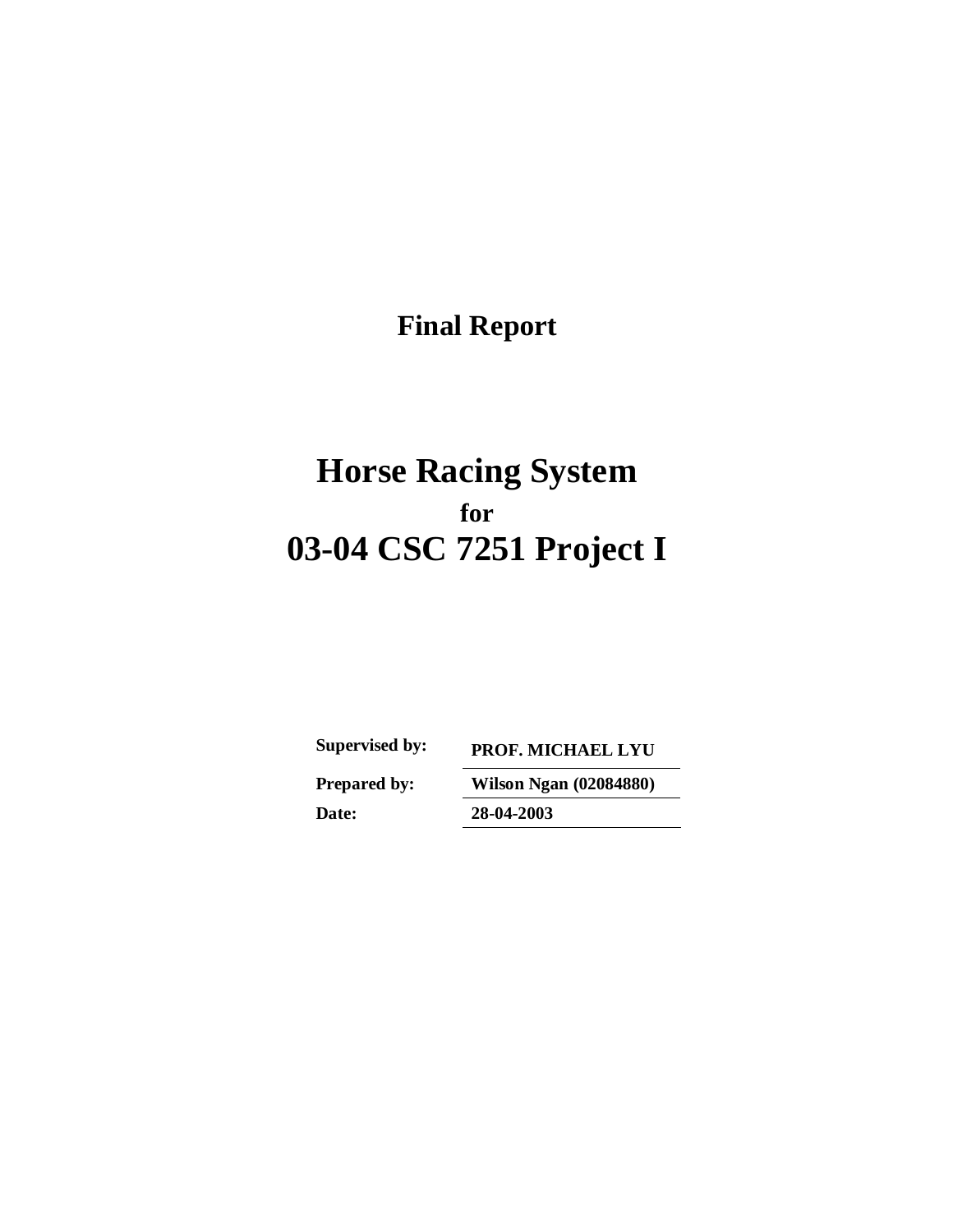# Final Report

# Horse Racing System

## for

# 03-04 CSC 7251 Project I

| | |
|---|---|
| **Supervised by:** | **PROF. MICHAEL LYU** |
| **Prepared by:** | **Wilson Ngan (02084880)** |
| **Date:** | **28-04-2003** |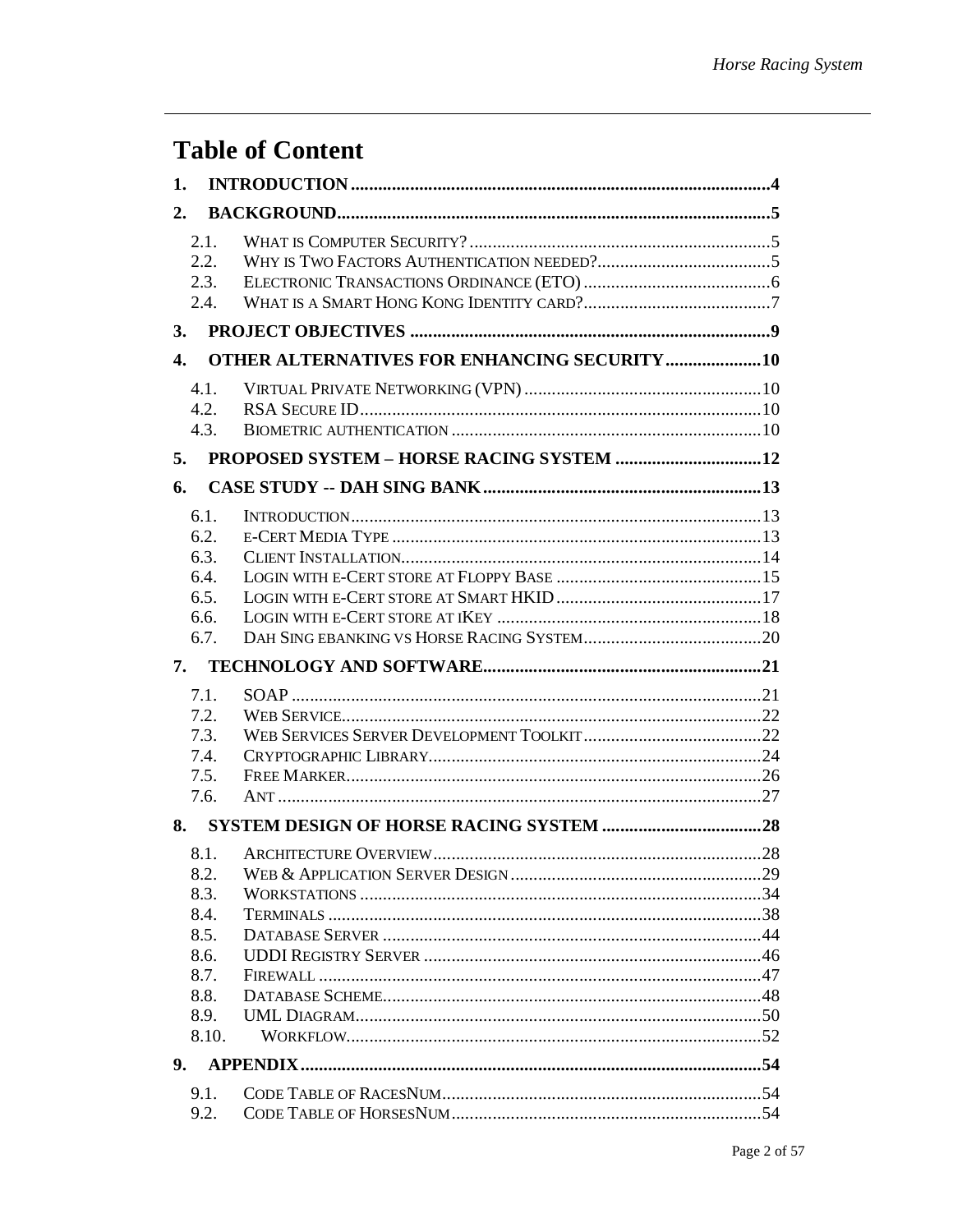# Table of Content

1. **INTRODUCTION** ..... 4
2. **BACKGROUND** ..... 5
   - 2.1. What is Computer Security? ..... 5
   - 2.2. Why is Two Factors Authentication needed? ..... 5
   - 2.3. Electronic Transactions Ordinance (ETO) ..... 6
   - 2.4. What is a Smart Hong Kong Identity card? ..... 7
3. **PROJECT OBJECTIVES** ..... 9
4. **OTHER ALTERNATIVES FOR ENHANCING SECURITY** ..... 10
   - 4.1. Virtual Private Networking (VPN) ..... 10
   - 4.2. RSA Secure ID ..... 10
   - 4.3. Biometric authentication ..... 10
5. **PROPOSED SYSTEM – HORSE RACING SYSTEM** ..... 12
6. **CASE STUDY -- DAH SING BANK** ..... 13
   - 6.1. Introduction ..... 13
   - 6.2. e-Cert Media Type ..... 13
   - 6.3. Client Installation ..... 14
   - 6.4. Login with e-Cert store at Floppy Base ..... 15
   - 6.5. Login with e-Cert store at Smart HKID ..... 17
   - 6.6. Login with e-Cert store at iKey ..... 18
   - 6.7. Dah Sing ebanking vs Horse Racing System ..... 20
7. **TECHNOLOGY AND SOFTWARE** ..... 21
   - 7.1. SOAP ..... 21
   - 7.2. Web Service ..... 22
   - 7.3. Web Services Server Development Toolkit ..... 22
   - 7.4. Cryptographic Library ..... 24
   - 7.5. Free Marker ..... 26
   - 7.6. Ant ..... 27
8. **SYSTEM DESIGN OF HORSE RACING SYSTEM** ..... 28
   - 8.1. Architecture Overview ..... 28
   - 8.2. Web & Application Server Design ..... 29
   - 8.3. Workstations ..... 34
   - 8.4. Terminals ..... 38
   - 8.5. Database Server ..... 44
   - 8.6. UDDI Registry Server ..... 46
   - 8.7. Firewall ..... 47
   - 8.8. Database Scheme ..... 48
   - 8.9. UML Diagram ..... 50
   - 8.10. Workflow ..... 52
9. **APPENDIX** ..... 54
   - 9.1. Code Table of RacesNum ..... 54
   - 9.2. Code Table of HorsesNum ..... 54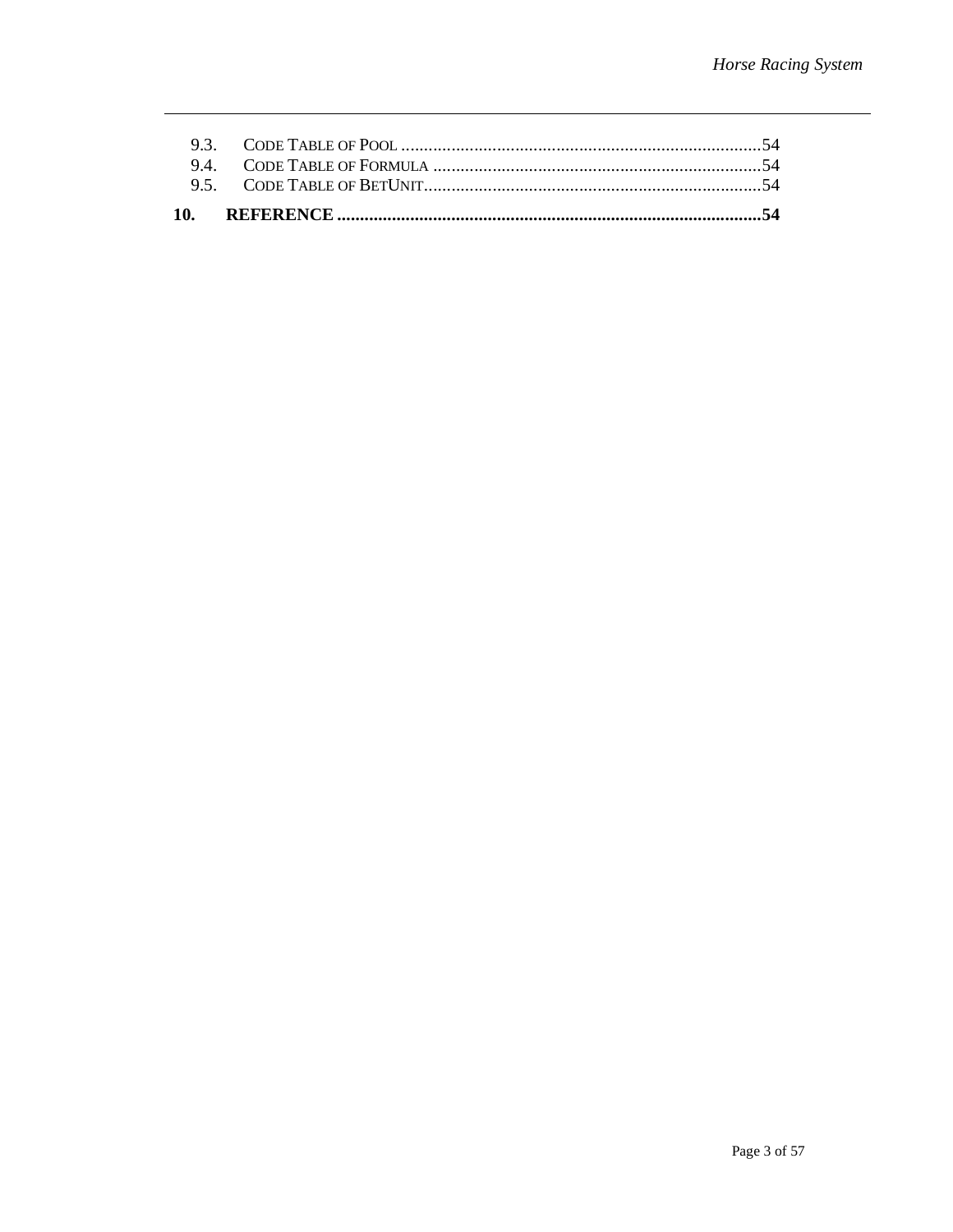9.3. CODE TABLE OF POOL ........................................................................ 54
9.4. CODE TABLE OF FORMULA .................................................................. 54
9.5. CODE TABLE OF BETUNIT.................................................................... 54

**10. REFERENCE ........................................................................................ 54**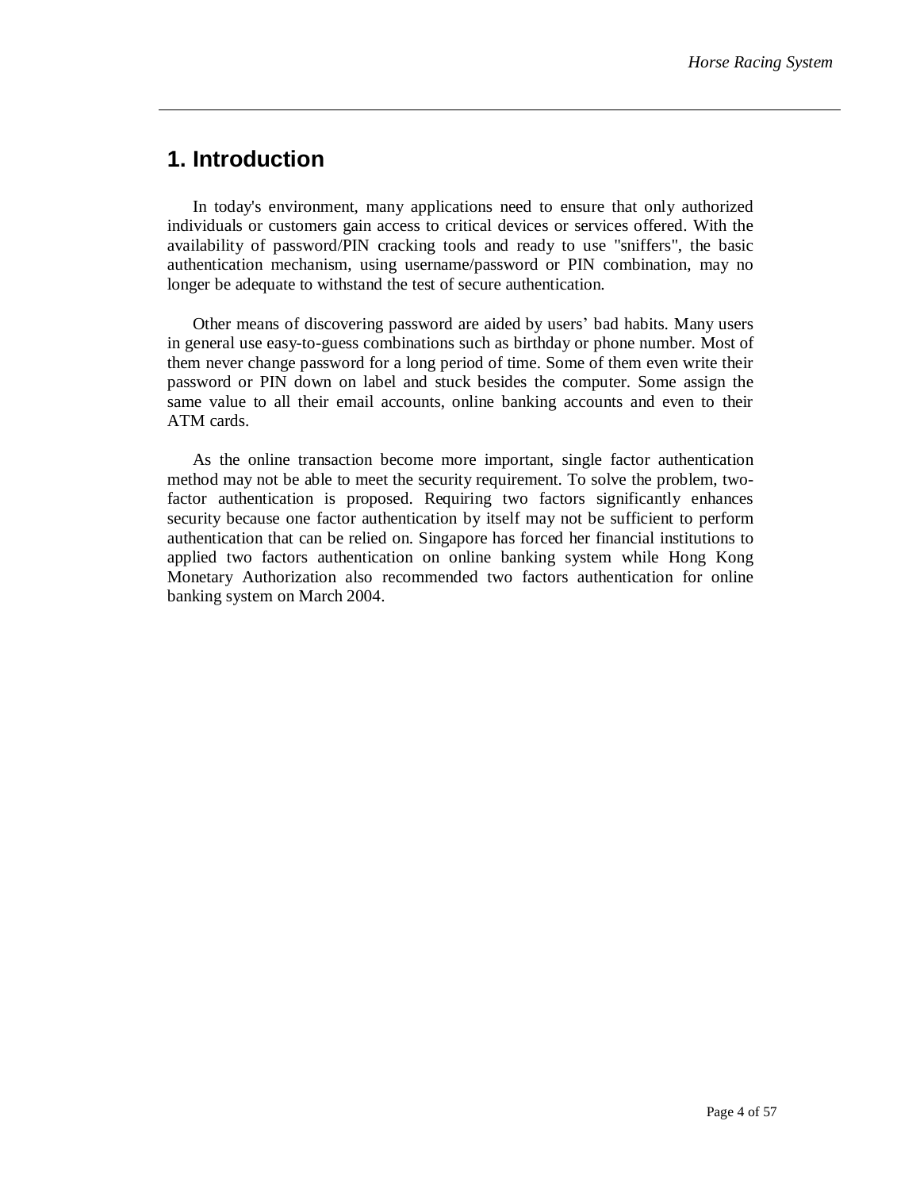# 1. Introduction

In today's environment, many applications need to ensure that only authorized individuals or customers gain access to critical devices or services offered. With the availability of password/PIN cracking tools and ready to use "sniffers", the basic authentication mechanism, using username/password or PIN combination, may no longer be adequate to withstand the test of secure authentication.

Other means of discovering password are aided by users' bad habits. Many users in general use easy-to-guess combinations such as birthday or phone number. Most of them never change password for a long period of time. Some of them even write their password or PIN down on label and stuck besides the computer. Some assign the same value to all their email accounts, online banking accounts and even to their ATM cards.

As the online transaction become more important, single factor authentication method may not be able to meet the security requirement. To solve the problem, two-factor authentication is proposed. Requiring two factors significantly enhances security because one factor authentication by itself may not be sufficient to perform authentication that can be relied on. Singapore has forced her financial institutions to applied two factors authentication on online banking system while Hong Kong Monetary Authorization also recommended two factors authentication for online banking system on March 2004.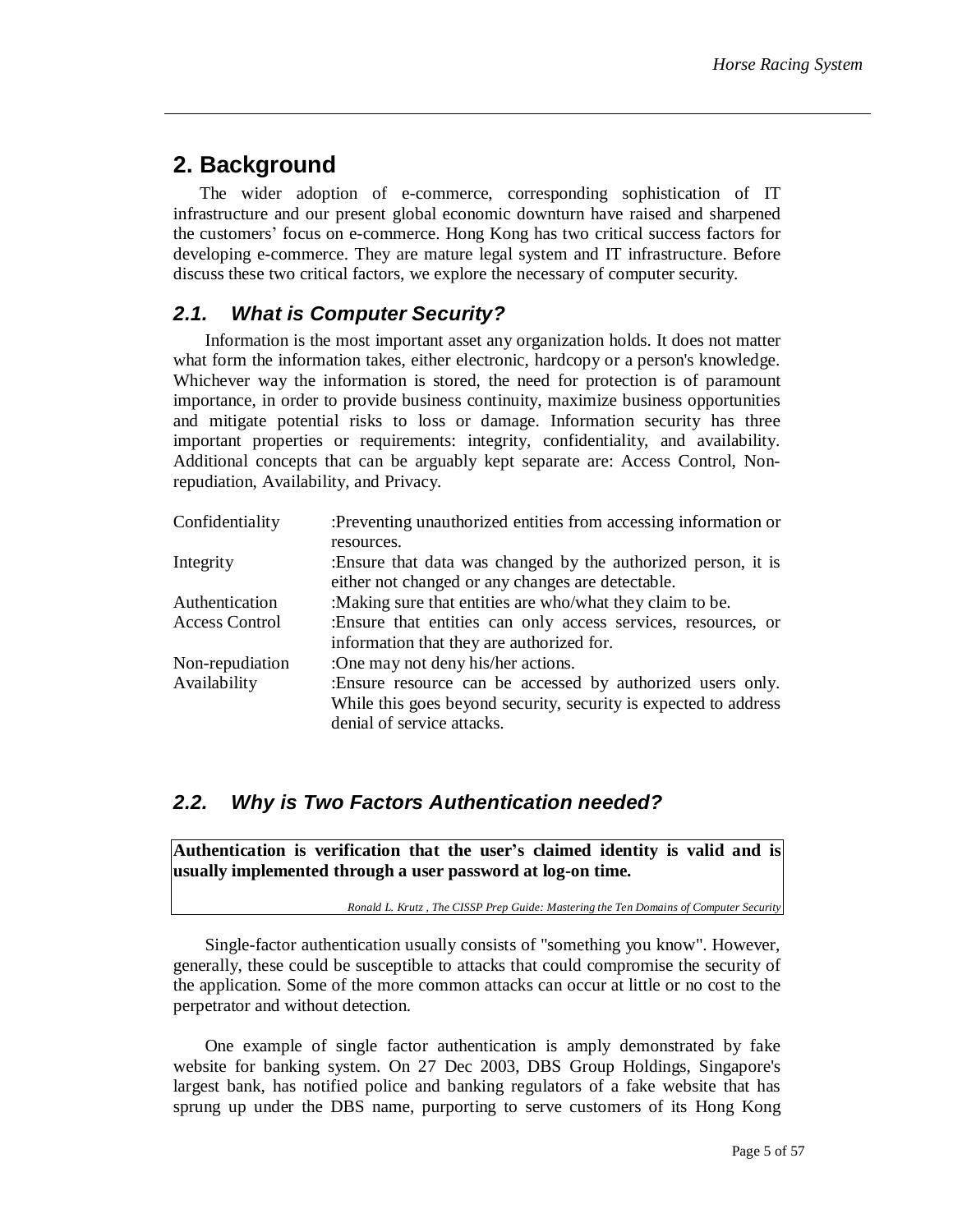## 2. Background

The wider adoption of e-commerce, corresponding sophistication of IT infrastructure and our present global economic downturn have raised and sharpened the customers' focus on e-commerce. Hong Kong has two critical success factors for developing e-commerce. They are mature legal system and IT infrastructure. Before discuss these two critical factors, we explore the necessary of computer security.

### *2.1. What is Computer Security?*

Information is the most important asset any organization holds. It does not matter what form the information takes, either electronic, hardcopy or a person's knowledge. Whichever way the information is stored, the need for protection is of paramount importance, in order to provide business continuity, maximize business opportunities and mitigate potential risks to loss or damage. Information security has three important properties or requirements: integrity, confidentiality, and availability. Additional concepts that can be arguably kept separate are: Access Control, Non-repudiation, Availability, and Privacy.

| | |
|---|---|
| Confidentiality | :Preventing unauthorized entities from accessing information or resources. |
| Integrity | :Ensure that data was changed by the authorized person, it is either not changed or any changes are detectable. |
| Authentication | :Making sure that entities are who/what they claim to be. |
| Access Control | :Ensure that entities can only access services, resources, or information that they are authorized for. |
| Non-repudiation | :One may not deny his/her actions. |
| Availability | :Ensure resource can be accessed by authorized users only. While this goes beyond security, security is expected to address denial of service attacks. |

### *2.2. Why is Two Factors Authentication needed?*

> **Authentication is verification that the user's claimed identity is valid and is usually implemented through a user password at log-on time.**
>
> *Ronald L. Krutz , The CISSP Prep Guide: Mastering the Ten Domains of Computer Security*

Single-factor authentication usually consists of "something you know". However, generally, these could be susceptible to attacks that could compromise the security of the application. Some of the more common attacks can occur at little or no cost to the perpetrator and without detection.

One example of single factor authentication is amply demonstrated by fake website for banking system. On 27 Dec 2003, DBS Group Holdings, Singapore's largest bank, has notified police and banking regulators of a fake website that has sprung up under the DBS name, purporting to serve customers of its Hong Kong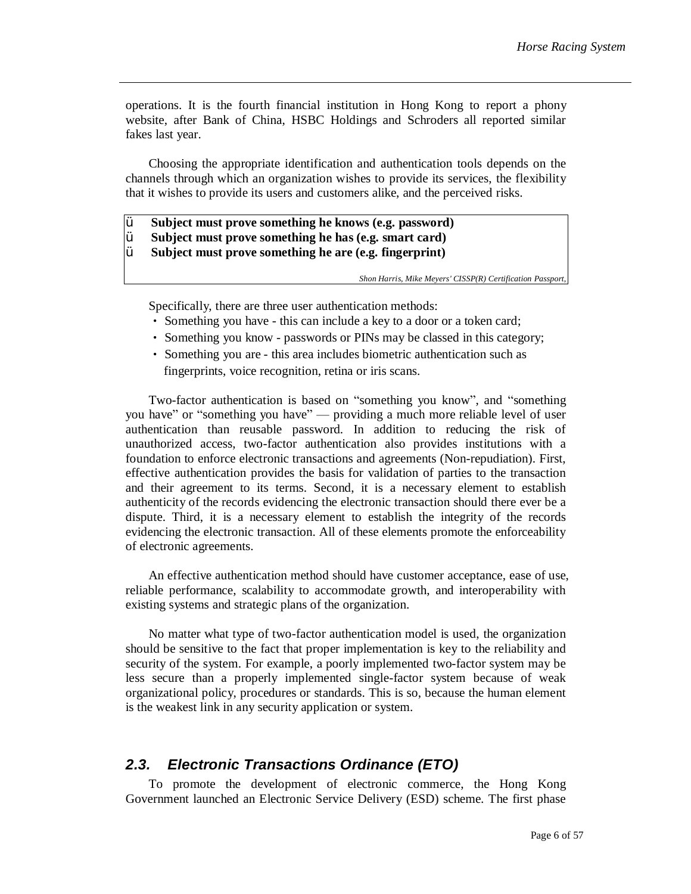operations. It is the fourth financial institution in Hong Kong to report a phony website, after Bank of China, HSBC Holdings and Schroders all reported similar fakes last year.

Choosing the appropriate identification and authentication tools depends on the channels through which an organization wishes to provide its services, the flexibility that it wishes to provide its users and customers alike, and the perceived risks.

> ü **Subject must prove something he knows (e.g. password)**
> ü **Subject must prove something he has (e.g. smart card)**
> ü **Subject must prove something he are (e.g. fingerprint)**
>
> *Shon Harris, Mike Meyers' CISSP(R) Certification Passport,*

Specifically, there are three user authentication methods:

- Something you have - this can include a key to a door or a token card;
- Something you know - passwords or PINs may be classed in this category;
- Something you are - this area includes biometric authentication such as fingerprints, voice recognition, retina or iris scans.

Two-factor authentication is based on "something you know", and "something you have" or "something you have" — providing a much more reliable level of user authentication than reusable password. In addition to reducing the risk of unauthorized access, two-factor authentication also provides institutions with a foundation to enforce electronic transactions and agreements (Non-repudiation). First, effective authentication provides the basis for validation of parties to the transaction and their agreement to its terms. Second, it is a necessary element to establish authenticity of the records evidencing the electronic transaction should there ever be a dispute. Third, it is a necessary element to establish the integrity of the records evidencing the electronic transaction. All of these elements promote the enforceability of electronic agreements.

An effective authentication method should have customer acceptance, ease of use, reliable performance, scalability to accommodate growth, and interoperability with existing systems and strategic plans of the organization.

No matter what type of two-factor authentication model is used, the organization should be sensitive to the fact that proper implementation is key to the reliability and security of the system. For example, a poorly implemented two-factor system may be less secure than a properly implemented single-factor system because of weak organizational policy, procedures or standards. This is so, because the human element is the weakest link in any security application or system.

## *2.3. Electronic Transactions Ordinance (ETO)*

To promote the development of electronic commerce, the Hong Kong Government launched an Electronic Service Delivery (ESD) scheme. The first phase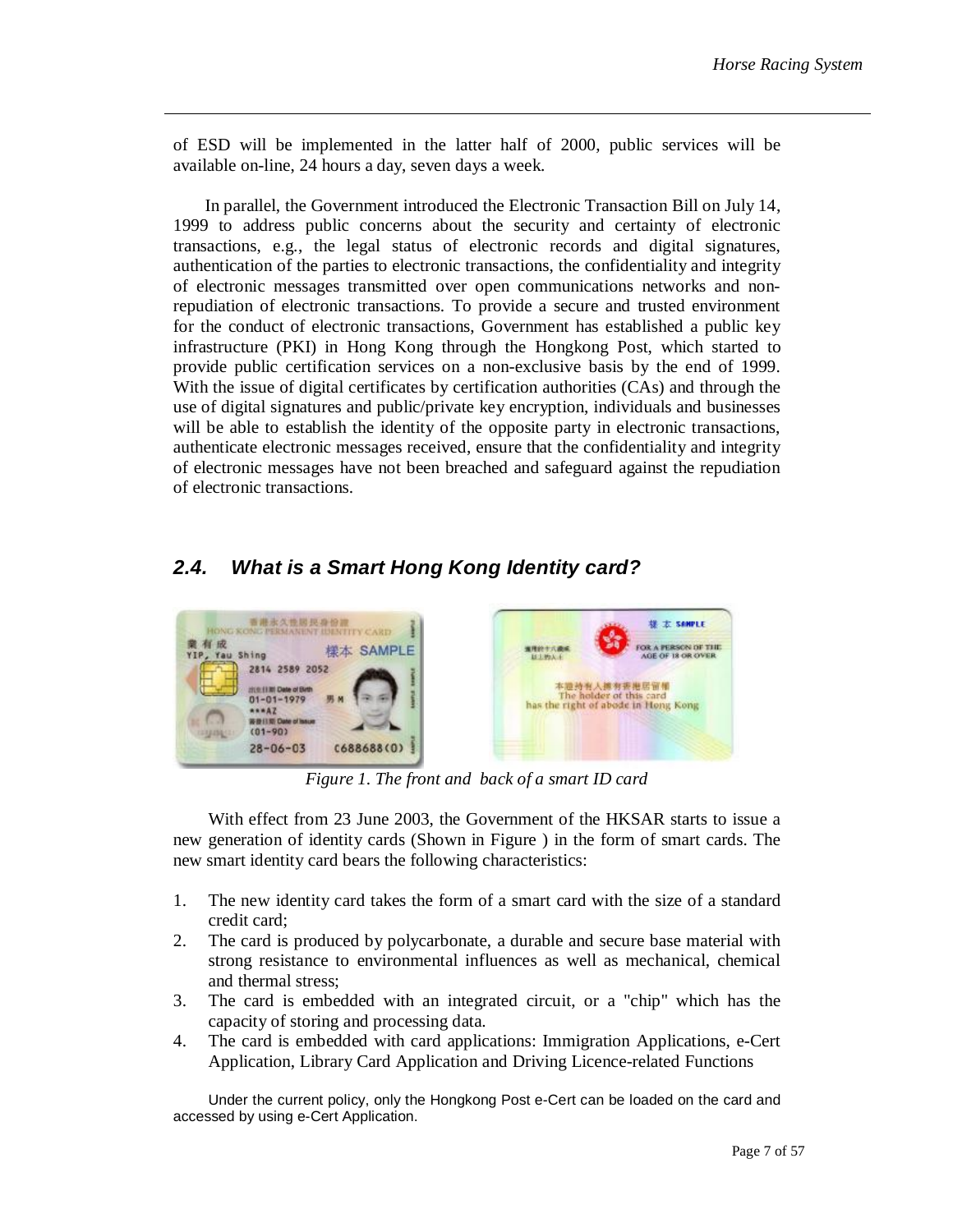of ESD will be implemented in the latter half of 2000, public services will be available on-line, 24 hours a day, seven days a week.

In parallel, the Government introduced the Electronic Transaction Bill on July 14, 1999 to address public concerns about the security and certainty of electronic transactions, e.g., the legal status of electronic records and digital signatures, authentication of the parties to electronic transactions, the confidentiality and integrity of electronic messages transmitted over open communications networks and non-repudiation of electronic transactions. To provide a secure and trusted environment for the conduct of electronic transactions, Government has established a public key infrastructure (PKI) in Hong Kong through the Hongkong Post, which started to provide public certification services on a non-exclusive basis by the end of 1999. With the issue of digital certificates by certification authorities (CAs) and through the use of digital signatures and public/private key encryption, individuals and businesses will be able to establish the identity of the opposite party in electronic transactions, authenticate electronic messages received, ensure that the confidentiality and integrity of electronic messages have not been breached and safeguard against the repudiation of electronic transactions.

## *2.4. What is a Smart Hong Kong Identity card?*

*Figure 1. The front and back of a smart ID card*

With effect from 23 June 2003, the Government of the HKSAR starts to issue a new generation of identity cards (Shown in Figure ) in the form of smart cards. The new smart identity card bears the following characteristics:

1. The new identity card takes the form of a smart card with the size of a standard credit card;
2. The card is produced by polycarbonate, a durable and secure base material with strong resistance to environmental influences as well as mechanical, chemical and thermal stress;
3. The card is embedded with an integrated circuit, or a "chip" which has the capacity of storing and processing data.
4. The card is embedded with card applications: Immigration Applications, e-Cert Application, Library Card Application and Driving Licence-related Functions

Under the current policy, only the Hongkong Post e-Cert can be loaded on the card and accessed by using e-Cert Application.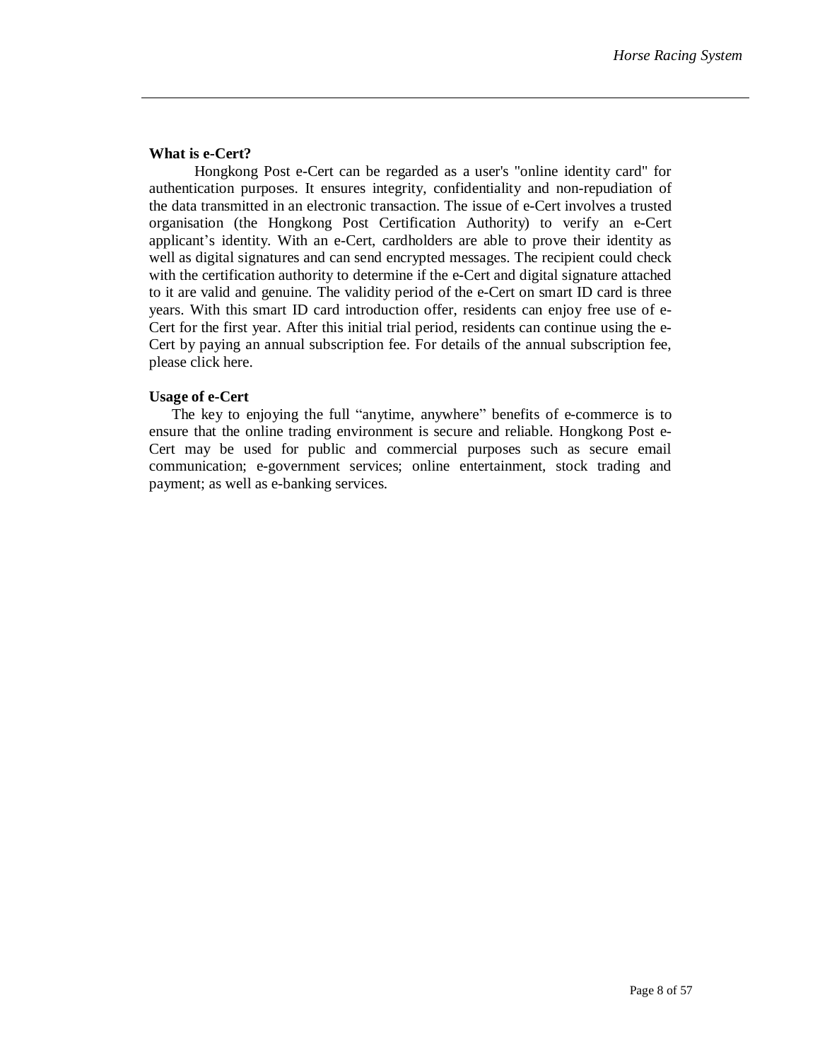**What is e-Cert?**

Hongkong Post e-Cert can be regarded as a user's "online identity card" for authentication purposes. It ensures integrity, confidentiality and non-repudiation of the data transmitted in an electronic transaction. The issue of e-Cert involves a trusted organisation (the Hongkong Post Certification Authority) to verify an e-Cert applicant's identity. With an e-Cert, cardholders are able to prove their identity as well as digital signatures and can send encrypted messages. The recipient could check with the certification authority to determine if the e-Cert and digital signature attached to it are valid and genuine. The validity period of the e-Cert on smart ID card is three years. With this smart ID card introduction offer, residents can enjoy free use of e-Cert for the first year. After this initial trial period, residents can continue using the e-Cert by paying an annual subscription fee. For details of the annual subscription fee, please click here.

**Usage of e-Cert**

The key to enjoying the full "anytime, anywhere" benefits of e-commerce is to ensure that the online trading environment is secure and reliable. Hongkong Post e-Cert may be used for public and commercial purposes such as secure email communication; e-government services; online entertainment, stock trading and payment; as well as e-banking services.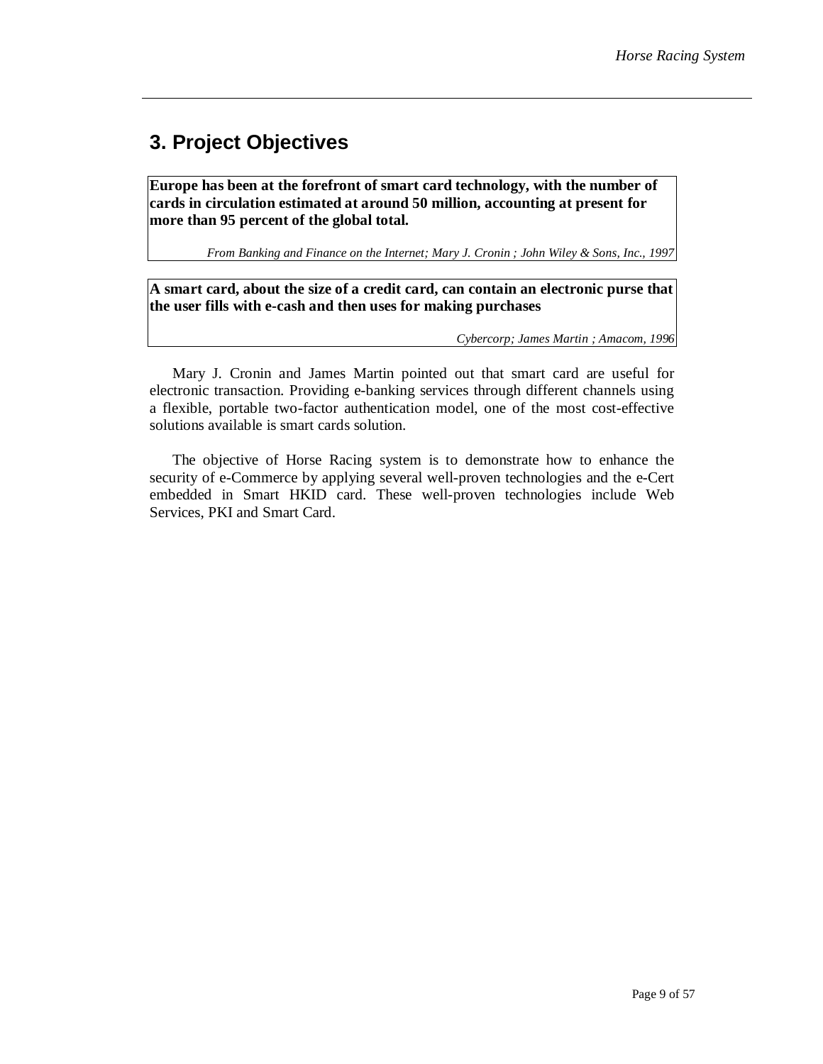## 3. Project Objectives

> **Europe has been at the forefront of smart card technology, with the number of cards in circulation estimated at around 50 million, accounting at present for more than 95 percent of the global total.**
>
> *From Banking and Finance on the Internet; Mary J. Cronin ; John Wiley & Sons, Inc., 1997*

> **A smart card, about the size of a credit card, can contain an electronic purse that the user fills with e-cash and then uses for making purchases**
>
> *Cybercorp; James Martin ; Amacom, 1996*

Mary J. Cronin and James Martin pointed out that smart card are useful for electronic transaction. Providing e-banking services through different channels using a flexible, portable two-factor authentication model, one of the most cost-effective solutions available is smart cards solution.

The objective of Horse Racing system is to demonstrate how to enhance the security of e-Commerce by applying several well-proven technologies and the e-Cert embedded in Smart HKID card. These well-proven technologies include Web Services, PKI and Smart Card.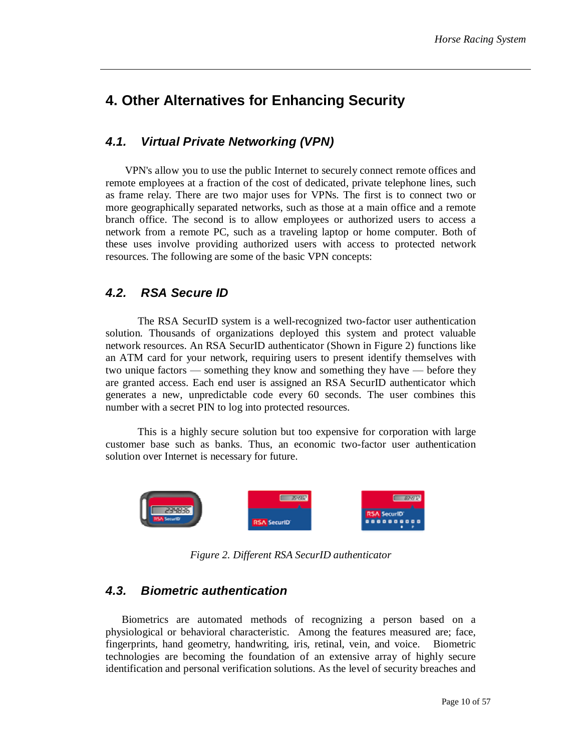# 4. Other Alternatives for Enhancing Security

## *4.1. Virtual Private Networking (VPN)*

VPN's allow you to use the public Internet to securely connect remote offices and remote employees at a fraction of the cost of dedicated, private telephone lines, such as frame relay. There are two major uses for VPNs. The first is to connect two or more geographically separated networks, such as those at a main office and a remote branch office. The second is to allow employees or authorized users to access a network from a remote PC, such as a traveling laptop or home computer. Both of these uses involve providing authorized users with access to protected network resources. The following are some of the basic VPN concepts:

## *4.2. RSA Secure ID*

The RSA SecurID system is a well-recognized two-factor user authentication solution. Thousands of organizations deployed this system and protect valuable network resources. An RSA SecurID authenticator (Shown in Figure 2) functions like an ATM card for your network, requiring users to present identify themselves with two unique factors — something they know and something they have — before they are granted access. Each end user is assigned an RSA SecurID authenticator which generates a new, unpredictable code every 60 seconds. The user combines this number with a secret PIN to log into protected resources.

This is a highly secure solution but too expensive for corporation with large customer base such as banks. Thus, an economic two-factor user authentication solution over Internet is necessary for future.

*Figure 2. Different RSA SecurID authenticator*

## *4.3. Biometric authentication*

Biometrics are automated methods of recognizing a person based on a physiological or behavioral characteristic. Among the features measured are; face, fingerprints, hand geometry, handwriting, iris, retinal, vein, and voice. Biometric technologies are becoming the foundation of an extensive array of highly secure identification and personal verification solutions. As the level of security breaches and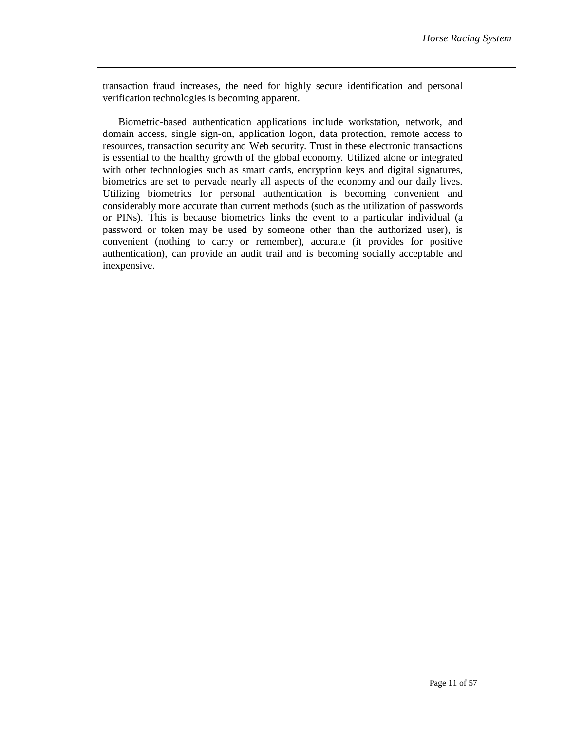transaction fraud increases, the need for highly secure identification and personal verification technologies is becoming apparent.

Biometric-based authentication applications include workstation, network, and domain access, single sign-on, application logon, data protection, remote access to resources, transaction security and Web security. Trust in these electronic transactions is essential to the healthy growth of the global economy. Utilized alone or integrated with other technologies such as smart cards, encryption keys and digital signatures, biometrics are set to pervade nearly all aspects of the economy and our daily lives. Utilizing biometrics for personal authentication is becoming convenient and considerably more accurate than current methods (such as the utilization of passwords or PINs). This is because biometrics links the event to a particular individual (a password or token may be used by someone other than the authorized user), is convenient (nothing to carry or remember), accurate (it provides for positive authentication), can provide an audit trail and is becoming socially acceptable and inexpensive.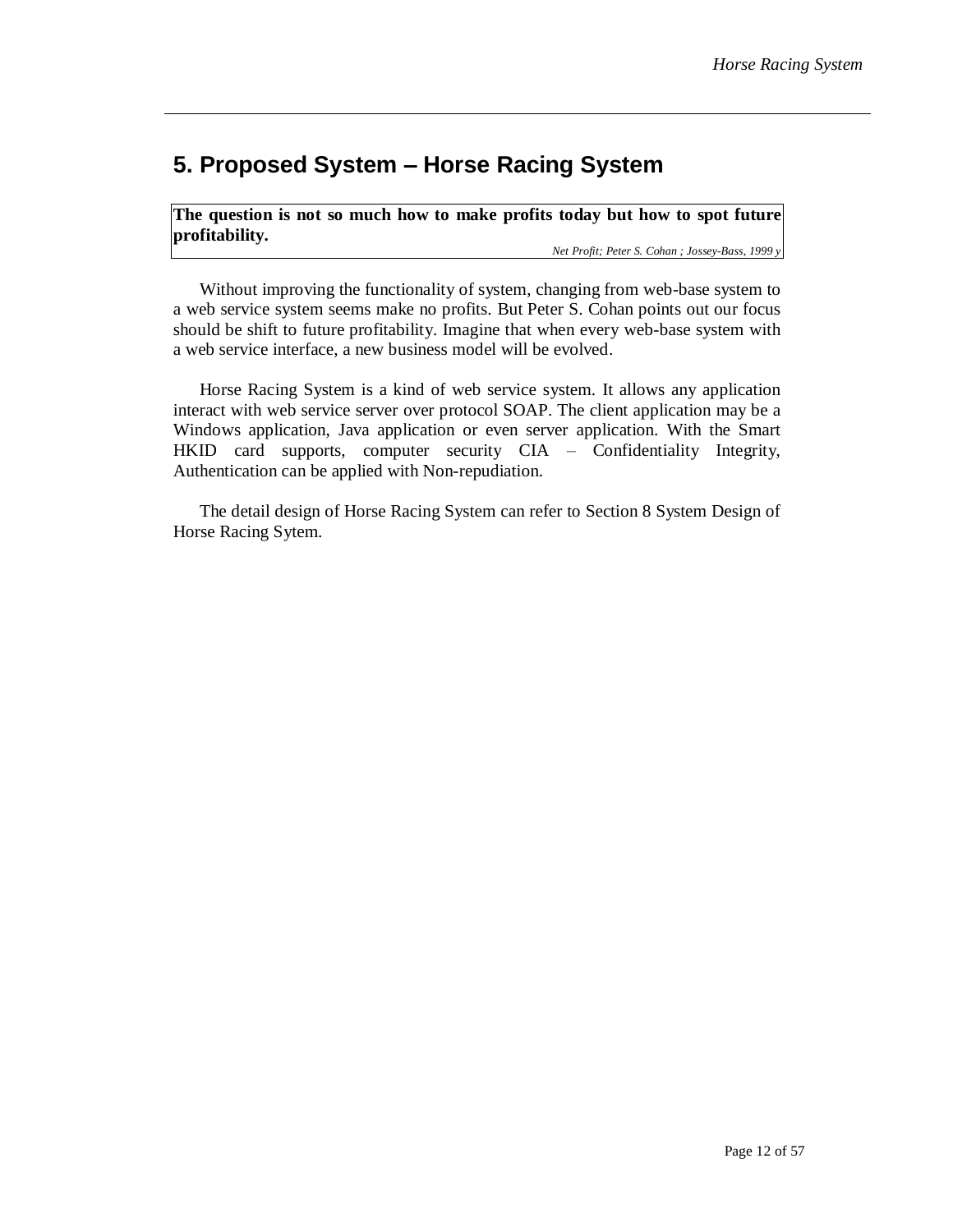# 5. Proposed System – Horse Racing System

> **The question is not so much how to make profits today but how to spot future profitability.**
>
> *Net Profit; Peter S. Cohan ; Jossey-Bass, 1999 y*

Without improving the functionality of system, changing from web-base system to a web service system seems make no profits. But Peter S. Cohan points out our focus should be shift to future profitability. Imagine that when every web-base system with a web service interface, a new business model will be evolved.

Horse Racing System is a kind of web service system. It allows any application interact with web service server over protocol SOAP. The client application may be a Windows application, Java application or even server application. With the Smart HKID card supports, computer security CIA – Confidentiality Integrity, Authentication can be applied with Non-repudiation.

The detail design of Horse Racing System can refer to Section 8 System Design of Horse Racing Sytem.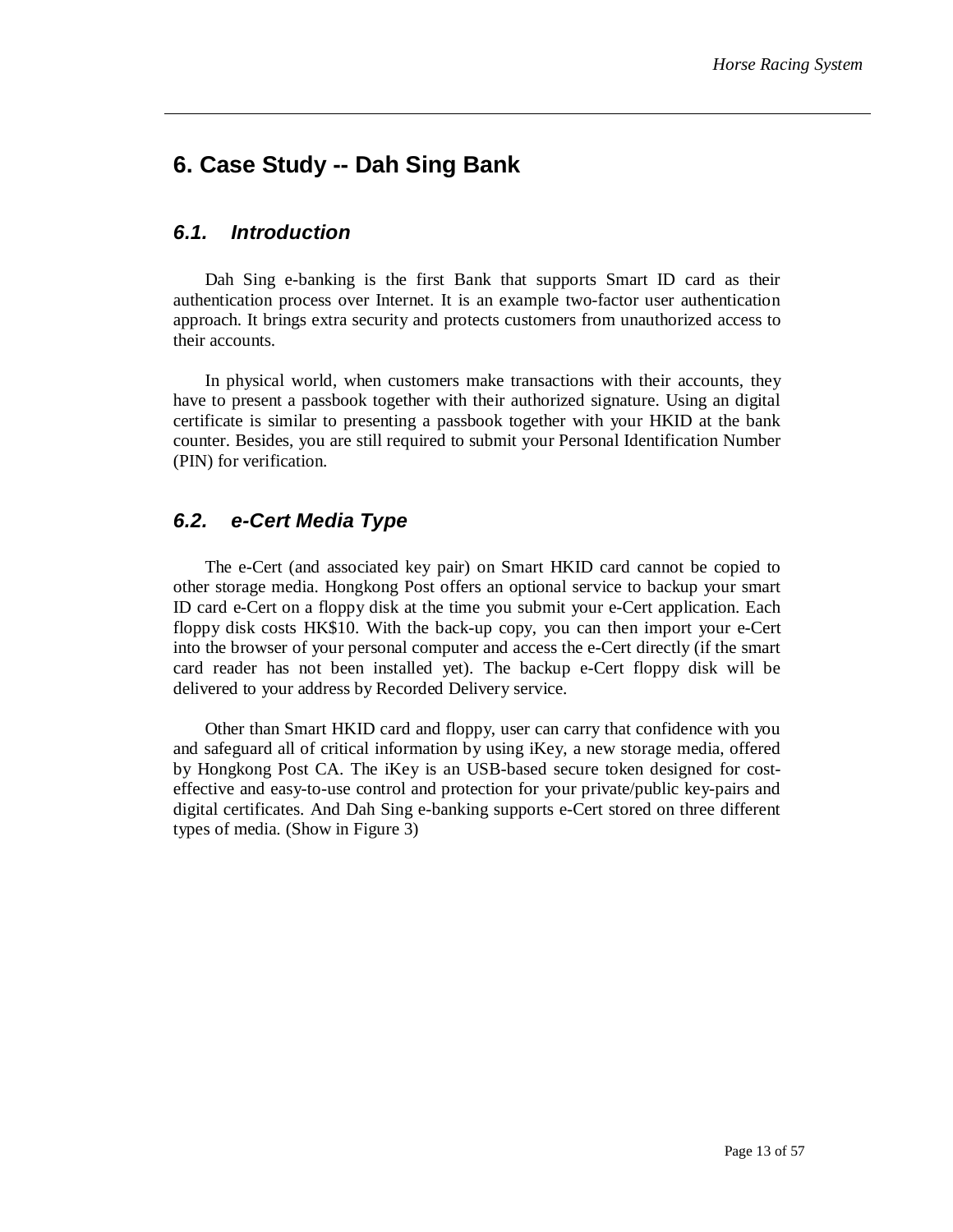## 6. Case Study -- Dah Sing Bank

### *6.1. Introduction*

Dah Sing e-banking is the first Bank that supports Smart ID card as their authentication process over Internet. It is an example two-factor user authentication approach. It brings extra security and protects customers from unauthorized access to their accounts.

In physical world, when customers make transactions with their accounts, they have to present a passbook together with their authorized signature. Using an digital certificate is similar to presenting a passbook together with your HKID at the bank counter. Besides, you are still required to submit your Personal Identification Number (PIN) for verification.

### *6.2. e-Cert Media Type*

The e-Cert (and associated key pair) on Smart HKID card cannot be copied to other storage media. Hongkong Post offers an optional service to backup your smart ID card e-Cert on a floppy disk at the time you submit your e-Cert application. Each floppy disk costs HK$10. With the back-up copy, you can then import your e-Cert into the browser of your personal computer and access the e-Cert directly (if the smart card reader has not been installed yet). The backup e-Cert floppy disk will be delivered to your address by Recorded Delivery service.

Other than Smart HKID card and floppy, user can carry that confidence with you and safeguard all of critical information by using iKey, a new storage media, offered by Hongkong Post CA. The iKey is an USB-based secure token designed for cost-effective and easy-to-use control and protection for your private/public key-pairs and digital certificates. And Dah Sing e-banking supports e-Cert stored on three different types of media. (Show in Figure 3)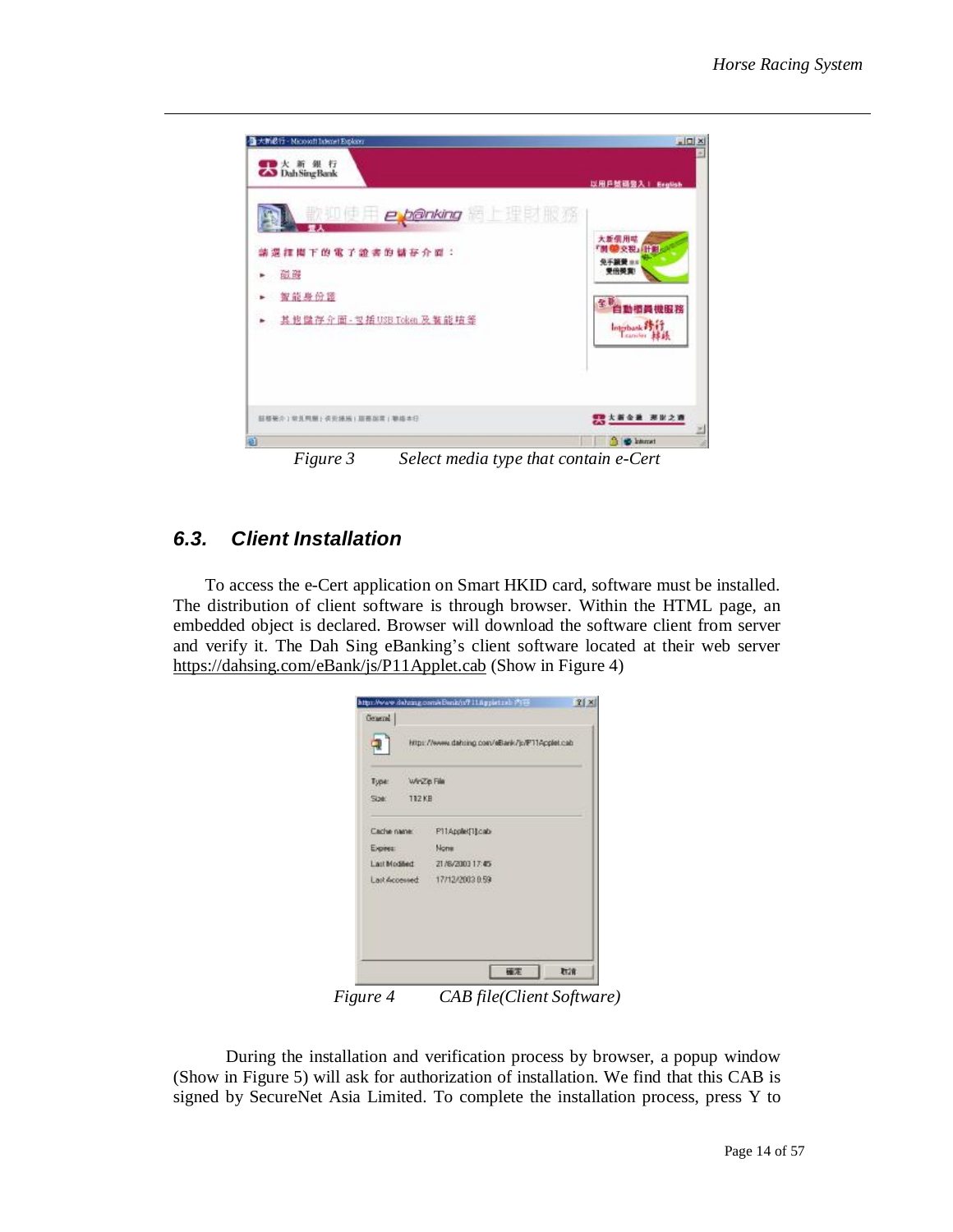Figure 3 Select media type that contain e-Cert

## 6.3. Client Installation

To access the e-Cert application on Smart HKID card, software must be installed. The distribution of client software is through browser. Within the HTML page, an embedded object is declared. Browser will download the software client from server and verify it. The Dah Sing eBanking's client software located at their web server https://dahsing.com/eBank/js/P11Applet.cab (Show in Figure 4)

Figure 4 CAB file(Client Software)

During the installation and verification process by browser, a popup window (Show in Figure 5) will ask for authorization of installation. We find that this CAB is signed by SecureNet Asia Limited. To complete the installation process, press Y to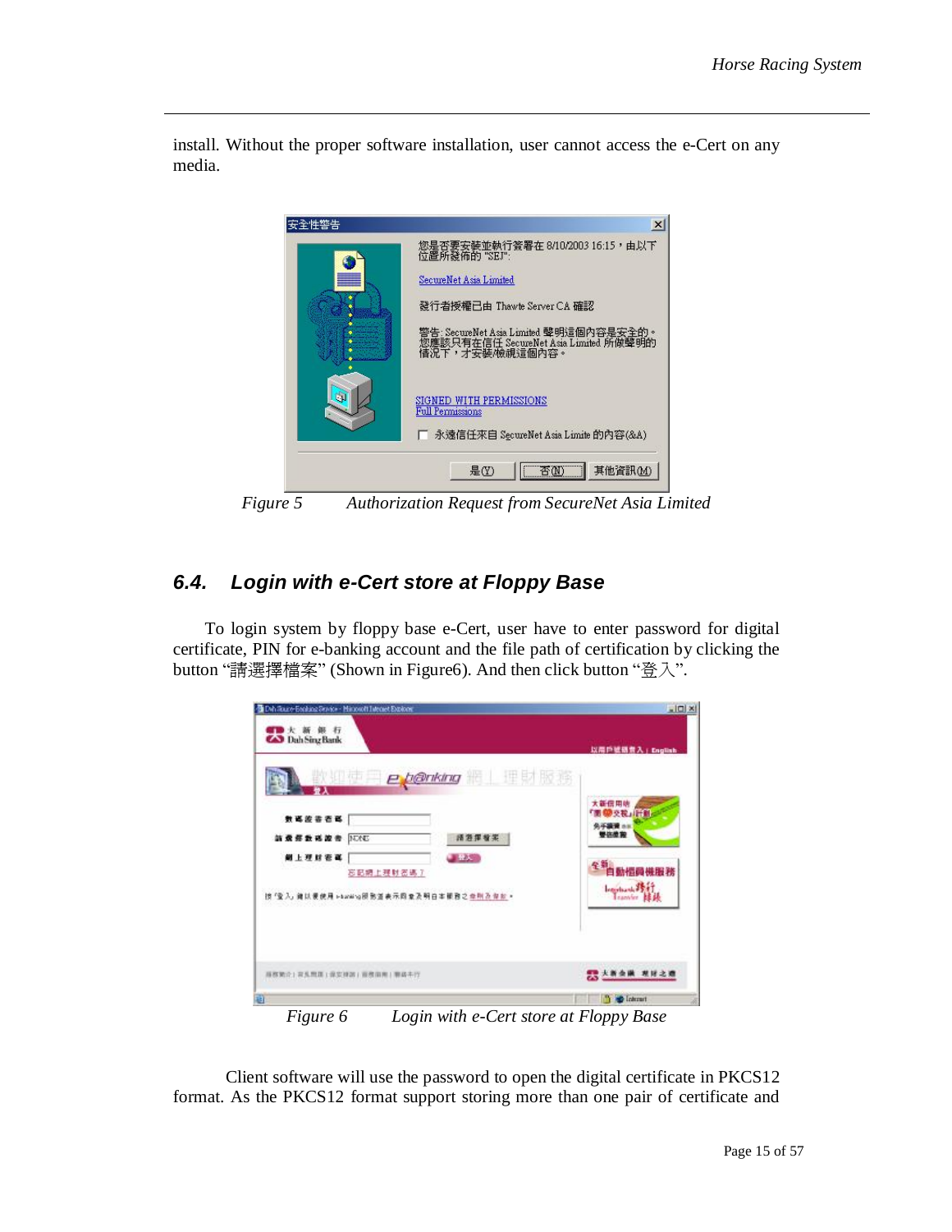install. Without the proper software installation, user cannot access the e-Cert on any media.

*Figure 5 Authorization Request from SecureNet Asia Limited*

## 6.4. Login with e-Cert store at Floppy Base

To login system by floppy base e-Cert, user have to enter password for digital certificate, PIN for e-banking account and the file path of certification by clicking the button "請選擇檔案" (Shown in Figure6). And then click button "登入".

*Figure 6 Login with e-Cert store at Floppy Base*

Client software will use the password to open the digital certificate in PKCS12 format. As the PKCS12 format support storing more than one pair of certificate and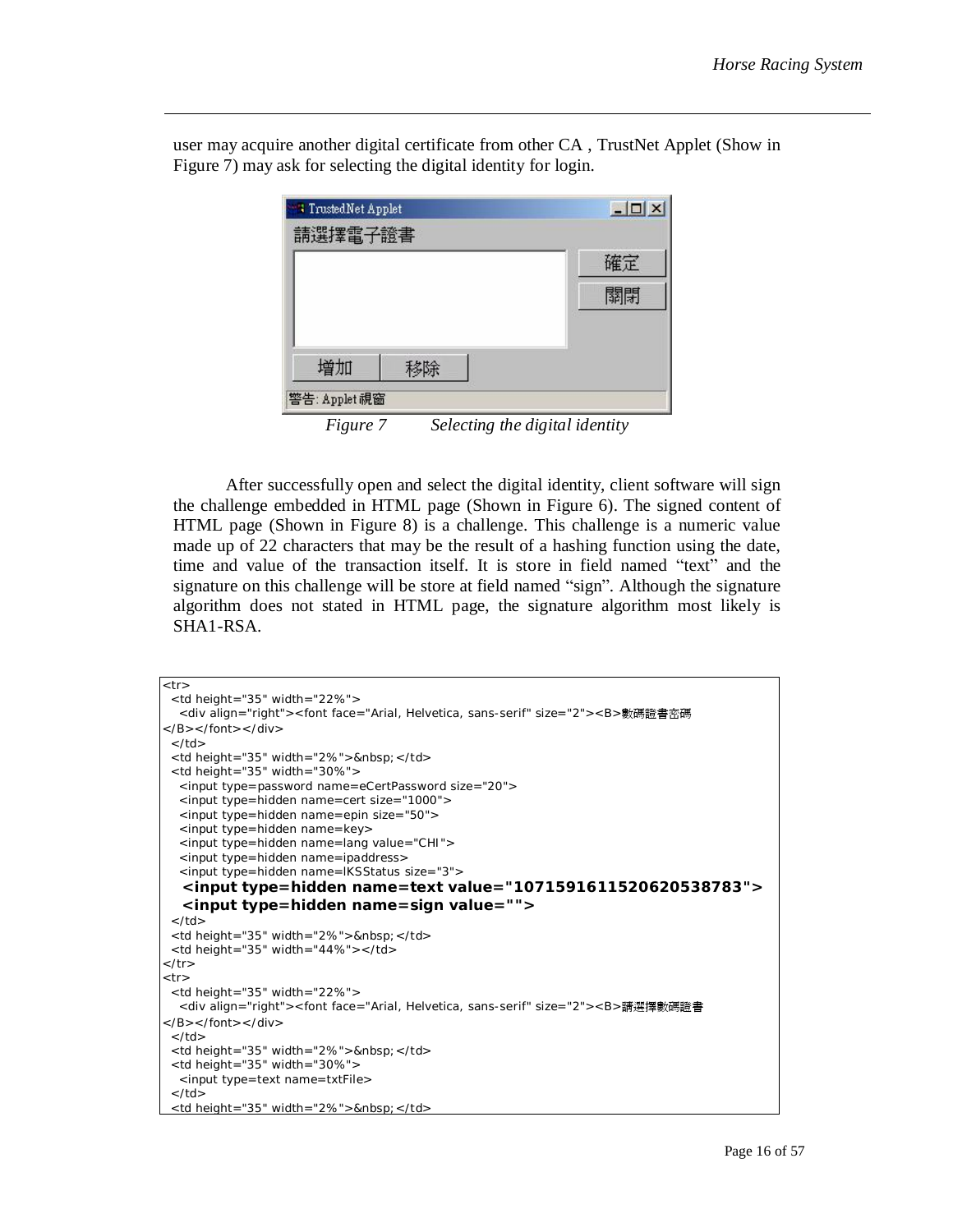user may acquire another digital certificate from other CA , TrustNet Applet (Show in Figure 7) may ask for selecting the digital identity for login.

*Figure 7 Selecting the digital identity*

After successfully open and select the digital identity, client software will sign the challenge embedded in HTML page (Shown in Figure 6). The signed content of HTML page (Shown in Figure 8) is a challenge. This challenge is a numeric value made up of 22 characters that may be the result of a hashing function using the date, time and value of the transaction itself. It is store in field named "text" and the signature on this challenge will be store at field named "sign". Although the signature algorithm does not stated in HTML page, the signature algorithm most likely is SHA1-RSA.

```
<tr>
  <td height="35" width="22%">
    <div align="right"><font face="Arial, Helvetica, sans-serif" size="2"><B>數碼證書密碼
</B></font></div>
  </td>
  <td height="35" width="2%">&nbsp;</td>
  <td height="35" width="30%">
    <input type=password name=eCertPassword size="20">
    <input type=hidden name=cert size="1000">
    <input type=hidden name=epin size="50">
    <input type=hidden name=key>
    <input type=hidden name=lang value="CHI">
    <input type=hidden name=ipaddress>
    <input type=hidden name=IKSStatus size="3">
    <input type=hidden name=text value="1071591611520620538783">
    <input type=hidden name=sign value="">
  </td>
  <td height="35" width="2%">&nbsp;</td>
  <td height="35" width="44%"></td>
</tr>
<tr>
  <td height="35" width="22%">
    <div align="right"><font face="Arial, Helvetica, sans-serif" size="2"><B>請選擇數碼證書
</B></font></div>
  </td>
  <td height="35" width="2%">&nbsp;</td>
  <td height="35" width="30%">
    <input type=text name=txtFile>
  </td>
  <td height="35" width="2%">&nbsp;</td>
```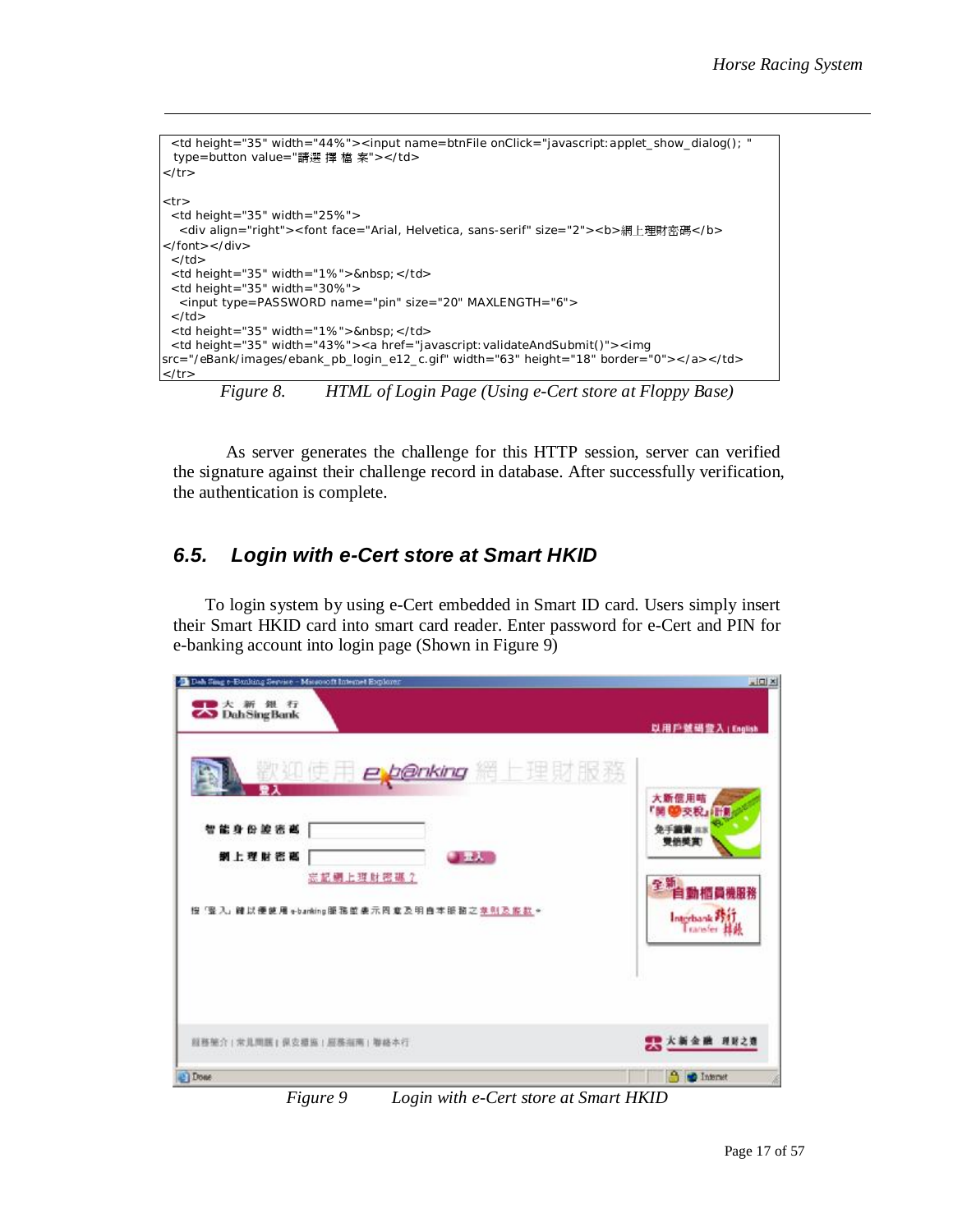```
<td height="35" width="44%"><input name=btnFile onClick="javascript:applet_show_dialog(); "
 type=button value="請選 擇 檔 案"></td>
</tr>

<tr>
 <td height="35" width="25%">
  <div align="right"><font face="Arial, Helvetica, sans-serif" size="2"><b>網上理財密碼</b>
</font></div>
 </td>
 <td height="35" width="1%">&nbsp;</td>
 <td height="35" width="30%">
  <input type=PASSWORD name="pin" size="20" MAXLENGTH="6">
 </td>
 <td height="35" width="1%">&nbsp;</td>
 <td height="35" width="43%"><a href="javascript:validateAndSubmit()"><img
src="/eBank/images/ebank_pb_login_e12_c.gif" width="63" height="18" border="0"></a></td>
</tr>
```

*Figure 8. HTML of Login Page (Using e-Cert store at Floppy Base)*

As server generates the challenge for this HTTP session, server can verified the signature against their challenge record in database. After successfully verification, the authentication is complete.

## 6.5. Login with e-Cert store at Smart HKID

To login system by using e-Cert embedded in Smart ID card. Users simply insert their Smart HKID card into smart card reader. Enter password for e-Cert and PIN for e-banking account into login page (Shown in Figure 9)

*Figure 9 Login with e-Cert store at Smart HKID*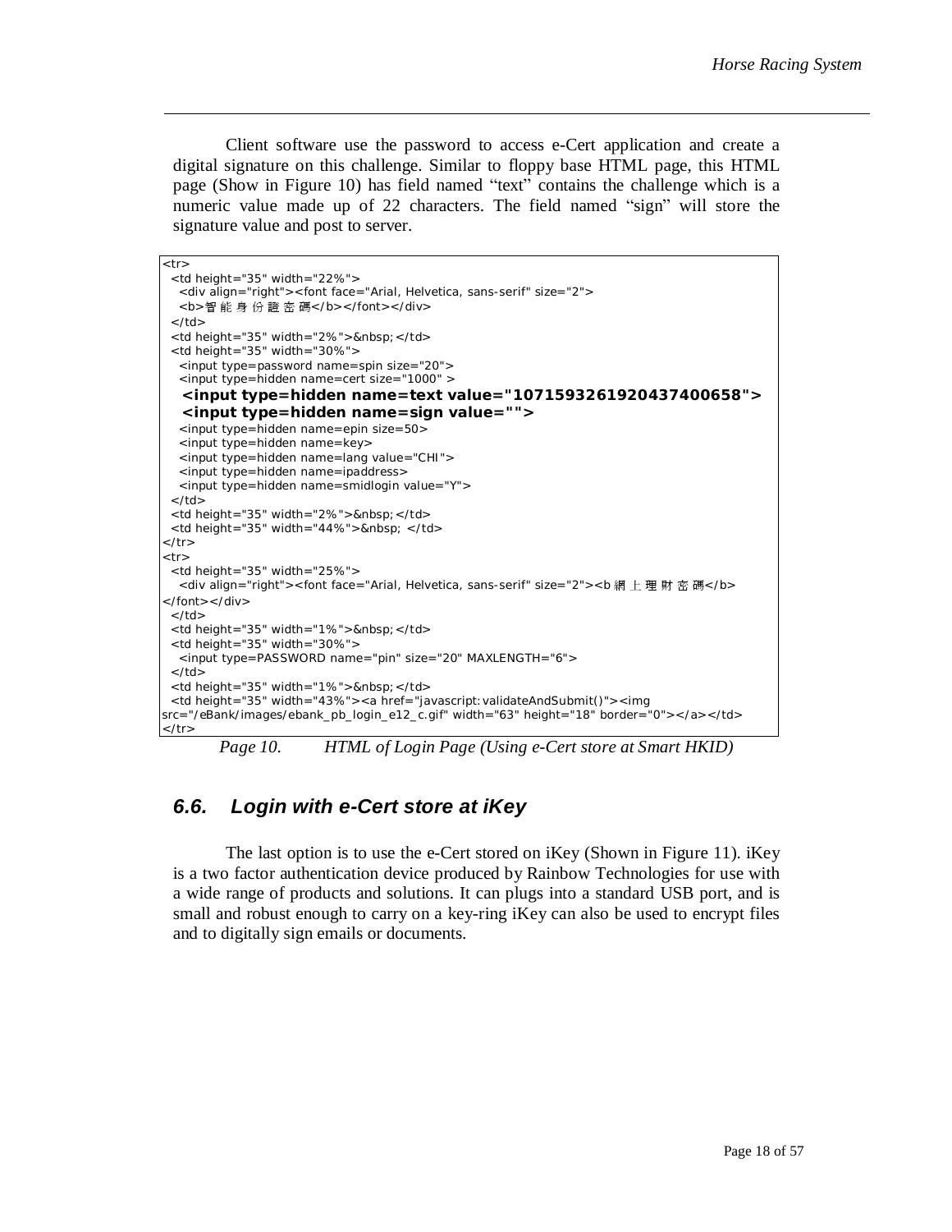Client software use the password to access e-Cert application and create a digital signature on this challenge. Similar to floppy base HTML page, this HTML page (Show in Figure 10) has field named "text" contains the challenge which is a numeric value made up of 22 characters. The field named "sign" will store the signature value and post to server.

```
<tr>
  <td height="35" width="22%">
    <div align="right"><font face="Arial, Helvetica, sans-serif" size="2">
    <b>智能身份證密碼</b></font></div>
  </td>
  <td height="35" width="2%">&nbsp;</td>
  <td height="35" width="30%">
    <input type=password name=spin size="20">
    <input type=hidden name=cert size="1000" >
    <input type=hidden name=text value="1071593261920437400658">
    <input type=hidden name=sign value="">
    <input type=hidden name=epin size=50>
    <input type=hidden name=key>
    <input type=hidden name=lang value="CHI">
    <input type=hidden name=ipaddress>
    <input type=hidden name=smidlogin value="Y">
  </td>
  <td height="35" width="2%">&nbsp;</td>
  <td height="35" width="44%">&nbsp; </td>
</tr>
<tr>
  <td height="35" width="25%">
    <div align="right"><font face="Arial, Helvetica, sans-serif" size="2"><b>網上理財密碼</b>
</font></div>
  </td>
  <td height="35" width="1%">&nbsp;</td>
  <td height="35" width="30%">
    <input type=PASSWORD name="pin" size="20" MAXLENGTH="6">
  </td>
  <td height="35" width="1%">&nbsp;</td>
  <td height="35" width="43%"><a href="javascript:validateAndSubmit()"><img
src="/eBank/images/ebank_pb_login_e12_c.gif" width="63" height="18" border="0"></a></td>
</tr>
```

*Page 10. HTML of Login Page (Using e-Cert store at Smart HKID)*

## 6.6. Login with e-Cert store at iKey

The last option is to use the e-Cert stored on iKey (Shown in Figure 11). iKey is a two factor authentication device produced by Rainbow Technologies for use with a wide range of products and solutions. It can plugs into a standard USB port, and is small and robust enough to carry on a key-ring iKey can also be used to encrypt files and to digitally sign emails or documents.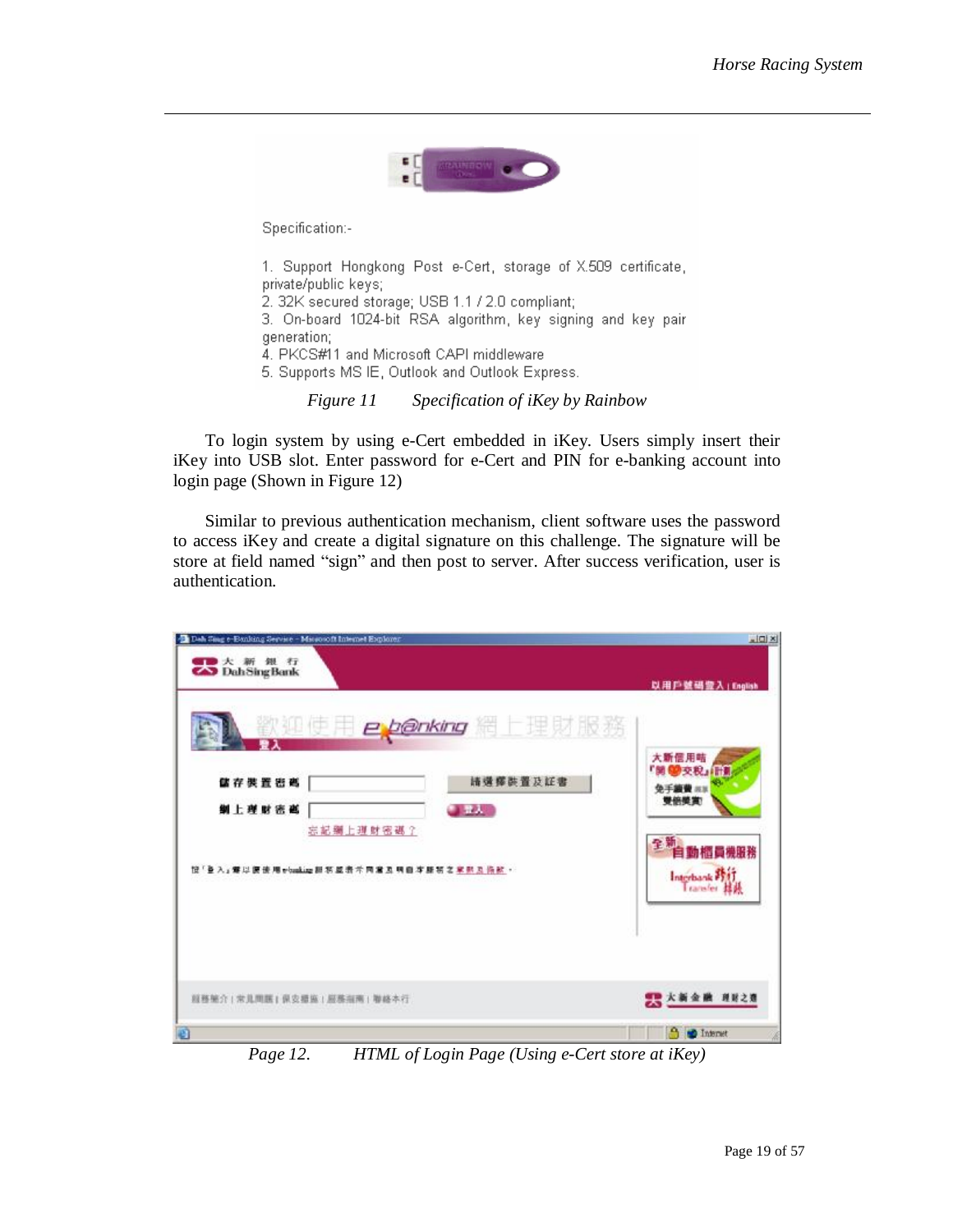Specification:-

1. Support Hongkong Post e-Cert, storage of X.509 certificate, private/public keys;
2. 32K secured storage; USB 1.1 / 2.0 compliant;
3. On-board 1024-bit RSA algorithm, key signing and key pair generation;
4. PKCS#11 and Microsoft CAPI middleware
5. Supports MS IE, Outlook and Outlook Express.

*Figure 11 Specification of iKey by Rainbow*

To login system by using e-Cert embedded in iKey. Users simply insert their iKey into USB slot. Enter password for e-Cert and PIN for e-banking account into login page (Shown in Figure 12)

Similar to previous authentication mechanism, client software uses the password to access iKey and create a digital signature on this challenge. The signature will be store at field named "sign" and then post to server. After success verification, user is authentication.

*Page 12. HTML of Login Page (Using e-Cert store at iKey)*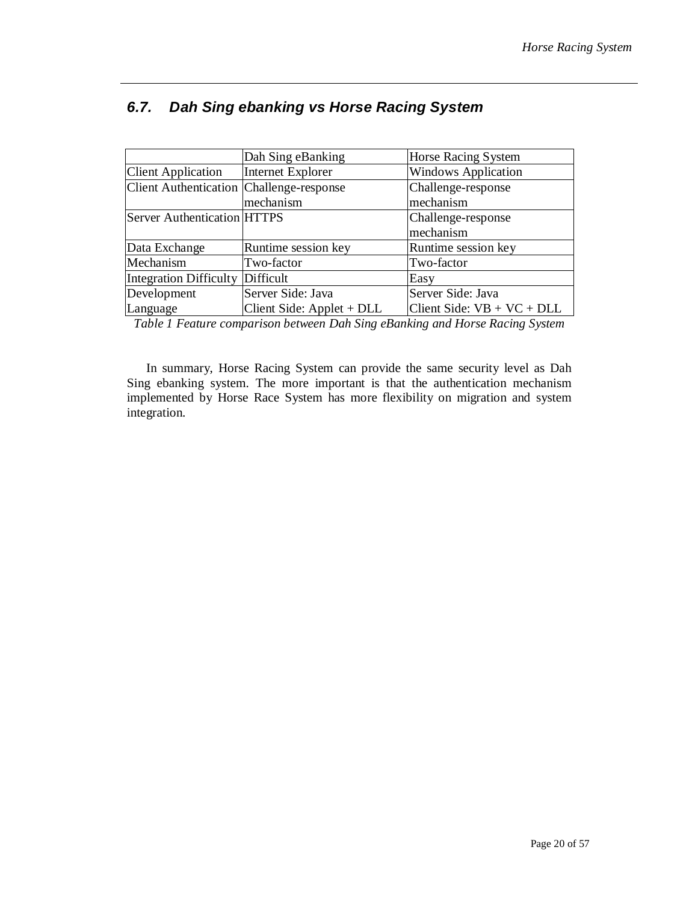## 6.7. Dah Sing ebanking vs Horse Racing System

| | Dah Sing eBanking | Horse Racing System |
|---|---|---|
| Client Application | Internet Explorer | Windows Application |
| Client Authentication | Challenge-response mechanism | Challenge-response mechanism |
| Server Authentication | HTTPS | Challenge-response mechanism |
| Data Exchange | Runtime session key | Runtime session key |
| Mechanism | Two-factor | Two-factor |
| Integration Difficulty | Difficult | Easy |
| Development Language | Server Side: Java<br>Client Side: Applet + DLL | Server Side: Java<br>Client Side: VB + VC + DLL |

*Table 1 Feature comparison between Dah Sing eBanking and Horse Racing System*

In summary, Horse Racing System can provide the same security level as Dah Sing ebanking system. The more important is that the authentication mechanism implemented by Horse Race System has more flexibility on migration and system integration.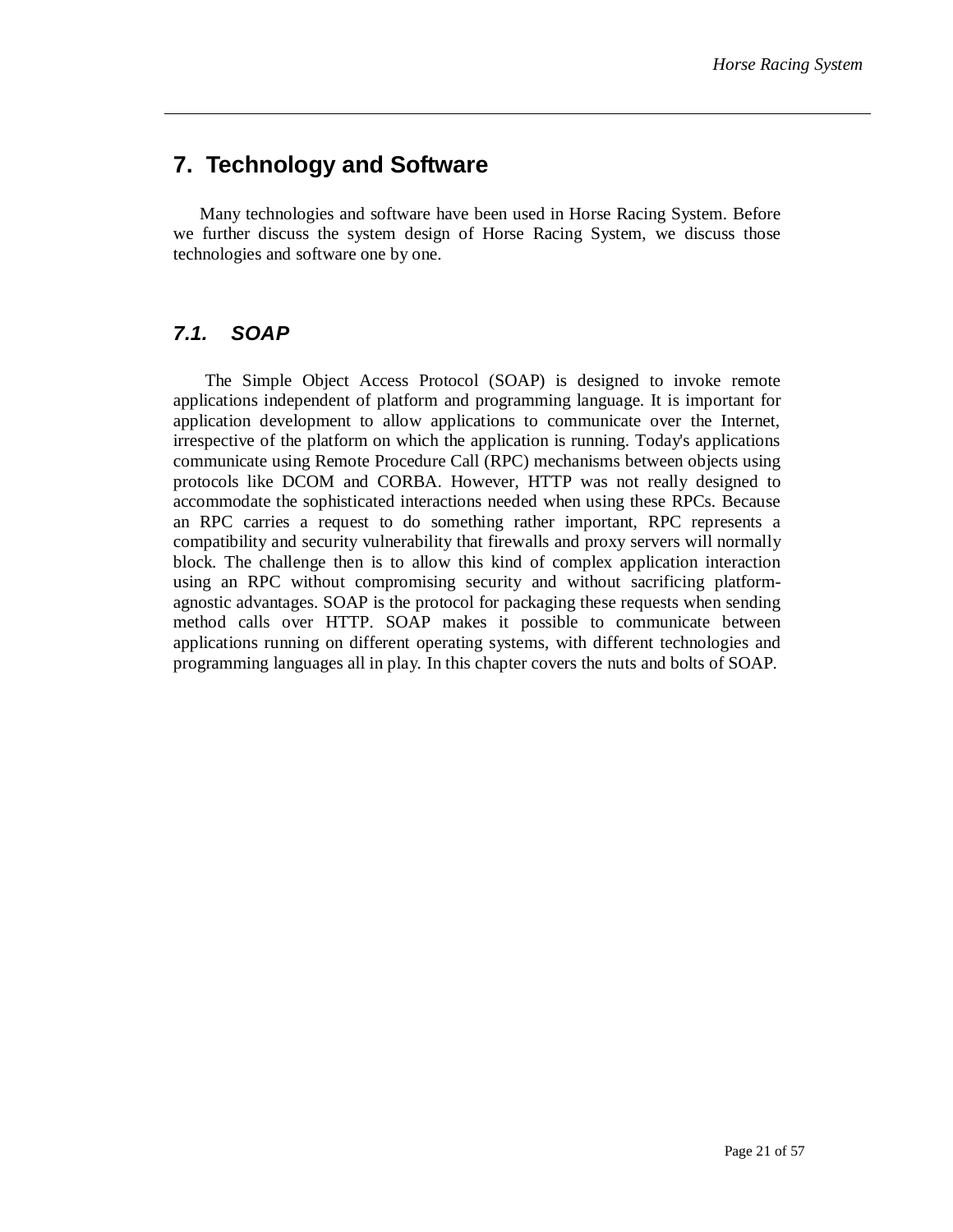# 7. Technology and Software

Many technologies and software have been used in Horse Racing System. Before we further discuss the system design of Horse Racing System, we discuss those technologies and software one by one.

## *7.1. SOAP*

The Simple Object Access Protocol (SOAP) is designed to invoke remote applications independent of platform and programming language. It is important for application development to allow applications to communicate over the Internet, irrespective of the platform on which the application is running. Today's applications communicate using Remote Procedure Call (RPC) mechanisms between objects using protocols like DCOM and CORBA. However, HTTP was not really designed to accommodate the sophisticated interactions needed when using these RPCs. Because an RPC carries a request to do something rather important, RPC represents a compatibility and security vulnerability that firewalls and proxy servers will normally block. The challenge then is to allow this kind of complex application interaction using an RPC without compromising security and without sacrificing platform-agnostic advantages. SOAP is the protocol for packaging these requests when sending method calls over HTTP. SOAP makes it possible to communicate between applications running on different operating systems, with different technologies and programming languages all in play. In this chapter covers the nuts and bolts of SOAP.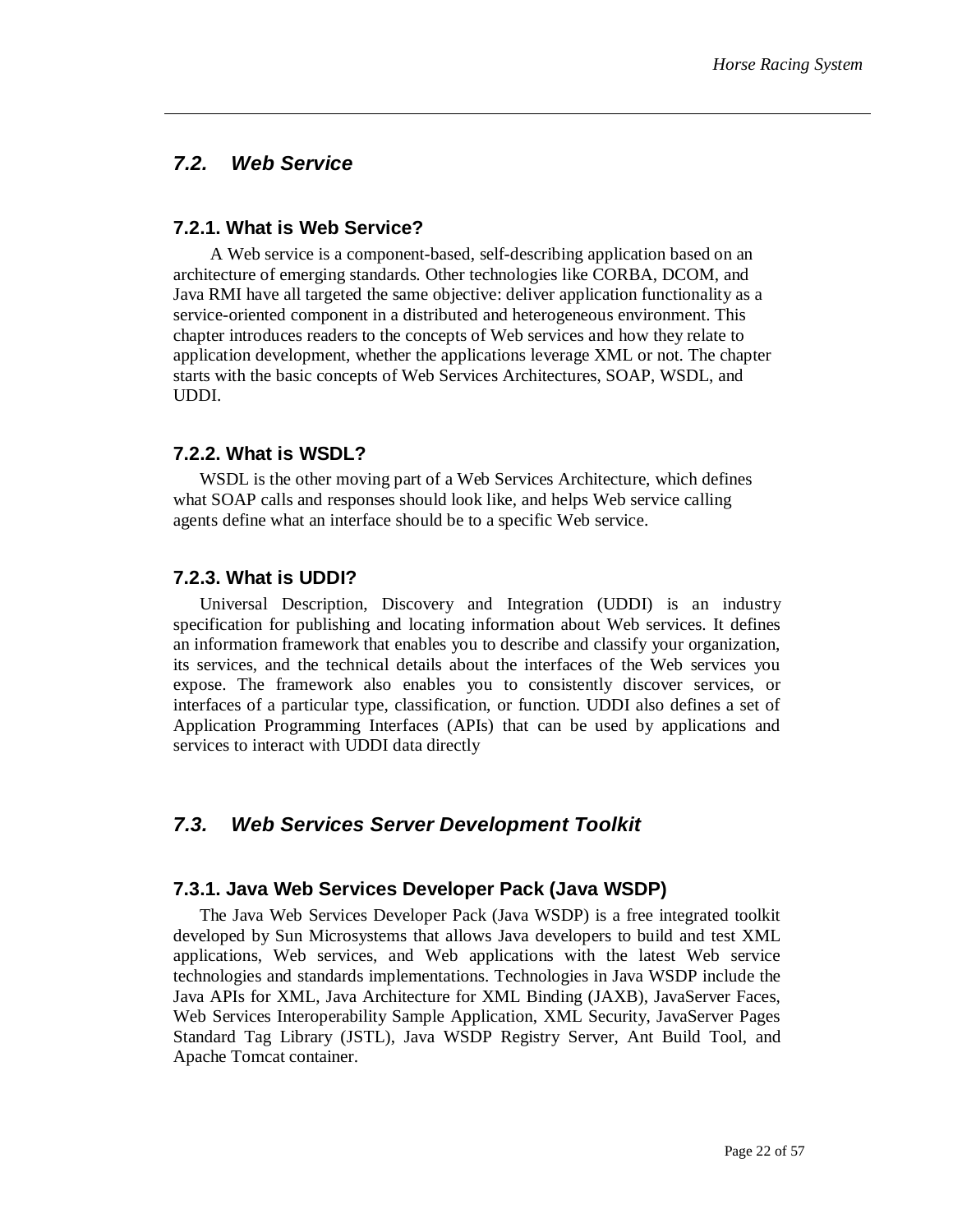## *7.2. Web Service*

### 7.2.1. What is Web Service?

A Web service is a component-based, self-describing application based on an architecture of emerging standards. Other technologies like CORBA, DCOM, and Java RMI have all targeted the same objective: deliver application functionality as a service-oriented component in a distributed and heterogeneous environment. This chapter introduces readers to the concepts of Web services and how they relate to application development, whether the applications leverage XML or not. The chapter starts with the basic concepts of Web Services Architectures, SOAP, WSDL, and UDDI.

### 7.2.2. What is WSDL?

WSDL is the other moving part of a Web Services Architecture, which defines what SOAP calls and responses should look like, and helps Web service calling agents define what an interface should be to a specific Web service.

### 7.2.3. What is UDDI?

Universal Description, Discovery and Integration (UDDI) is an industry specification for publishing and locating information about Web services. It defines an information framework that enables you to describe and classify your organization, its services, and the technical details about the interfaces of the Web services you expose. The framework also enables you to consistently discover services, or interfaces of a particular type, classification, or function. UDDI also defines a set of Application Programming Interfaces (APIs) that can be used by applications and services to interact with UDDI data directly

## *7.3. Web Services Server Development Toolkit*

### 7.3.1. Java Web Services Developer Pack (Java WSDP)

The Java Web Services Developer Pack (Java WSDP) is a free integrated toolkit developed by Sun Microsystems that allows Java developers to build and test XML applications, Web services, and Web applications with the latest Web service technologies and standards implementations. Technologies in Java WSDP include the Java APIs for XML, Java Architecture for XML Binding (JAXB), JavaServer Faces, Web Services Interoperability Sample Application, XML Security, JavaServer Pages Standard Tag Library (JSTL), Java WSDP Registry Server, Ant Build Tool, and Apache Tomcat container.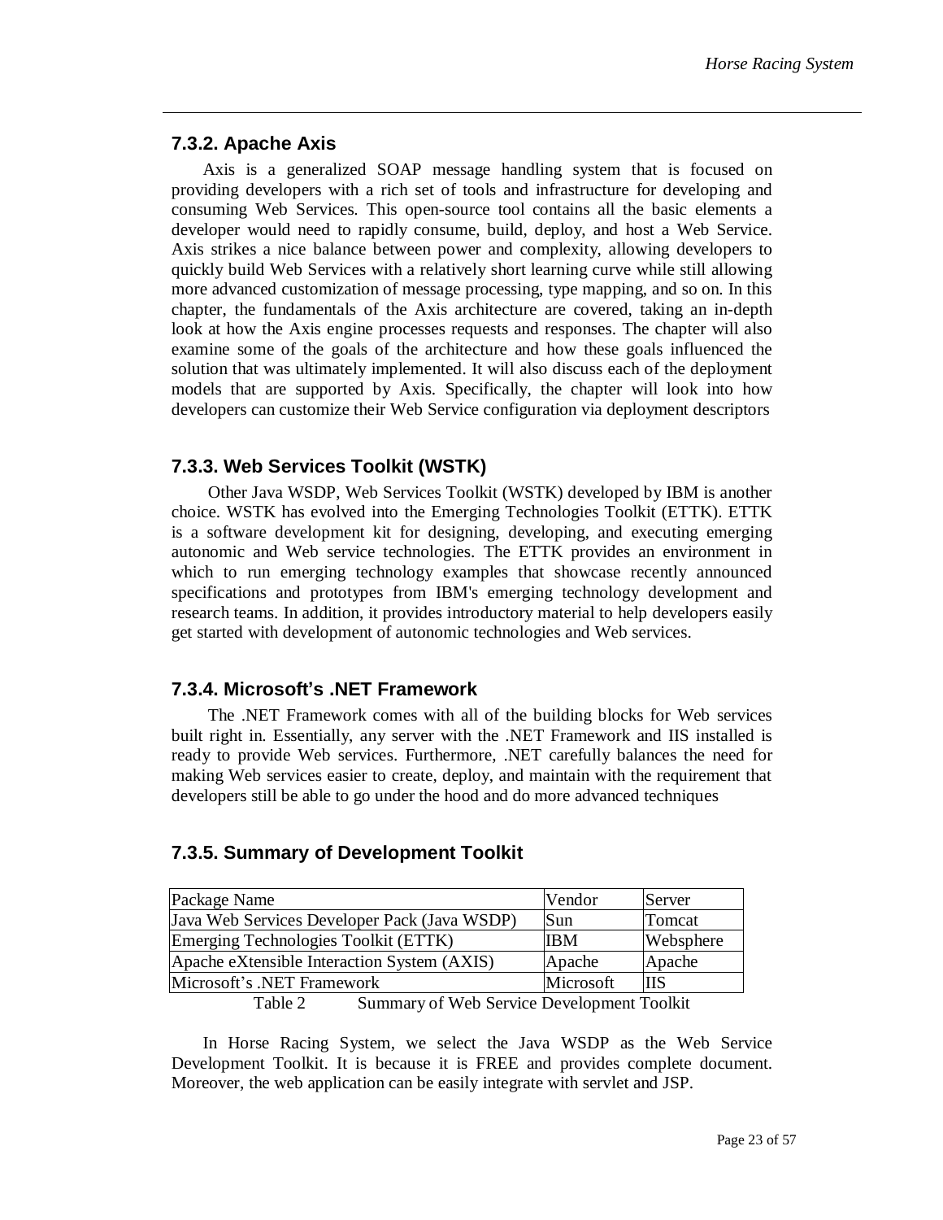### 7.3.2. Apache Axis

Axis is a generalized SOAP message handling system that is focused on providing developers with a rich set of tools and infrastructure for developing and consuming Web Services. This open-source tool contains all the basic elements a developer would need to rapidly consume, build, deploy, and host a Web Service. Axis strikes a nice balance between power and complexity, allowing developers to quickly build Web Services with a relatively short learning curve while still allowing more advanced customization of message processing, type mapping, and so on. In this chapter, the fundamentals of the Axis architecture are covered, taking an in-depth look at how the Axis engine processes requests and responses. The chapter will also examine some of the goals of the architecture and how these goals influenced the solution that was ultimately implemented. It will also discuss each of the deployment models that are supported by Axis. Specifically, the chapter will look into how developers can customize their Web Service configuration via deployment descriptors

### 7.3.3. Web Services Toolkit (WSTK)

Other Java WSDP, Web Services Toolkit (WSTK) developed by IBM is another choice. WSTK has evolved into the Emerging Technologies Toolkit (ETTK). ETTK is a software development kit for designing, developing, and executing emerging autonomic and Web service technologies. The ETTK provides an environment in which to run emerging technology examples that showcase recently announced specifications and prototypes from IBM's emerging technology development and research teams. In addition, it provides introductory material to help developers easily get started with development of autonomic technologies and Web services.

### 7.3.4. Microsoft's .NET Framework

The .NET Framework comes with all of the building blocks for Web services built right in. Essentially, any server with the .NET Framework and IIS installed is ready to provide Web services. Furthermore, .NET carefully balances the need for making Web services easier to create, deploy, and maintain with the requirement that developers still be able to go under the hood and do more advanced techniques

### 7.3.5. Summary of Development Toolkit

| Package Name | Vendor | Server |
|---|---|---|
| Java Web Services Developer Pack (Java WSDP) | Sun | Tomcat |
| Emerging Technologies Toolkit (ETTK) | IBM | Websphere |
| Apache eXtensible Interaction System (AXIS) | Apache | Apache |
| Microsoft's .NET Framework | Microsoft | IIS |

Table 2 Summary of Web Service Development Toolkit

In Horse Racing System, we select the Java WSDP as the Web Service Development Toolkit. It is because it is FREE and provides complete document. Moreover, the web application can be easily integrate with servlet and JSP.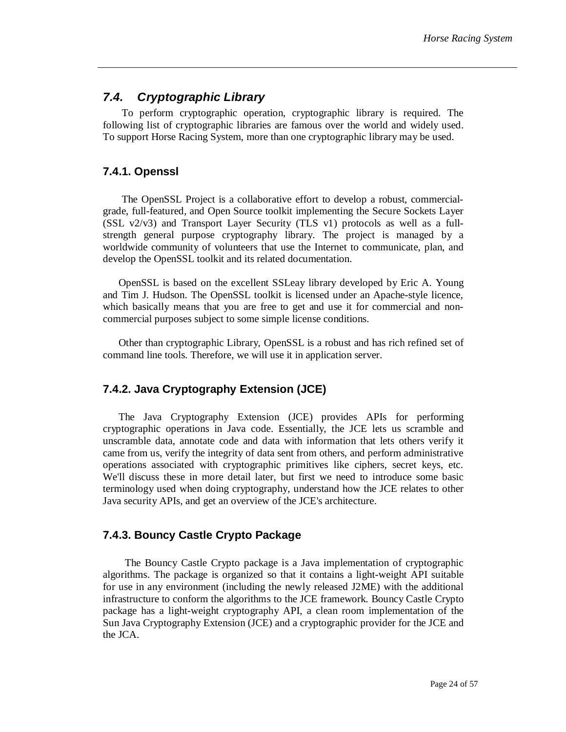## *7.4. Cryptographic Library*

To perform cryptographic operation, cryptographic library is required. The following list of cryptographic libraries are famous over the world and widely used. To support Horse Racing System, more than one cryptographic library may be used.

### 7.4.1. Openssl

The OpenSSL Project is a collaborative effort to develop a robust, commercial-grade, full-featured, and Open Source toolkit implementing the Secure Sockets Layer (SSL v2/v3) and Transport Layer Security (TLS v1) protocols as well as a full-strength general purpose cryptography library. The project is managed by a worldwide community of volunteers that use the Internet to communicate, plan, and develop the OpenSSL toolkit and its related documentation.

OpenSSL is based on the excellent SSLeay library developed by Eric A. Young and Tim J. Hudson. The OpenSSL toolkit is licensed under an Apache-style licence, which basically means that you are free to get and use it for commercial and non-commercial purposes subject to some simple license conditions.

Other than cryptographic Library, OpenSSL is a robust and has rich refined set of command line tools. Therefore, we will use it in application server.

### 7.4.2. Java Cryptography Extension (JCE)

The Java Cryptography Extension (JCE) provides APIs for performing cryptographic operations in Java code. Essentially, the JCE lets us scramble and unscramble data, annotate code and data with information that lets others verify it came from us, verify the integrity of data sent from others, and perform administrative operations associated with cryptographic primitives like ciphers, secret keys, etc. We'll discuss these in more detail later, but first we need to introduce some basic terminology used when doing cryptography, understand how the JCE relates to other Java security APIs, and get an overview of the JCE's architecture.

### 7.4.3. Bouncy Castle Crypto Package

The Bouncy Castle Crypto package is a Java implementation of cryptographic algorithms. The package is organized so that it contains a light-weight API suitable for use in any environment (including the newly released J2ME) with the additional infrastructure to conform the algorithms to the JCE framework. Bouncy Castle Crypto package has a light-weight cryptography API, a clean room implementation of the Sun Java Cryptography Extension (JCE) and a cryptographic provider for the JCE and the JCA.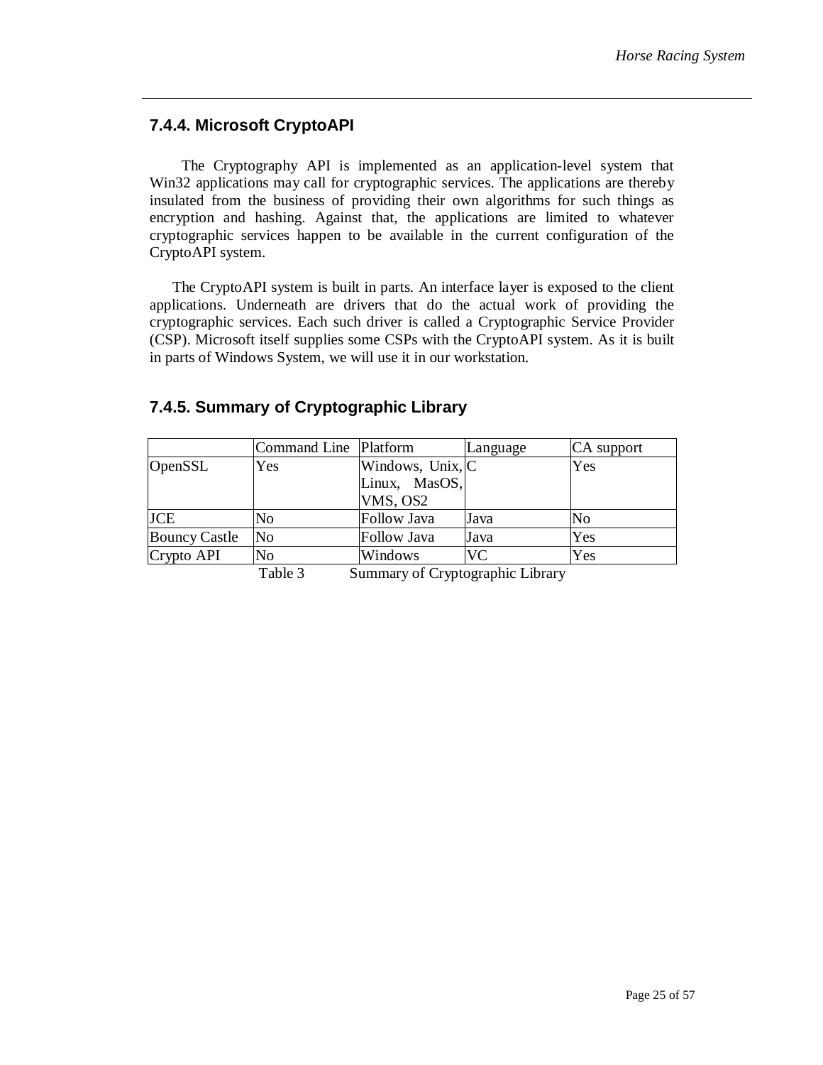### 7.4.4. Microsoft CryptoAPI

The Cryptography API is implemented as an application-level system that Win32 applications may call for cryptographic services. The applications are thereby insulated from the business of providing their own algorithms for such things as encryption and hashing. Against that, the applications are limited to whatever cryptographic services happen to be available in the current configuration of the CryptoAPI system.

The CryptoAPI system is built in parts. An interface layer is exposed to the client applications. Underneath are drivers that do the actual work of providing the cryptographic services. Each such driver is called a Cryptographic Service Provider (CSP). Microsoft itself supplies some CSPs with the CryptoAPI system. As it is built in parts of Windows System, we will use it in our workstation.

### 7.4.5. Summary of Cryptographic Library

| | Command Line | Platform | Language | CA support |
|---|---|---|---|---|
| OpenSSL | Yes | Windows, Unix, Linux, MasOS, VMS, OS2 | C | Yes |
| JCE | No | Follow Java | Java | No |
| Bouncy Castle | No | Follow Java | Java | Yes |
| Crypto API | No | Windows | VC | Yes |

Table 3 Summary of Cryptographic Library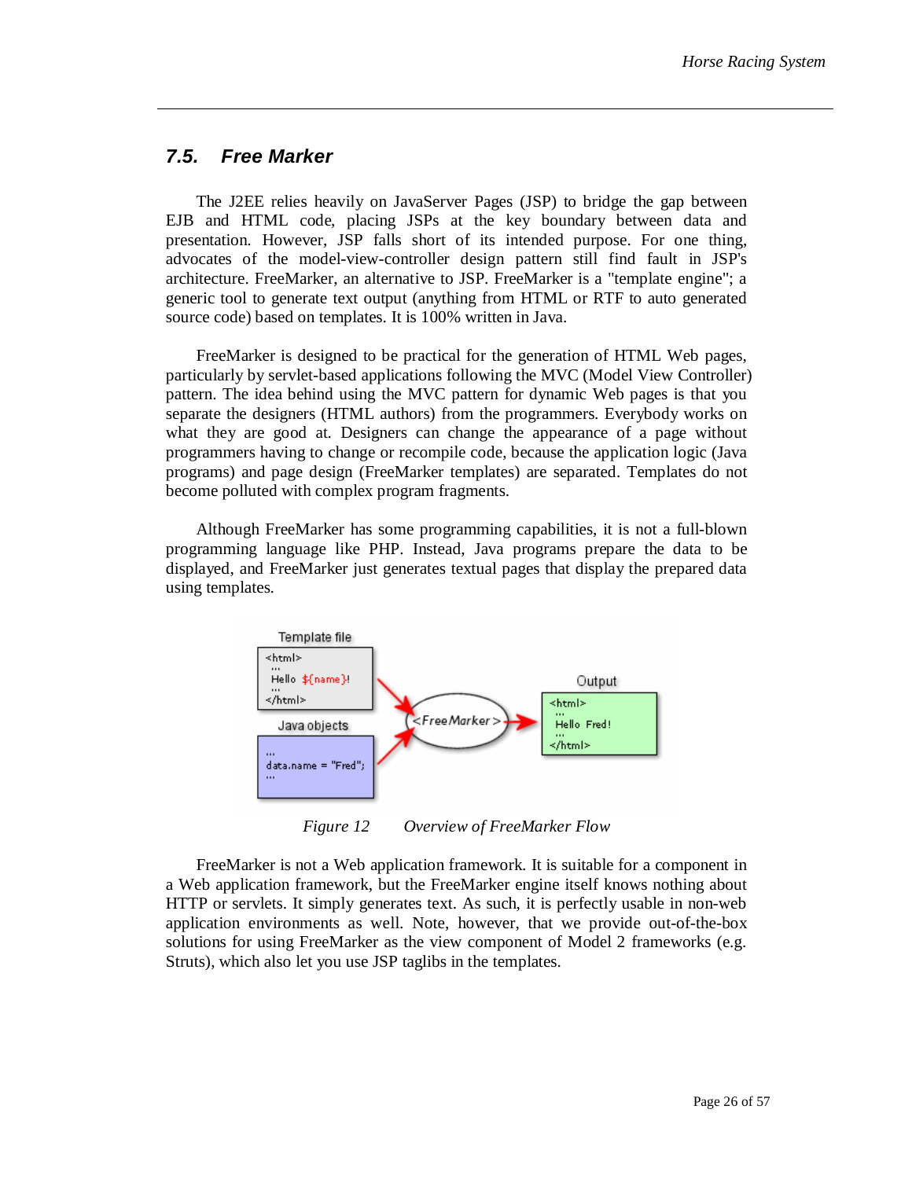## 7.5. Free Marker

The J2EE relies heavily on JavaServer Pages (JSP) to bridge the gap between EJB and HTML code, placing JSPs at the key boundary between data and presentation. However, JSP falls short of its intended purpose. For one thing, advocates of the model-view-controller design pattern still find fault in JSP's architecture. FreeMarker, an alternative to JSP. FreeMarker is a "template engine"; a generic tool to generate text output (anything from HTML or RTF to auto generated source code) based on templates. It is 100% written in Java.

FreeMarker is designed to be practical for the generation of HTML Web pages, particularly by servlet-based applications following the MVC (Model View Controller) pattern. The idea behind using the MVC pattern for dynamic Web pages is that you separate the designers (HTML authors) from the programmers. Everybody works on what they are good at. Designers can change the appearance of a page without programmers having to change or recompile code, because the application logic (Java programs) and page design (FreeMarker templates) are separated. Templates do not become polluted with complex program fragments.

Although FreeMarker has some programming capabilities, it is not a full-blown programming language like PHP. Instead, Java programs prepare the data to be displayed, and FreeMarker just generates textual pages that display the prepared data using templates.

*Figure 12 Overview of FreeMarker Flow*

FreeMarker is not a Web application framework. It is suitable for a component in a Web application framework, but the FreeMarker engine itself knows nothing about HTTP or servlets. It simply generates text. As such, it is perfectly usable in non-web application environments as well. Note, however, that we provide out-of-the-box solutions for using FreeMarker as the view component of Model 2 frameworks (e.g. Struts), which also let you use JSP taglibs in the templates.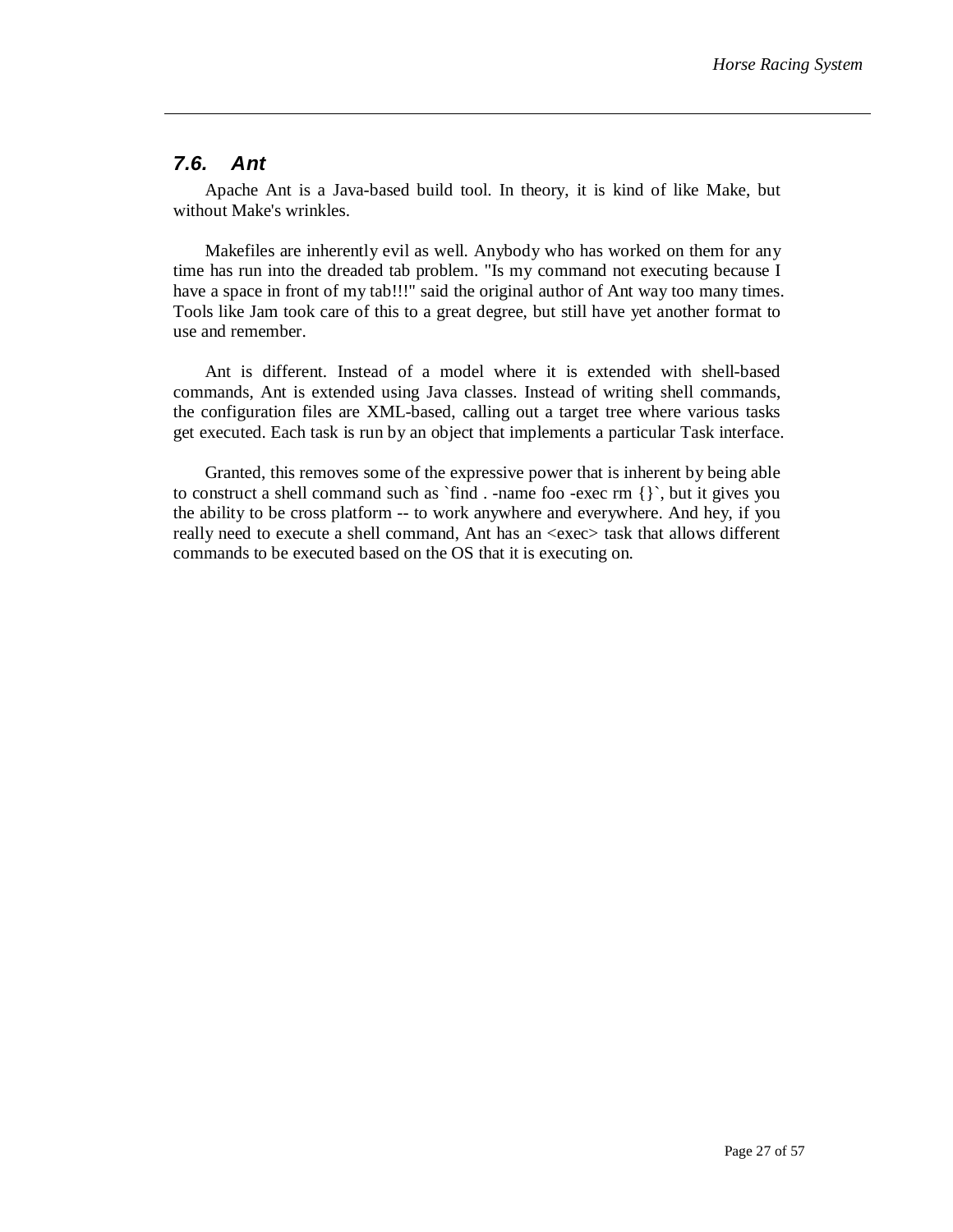## 7.6. Ant

Apache Ant is a Java-based build tool. In theory, it is kind of like Make, but without Make's wrinkles.

Makefiles are inherently evil as well. Anybody who has worked on them for any time has run into the dreaded tab problem. "Is my command not executing because I have a space in front of my tab!!!" said the original author of Ant way too many times. Tools like Jam took care of this to a great degree, but still have yet another format to use and remember.

Ant is different. Instead of a model where it is extended with shell-based commands, Ant is extended using Java classes. Instead of writing shell commands, the configuration files are XML-based, calling out a target tree where various tasks get executed. Each task is run by an object that implements a particular Task interface.

Granted, this removes some of the expressive power that is inherent by being able to construct a shell command such as `find . -name foo -exec rm {}`, but it gives you the ability to be cross platform -- to work anywhere and everywhere. And hey, if you really need to execute a shell command, Ant has an <exec> task that allows different commands to be executed based on the OS that it is executing on.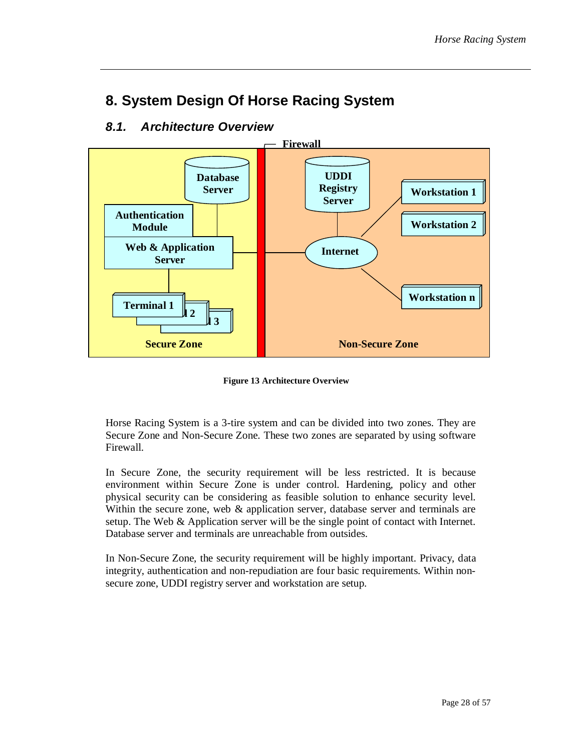# 8. System Design Of Horse Racing System

## 8.1. Architecture Overview

**Figure 13 Architecture Overview**

Horse Racing System is a 3-tire system and can be divided into two zones. They are Secure Zone and Non-Secure Zone. These two zones are separated by using software Firewall.

In Secure Zone, the security requirement will be less restricted. It is because environment within Secure Zone is under control. Hardening, policy and other physical security can be considering as feasible solution to enhance security level. Within the secure zone, web & application server, database server and terminals are setup. The Web & Application server will be the single point of contact with Internet. Database server and terminals are unreachable from outsides.

In Non-Secure Zone, the security requirement will be highly important. Privacy, data integrity, authentication and non-repudiation are four basic requirements. Within non-secure zone, UDDI registry server and workstation are setup.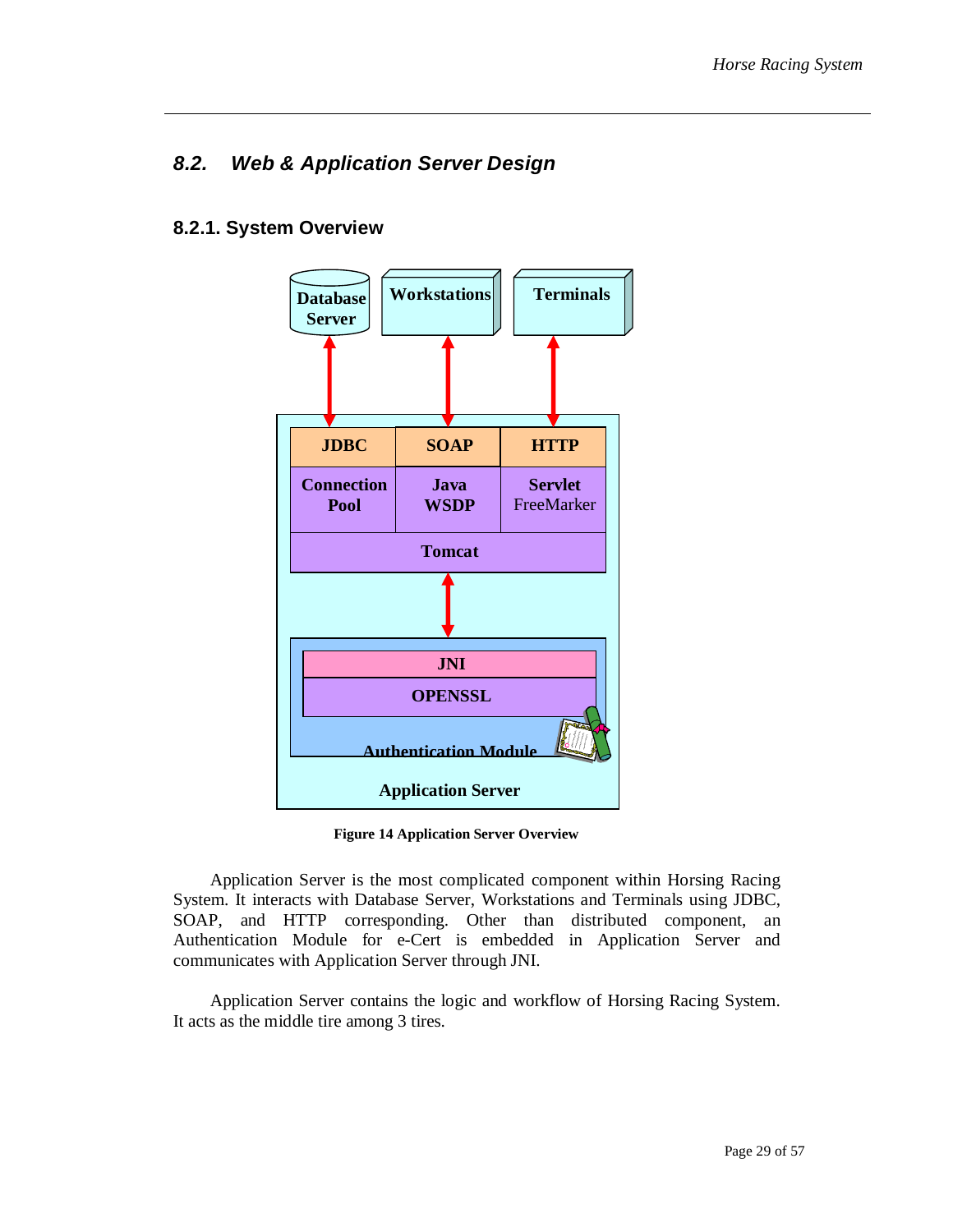## 8.2. Web & Application Server Design

### 8.2.1. System Overview

**Figure 14 Application Server Overview**

Application Server is the most complicated component within Horsing Racing System. It interacts with Database Server, Workstations and Terminals using JDBC, SOAP, and HTTP corresponding. Other than distributed component, an Authentication Module for e-Cert is embedded in Application Server and communicates with Application Server through JNI.

Application Server contains the logic and workflow of Horsing Racing System. It acts as the middle tire among 3 tires.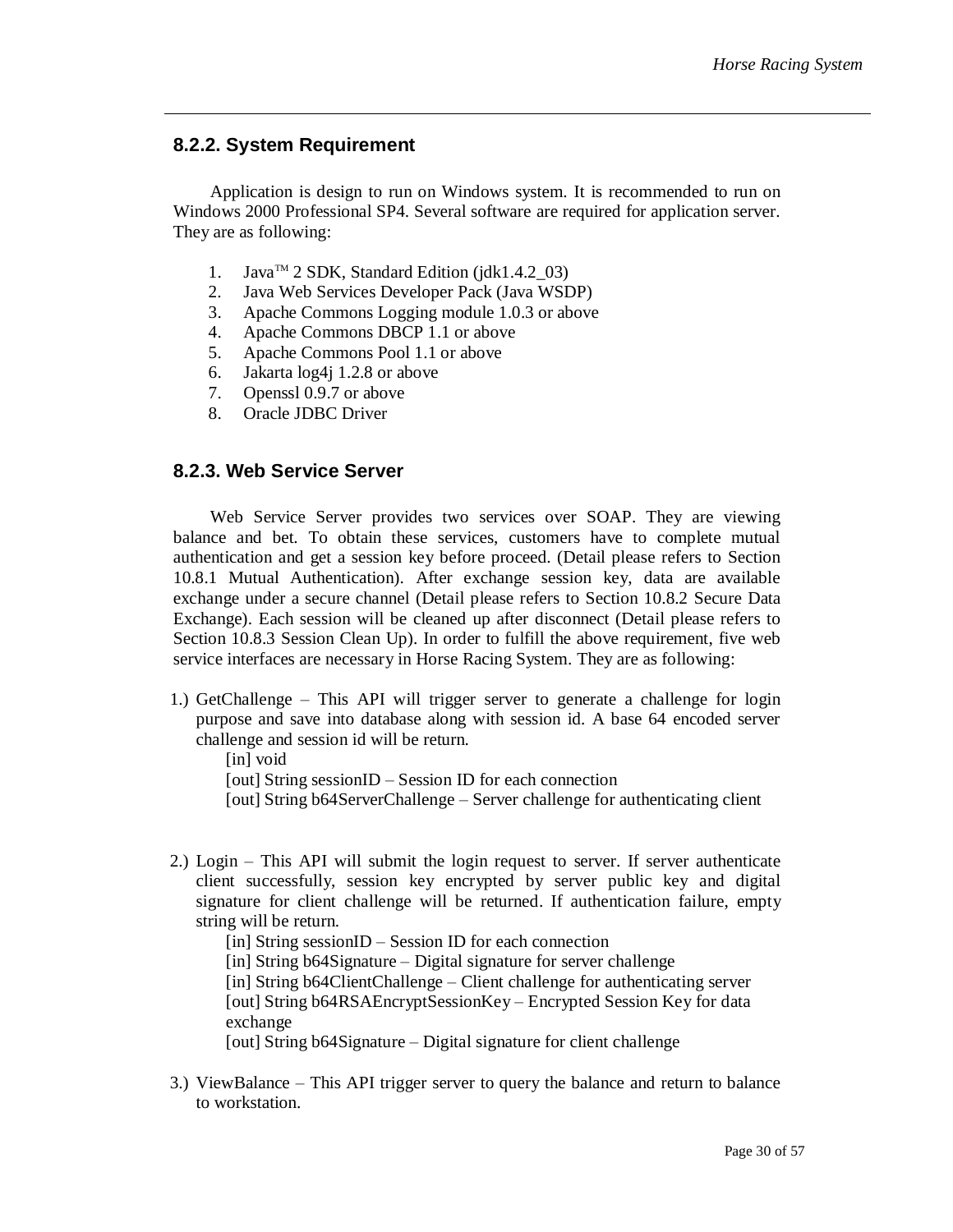### 8.2.2. System Requirement

Application is design to run on Windows system. It is recommended to run on Windows 2000 Professional SP4. Several software are required for application server. They are as following:

1. Java™ 2 SDK, Standard Edition (jdk1.4.2_03)
2. Java Web Services Developer Pack (Java WSDP)
3. Apache Commons Logging module 1.0.3 or above
4. Apache Commons DBCP 1.1 or above
5. Apache Commons Pool 1.1 or above
6. Jakarta log4j 1.2.8 or above
7. Openssl 0.9.7 or above
8. Oracle JDBC Driver

### 8.2.3. Web Service Server

Web Service Server provides two services over SOAP. They are viewing balance and bet. To obtain these services, customers have to complete mutual authentication and get a session key before proceed. (Detail please refers to Section 10.8.1 Mutual Authentication). After exchange session key, data are available exchange under a secure channel (Detail please refers to Section 10.8.2 Secure Data Exchange). Each session will be cleaned up after disconnect (Detail please refers to Section 10.8.3 Session Clean Up). In order to fulfill the above requirement, five web service interfaces are necessary in Horse Racing System. They are as following:

1.) GetChallenge – This API will trigger server to generate a challenge for login purpose and save into database along with session id. A base 64 encoded server challenge and session id will be return.
   - [in] void
   - [out] String sessionID – Session ID for each connection
   - [out] String b64ServerChallenge – Server challenge for authenticating client

2.) Login – This API will submit the login request to server. If server authenticate client successfully, session key encrypted by server public key and digital signature for client challenge will be returned. If authentication failure, empty string will be return.
   - [in] String sessionID – Session ID for each connection
   - [in] String b64Signature – Digital signature for server challenge
   - [in] String b64ClientChallenge – Client challenge for authenticating server
   - [out] String b64RSAEncryptSessionKey – Encrypted Session Key for data exchange
   - [out] String b64Signature – Digital signature for client challenge

3.) ViewBalance – This API trigger server to query the balance and return to balance to workstation.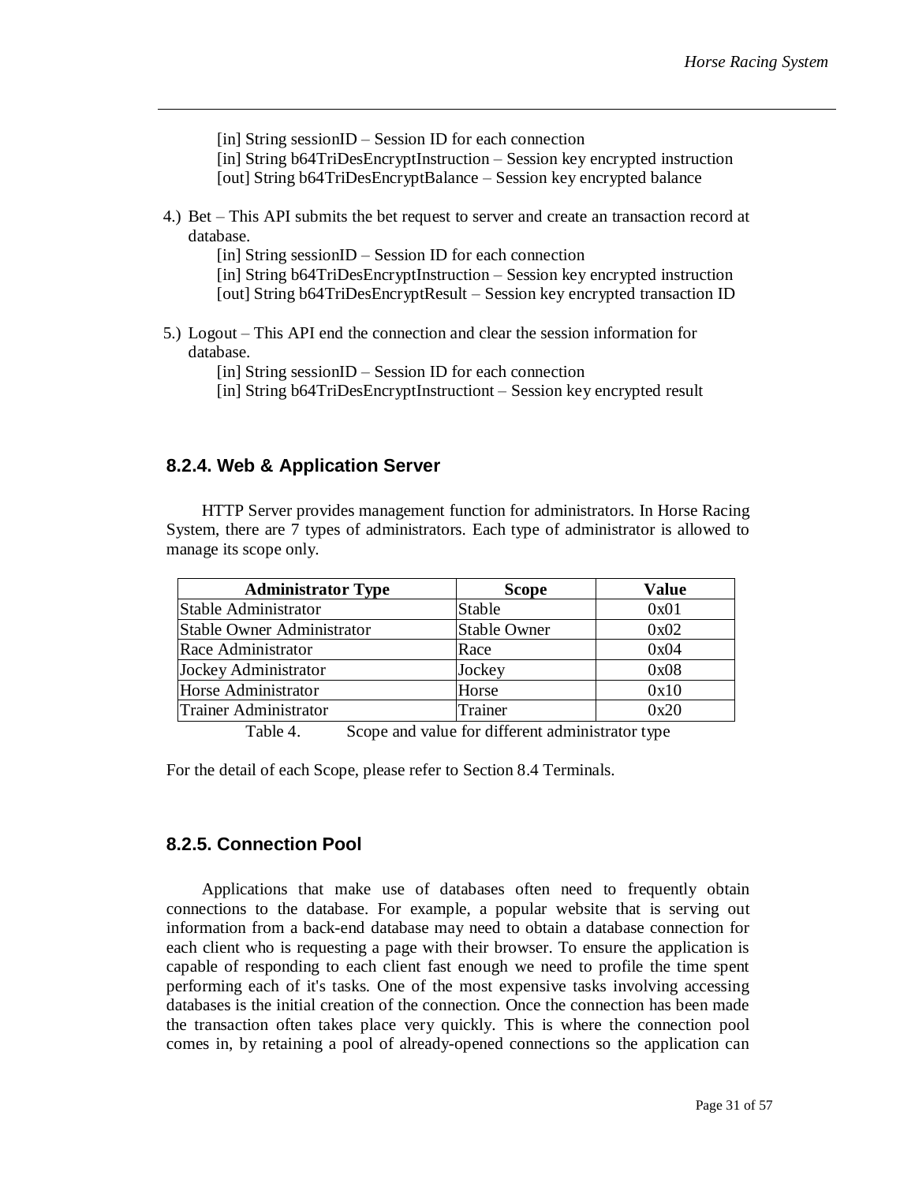[in] String sessionID – Session ID for each connection
[in] String b64TriDesEncryptInstruction – Session key encrypted instruction
[out] String b64TriDesEncryptBalance – Session key encrypted balance

4.) Bet – This API submits the bet request to server and create an transaction record at database.

[in] String sessionID – Session ID for each connection
[in] String b64TriDesEncryptInstruction – Session key encrypted instruction
[out] String b64TriDesEncryptResult – Session key encrypted transaction ID

5.) Logout – This API end the connection and clear the session information for database.

[in] String sessionID – Session ID for each connection
[in] String b64TriDesEncryptInstructiont – Session key encrypted result

### 8.2.4. Web & Application Server

HTTP Server provides management function for administrators. In Horse Racing System, there are 7 types of administrators. Each type of administrator is allowed to manage its scope only.

| Administrator Type | Scope | Value |
| --- | --- | --- |
| Stable Administrator | Stable | 0x01 |
| Stable Owner Administrator | Stable Owner | 0x02 |
| Race Administrator | Race | 0x04 |
| Jockey Administrator | Jockey | 0x08 |
| Horse Administrator | Horse | 0x10 |
| Trainer Administrator | Trainer | 0x20 |

Table 4. Scope and value for different administrator type

For the detail of each Scope, please refer to Section 8.4 Terminals.

### 8.2.5. Connection Pool

Applications that make use of databases often need to frequently obtain connections to the database. For example, a popular website that is serving out information from a back-end database may need to obtain a database connection for each client who is requesting a page with their browser. To ensure the application is capable of responding to each client fast enough we need to profile the time spent performing each of it's tasks. One of the most expensive tasks involving accessing databases is the initial creation of the connection. Once the connection has been made the transaction often takes place very quickly. This is where the connection pool comes in, by retaining a pool of already-opened connections so the application can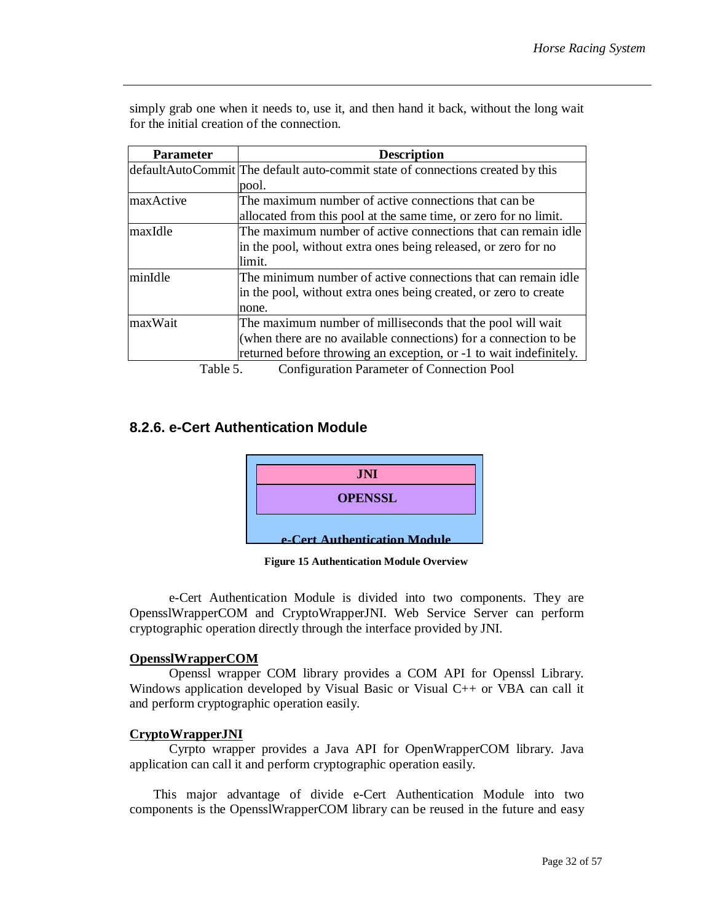simply grab one when it needs to, use it, and then hand it back, without the long wait for the initial creation of the connection.

| Parameter | Description |
|---|---|
| defaultAutoCommit | The default auto-commit state of connections created by this pool. |
| maxActive | The maximum number of active connections that can be allocated from this pool at the same time, or zero for no limit. |
| maxIdle | The maximum number of active connections that can remain idle in the pool, without extra ones being released, or zero for no limit. |
| minIdle | The minimum number of active connections that can remain idle in the pool, without extra ones being created, or zero to create none. |
| maxWait | The maximum number of milliseconds that the pool will wait (when there are no available connections) for a connection to be returned before throwing an exception, or -1 to wait indefinitely. |

Table 5. Configuration Parameter of Connection Pool

### 8.2.6. e-Cert Authentication Module

JNI

OPENSSL

e-Cert Authentication Module

**Figure 15 Authentication Module Overview**

e-Cert Authentication Module is divided into two components. They are OpensslWrapperCOM and CryptoWrapperJNI. Web Service Server can perform cryptographic operation directly through the interface provided by JNI.

**OpensslWrapperCOM**

Openssl wrapper COM library provides a COM API for Openssl Library. Windows application developed by Visual Basic or Visual C++ or VBA can call it and perform cryptographic operation easily.

**CryptoWrapperJNI**

Cyrpto wrapper provides a Java API for OpenWrapperCOM library. Java application can call it and perform cryptographic operation easily.

This major advantage of divide e-Cert Authentication Module into two components is the OpensslWrapperCOM library can be reused in the future and easy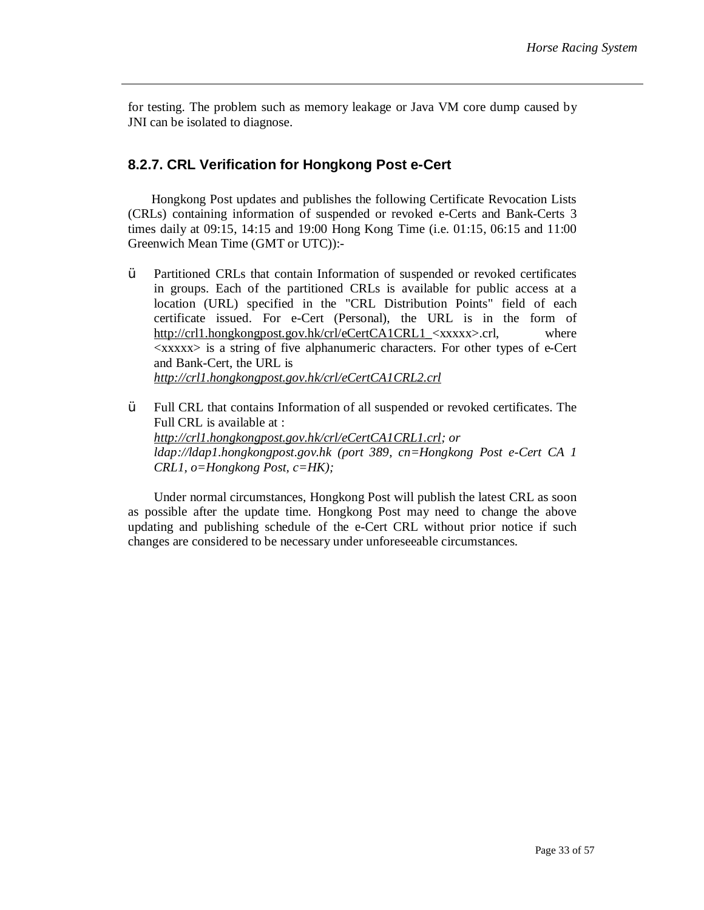for testing. The problem such as memory leakage or Java VM core dump caused by JNI can be isolated to diagnose.

### 8.2.7. CRL Verification for Hongkong Post e-Cert

Hongkong Post updates and publishes the following Certificate Revocation Lists (CRLs) containing information of suspended or revoked e-Certs and Bank-Certs 3 times daily at 09:15, 14:15 and 19:00 Hong Kong Time (i.e. 01:15, 06:15 and 11:00 Greenwich Mean Time (GMT or UTC)):-

- Partitioned CRLs that contain Information of suspended or revoked certificates in groups. Each of the partitioned CRLs is available for public access at a location (URL) specified in the "CRL Distribution Points" field of each certificate issued. For e-Cert (Personal), the URL is in the form of http://crl1.hongkongpost.gov.hk/crl/eCertCA1CRL1_<xxxxx>.crl, where <xxxxx> is a string of five alphanumeric characters. For other types of e-Cert and Bank-Cert, the URL is *http://crl1.hongkongpost.gov.hk/crl/eCertCA1CRL2.crl*

- Full CRL that contains Information of all suspended or revoked certificates. The Full CRL is available at : *http://crl1.hongkongpost.gov.hk/crl/eCertCA1CRL1.crl; or ldap://ldap1.hongkongpost.gov.hk (port 389, cn=Hongkong Post e-Cert CA 1 CRL1, o=Hongkong Post, c=HK);*

Under normal circumstances, Hongkong Post will publish the latest CRL as soon as possible after the update time. Hongkong Post may need to change the above updating and publishing schedule of the e-Cert CRL without prior notice if such changes are considered to be necessary under unforeseeable circumstances.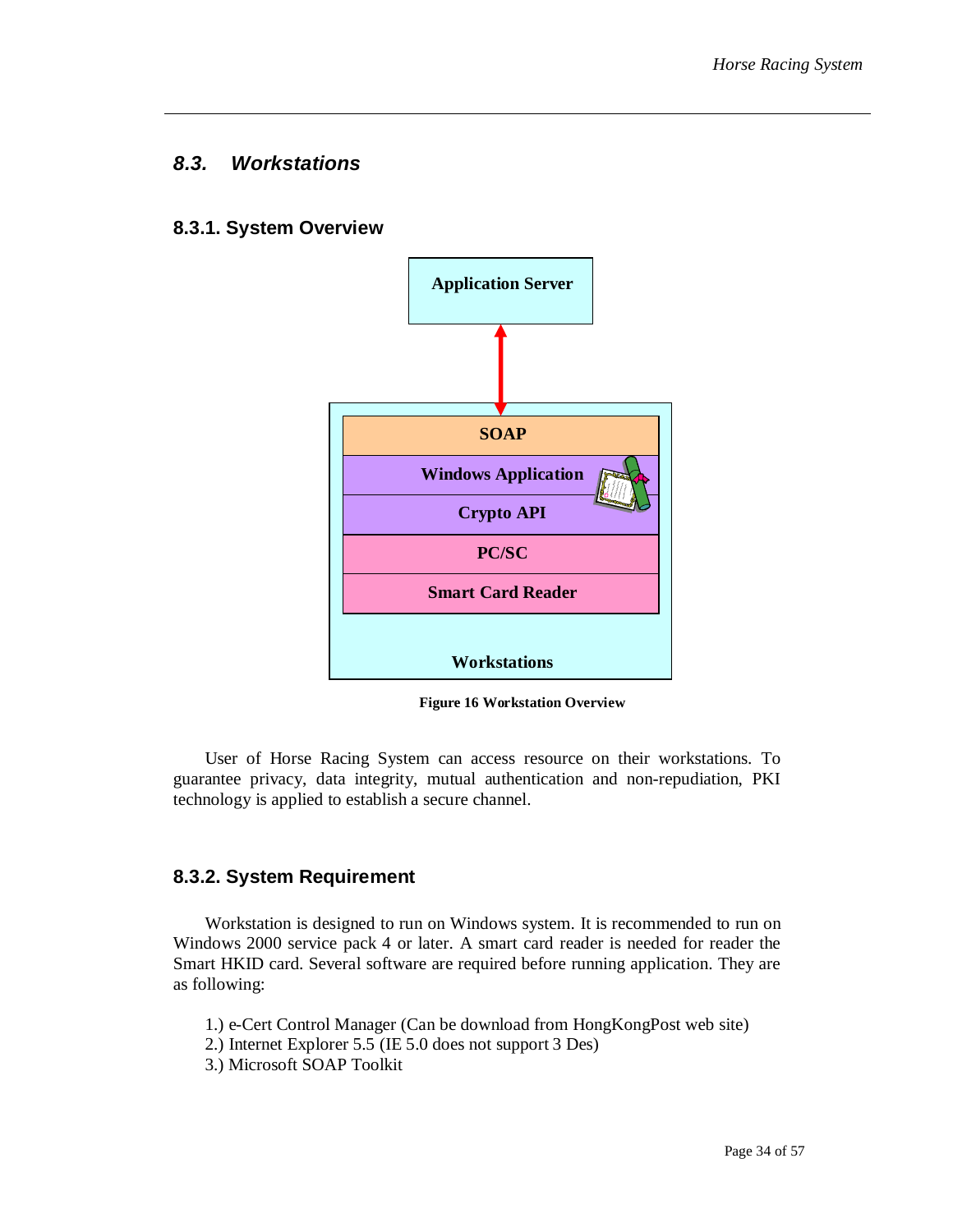## 8.3. *Workstations*

### 8.3.1. System Overview

Application Server

SOAP

Windows Application

Crypto API

PC/SC

Smart Card Reader

Workstations

**Figure 16 Workstation Overview**

User of Horse Racing System can access resource on their workstations. To guarantee privacy, data integrity, mutual authentication and non-repudiation, PKI technology is applied to establish a secure channel.

### 8.3.2. System Requirement

Workstation is designed to run on Windows system. It is recommended to run on Windows 2000 service pack 4 or later. A smart card reader is needed for reader the Smart HKID card. Several software are required before running application. They are as following:

1.) e-Cert Control Manager (Can be download from HongKongPost web site)
2.) Internet Explorer 5.5 (IE 5.0 does not support 3 Des)
3.) Microsoft SOAP Toolkit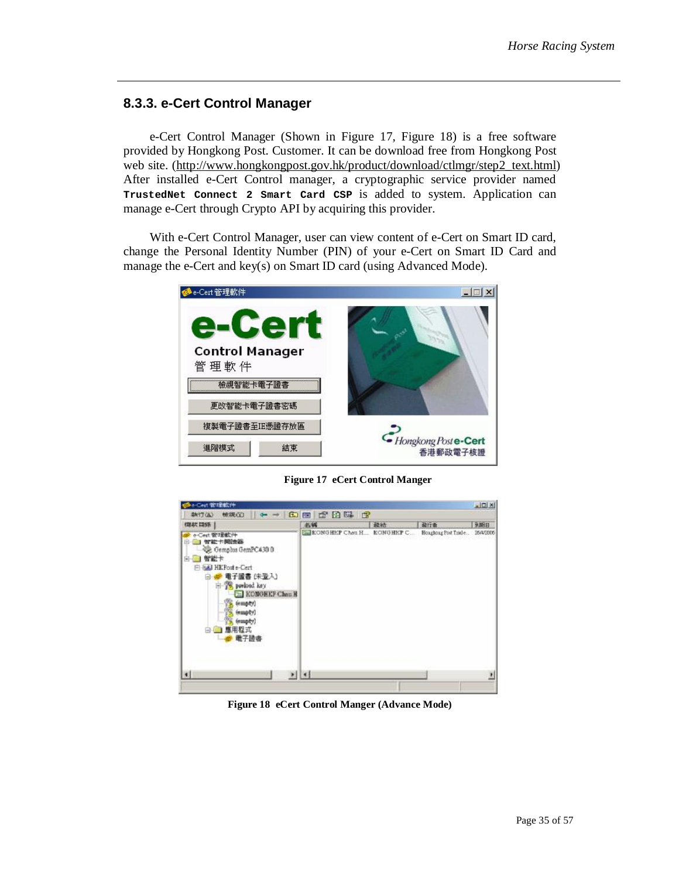### 8.3.3. e-Cert Control Manager

e-Cert Control Manager (Shown in Figure 17, Figure 18) is a free software provided by Hongkong Post. Customer. It can be download free from Hongkong Post web site. (http://www.hongkongpost.gov.hk/product/download/ctlmgr/step2_text.html) After installed e-Cert Control manager, a cryptographic service provider named **`TrustedNet Connect 2 Smart Card CSP`** is added to system. Application can manage e-Cert through Crypto API by acquiring this provider.

With e-Cert Control Manager, user can view content of e-Cert on Smart ID card, change the Personal Identity Number (PIN) of your e-Cert on Smart ID Card and manage the e-Cert and key(s) on Smart ID card (using Advanced Mode).

**Figure 17 eCert Control Manger**

**Figure 18 eCert Control Manger (Advance Mode)**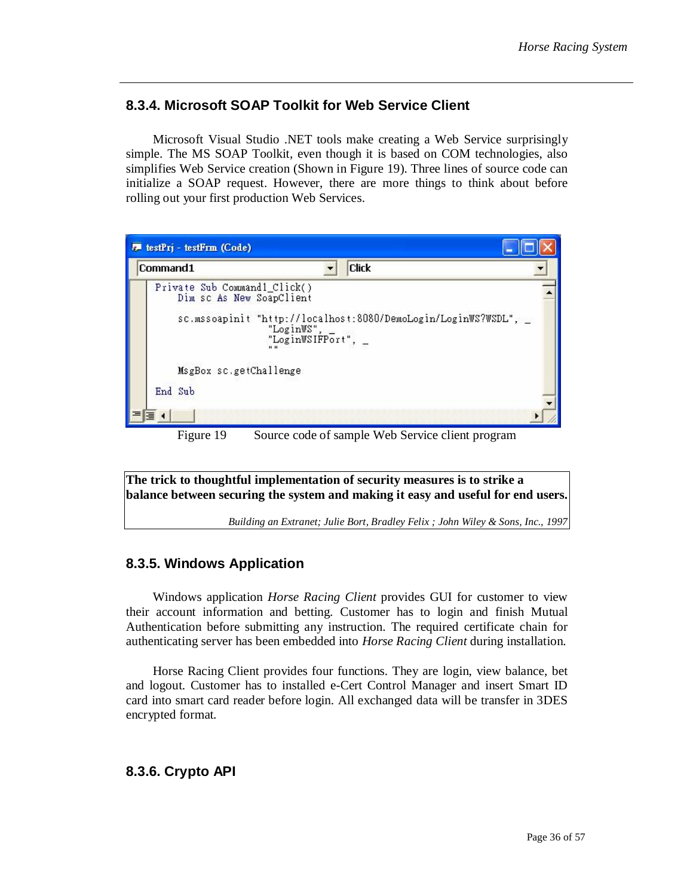### 8.3.4. Microsoft SOAP Toolkit for Web Service Client

Microsoft Visual Studio .NET tools make creating a Web Service surprisingly simple. The MS SOAP Toolkit, even though it is based on COM technologies, also simplifies Web Service creation (Shown in Figure 19). Three lines of source code can initialize a SOAP request. However, there are more things to think about before rolling out your first production Web Services.

```
testPrj - testFrm (Code)
Command1                                Click

Private Sub Command1_Click()
    Dim sc As New SoapClient

    sc.mssoapinit "http://localhost:8080/DemoLogin/LoginWS?WSDL", _
                  "LoginWS", _
                  "LoginWSIFPort", _
                  ""

    MsgBox sc.getChallenge

End Sub
```

Figure 19 Source code of sample Web Service client program

> **The trick to thoughtful implementation of security measures is to strike a balance between securing the system and making it easy and useful for end users.**
>
> *Building an Extranet; Julie Bort, Bradley Felix ; John Wiley & Sons, Inc., 1997*

### 8.3.5. Windows Application

Windows application *Horse Racing Client* provides GUI for customer to view their account information and betting. Customer has to login and finish Mutual Authentication before submitting any instruction. The required certificate chain for authenticating server has been embedded into *Horse Racing Client* during installation.

Horse Racing Client provides four functions. They are login, view balance, bet and logout. Customer has to installed e-Cert Control Manager and insert Smart ID card into smart card reader before login. All exchanged data will be transfer in 3DES encrypted format.

### 8.3.6. Crypto API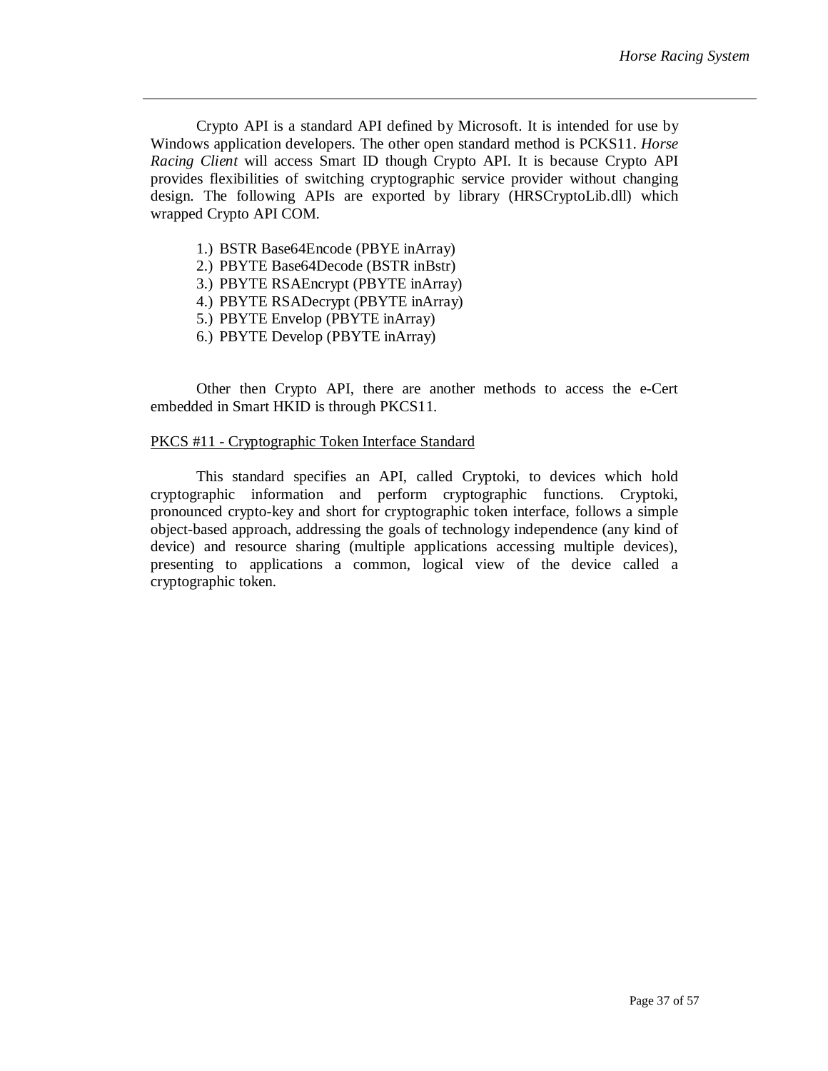Crypto API is a standard API defined by Microsoft. It is intended for use by Windows application developers. The other open standard method is PCKS11. *Horse Racing Client* will access Smart ID though Crypto API. It is because Crypto API provides flexibilities of switching cryptographic service provider without changing design. The following APIs are exported by library (HRSCryptoLib.dll) which wrapped Crypto API COM.

1.) BSTR Base64Encode (PBYE inArray)
2.) PBYTE Base64Decode (BSTR inBstr)
3.) PBYTE RSAEncrypt (PBYTE inArray)
4.) PBYTE RSADecrypt (PBYTE inArray)
5.) PBYTE Envelop (PBYTE inArray)
6.) PBYTE Develop (PBYTE inArray)

Other then Crypto API, there are another methods to access the e-Cert embedded in Smart HKID is through PKCS11.

<u>PKCS #11 - Cryptographic Token Interface Standard</u>

This standard specifies an API, called Cryptoki, to devices which hold cryptographic information and perform cryptographic functions. Cryptoki, pronounced crypto-key and short for cryptographic token interface, follows a simple object-based approach, addressing the goals of technology independence (any kind of device) and resource sharing (multiple applications accessing multiple devices), presenting to applications a common, logical view of the device called a cryptographic token.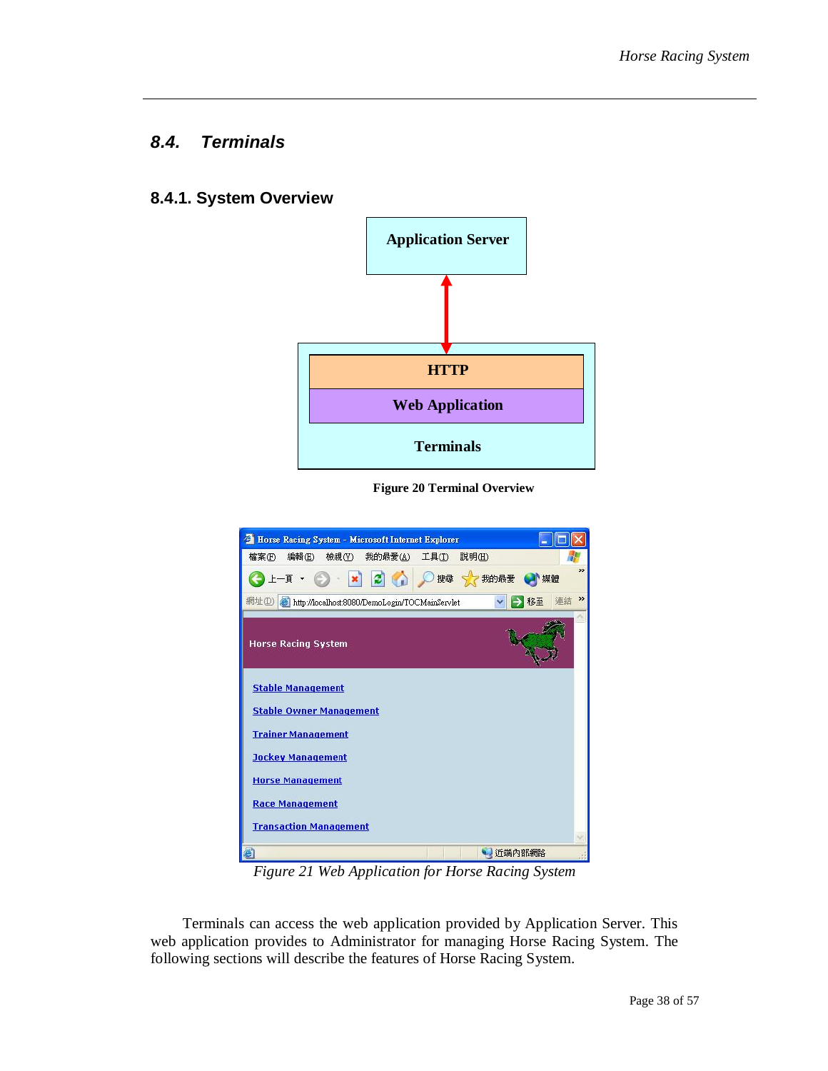## 8.4. Terminals

### 8.4.1. System Overview

**Figure 20 Terminal Overview**

*Figure 21 Web Application for Horse Racing System*

Terminals can access the web application provided by Application Server. This web application provides to Administrator for managing Horse Racing System. The following sections will describe the features of Horse Racing System.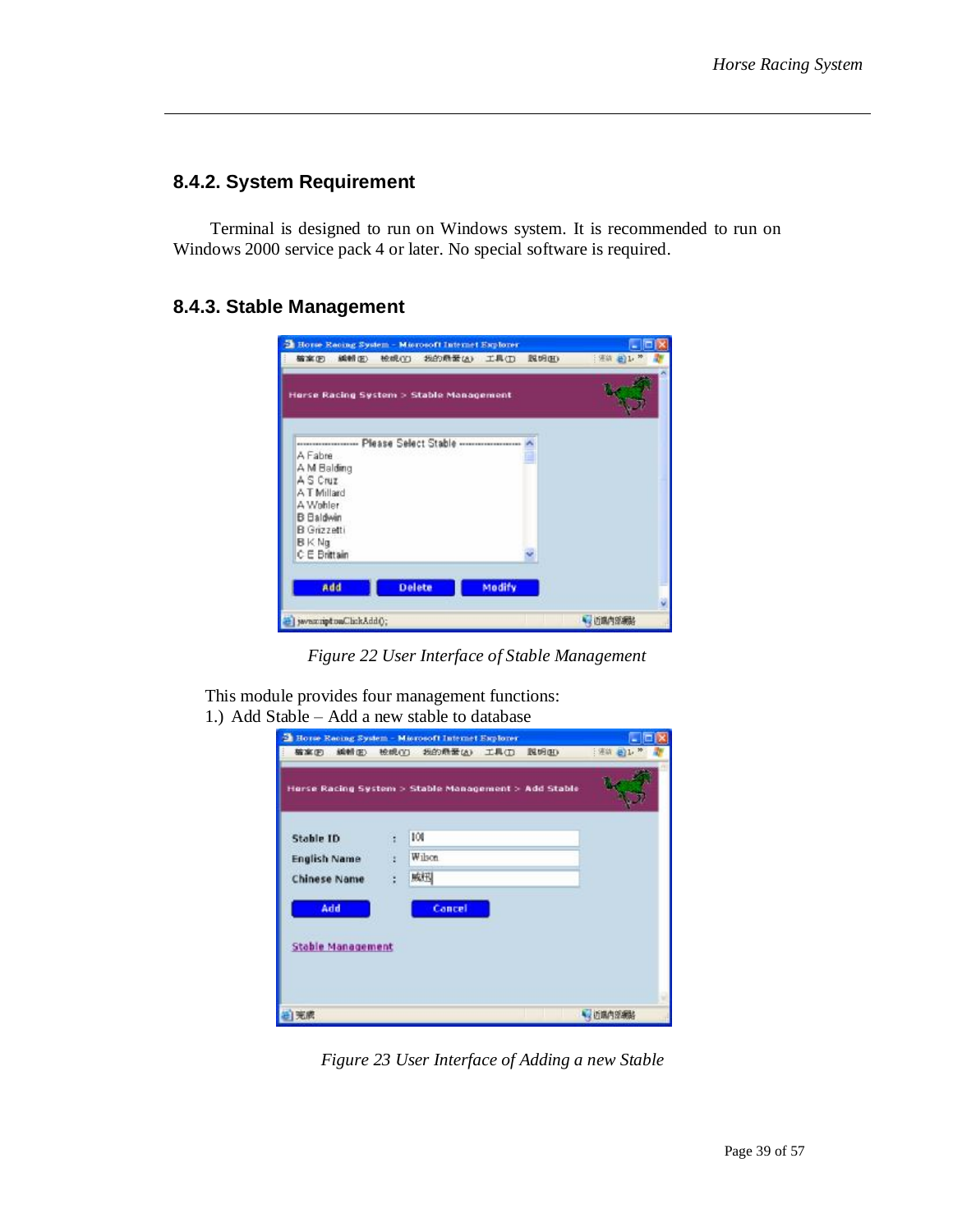### 8.4.2. System Requirement

Terminal is designed to run on Windows system. It is recommended to run on Windows 2000 service pack 4 or later. No special software is required.

### 8.4.3. Stable Management

*Figure 22 User Interface of Stable Management*

This module provides four management functions:

1.) Add Stable – Add a new stable to database

*Figure 23 User Interface of Adding a new Stable*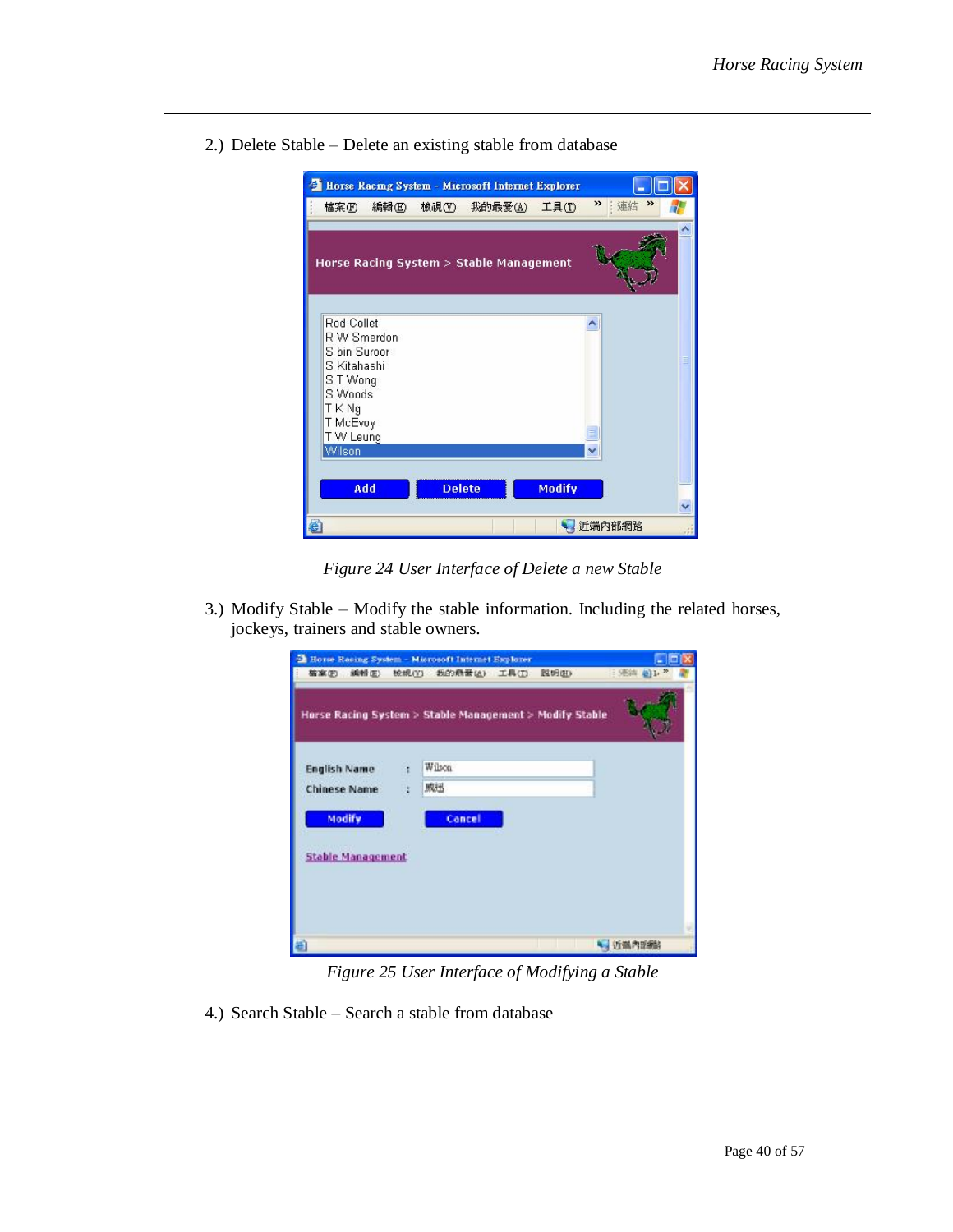2.) Delete Stable – Delete an existing stable from database

*Figure 24 User Interface of Delete a new Stable*

3.) Modify Stable – Modify the stable information. Including the related horses, jockeys, trainers and stable owners.

*Figure 25 User Interface of Modifying a Stable*

4.) Search Stable – Search a stable from database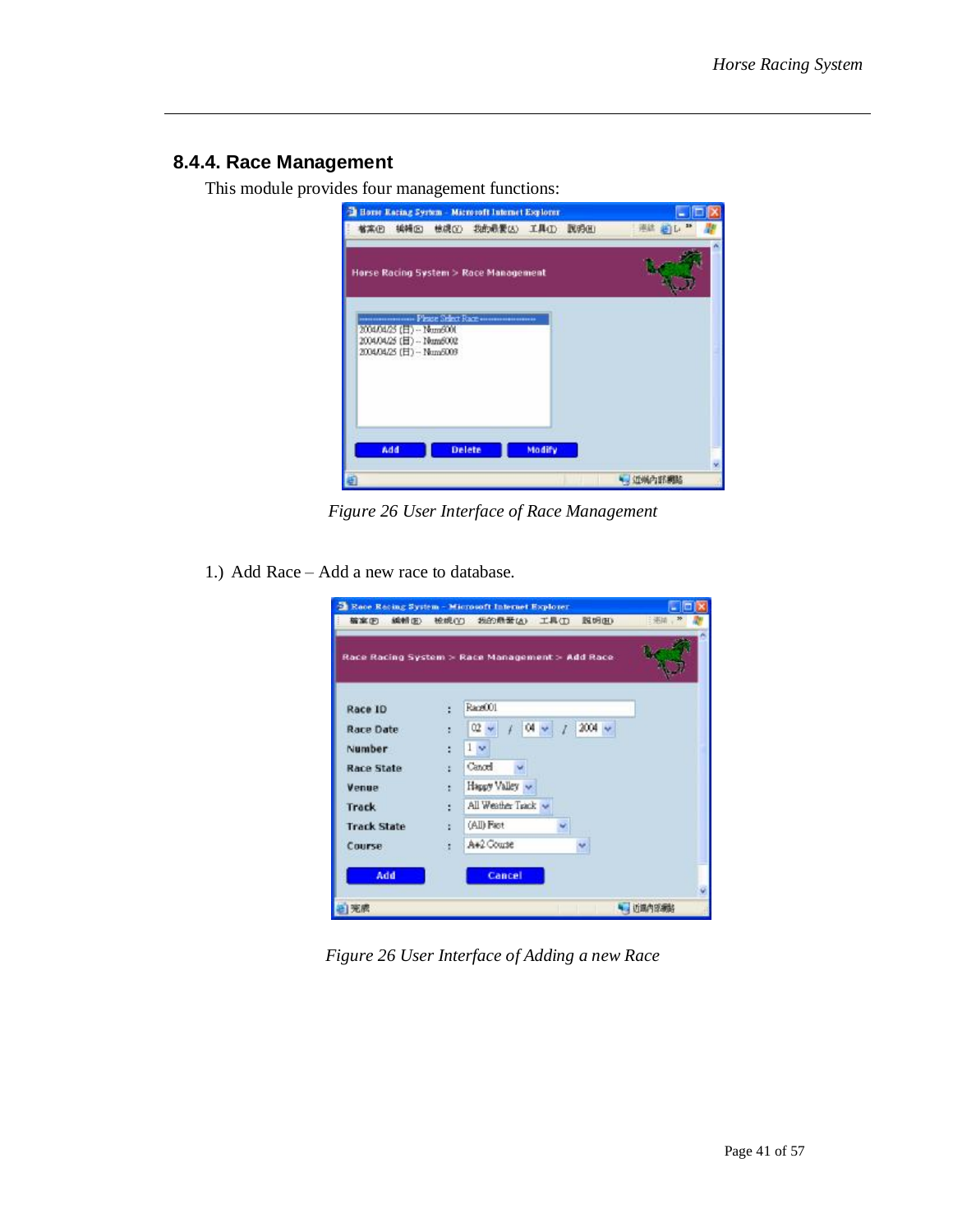## 8.4.4. Race Management

This module provides four management functions:

*Figure 26 User Interface of Race Management*

1.) Add Race – Add a new race to database.

*Figure 26 User Interface of Adding a new Race*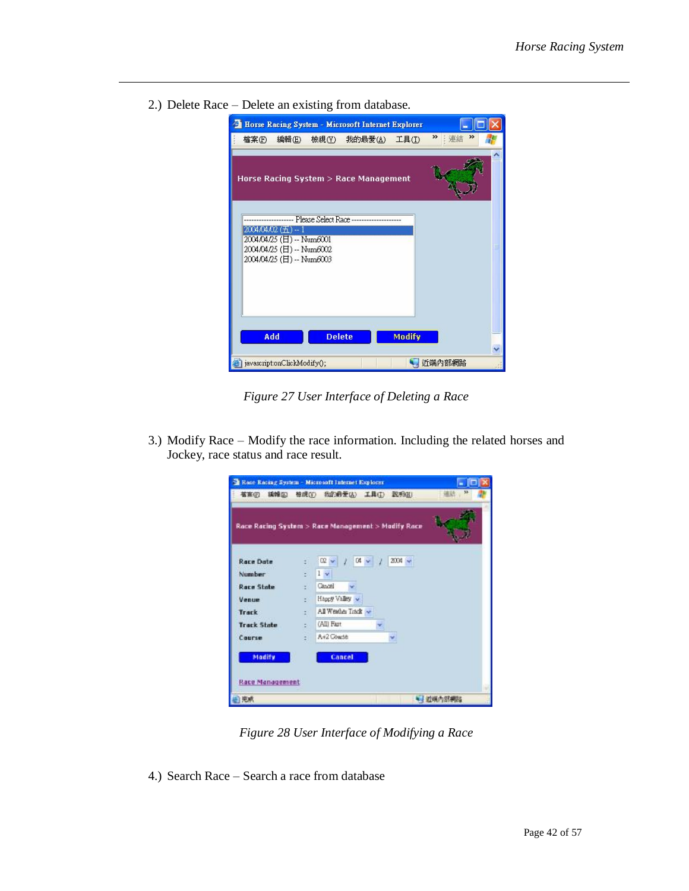2.) Delete Race – Delete an existing from database.

*Figure 27 User Interface of Deleting a Race*

3.) Modify Race – Modify the race information. Including the related horses and Jockey, race status and race result.

*Figure 28 User Interface of Modifying a Race*

4.) Search Race – Search a race from database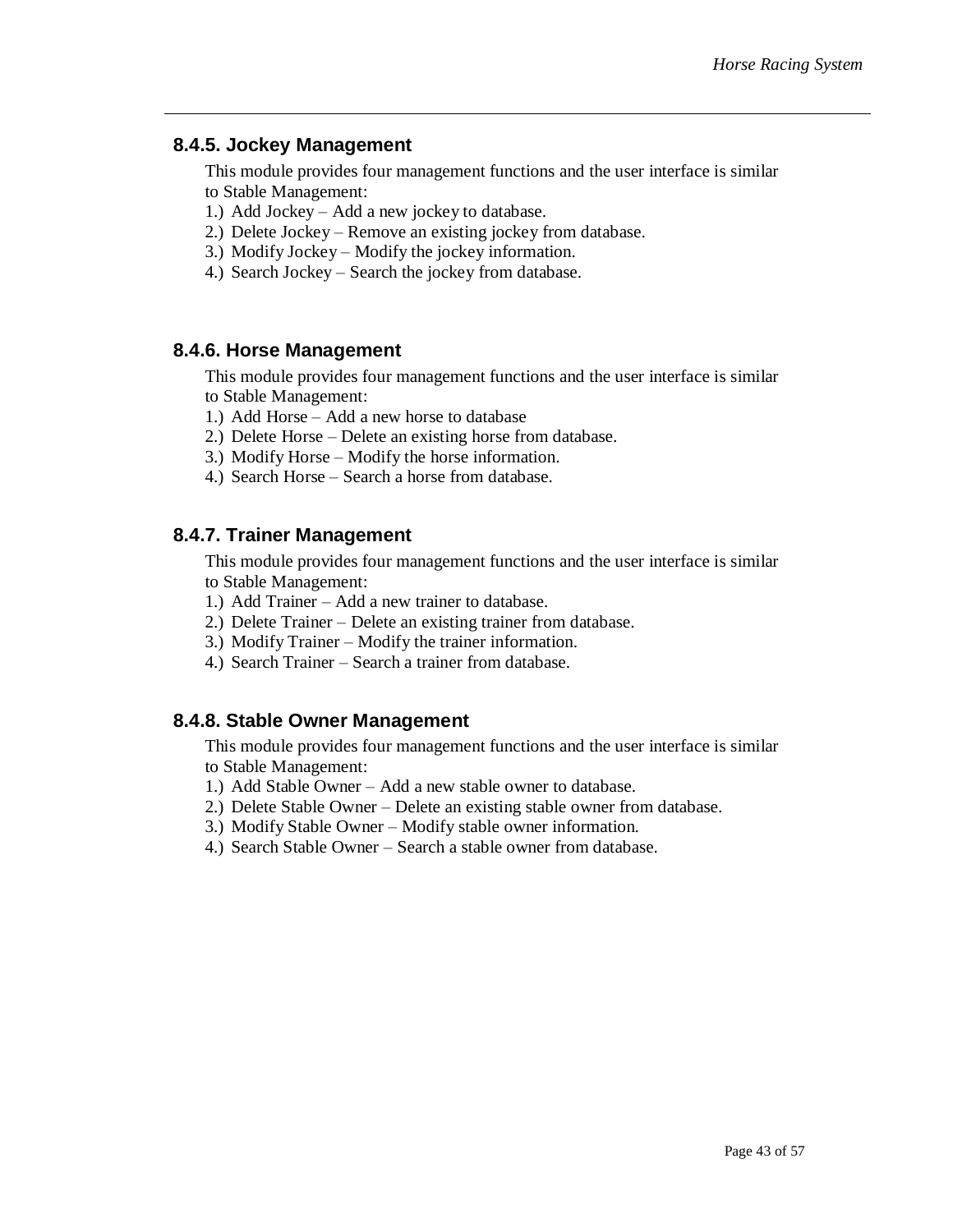### 8.4.5. Jockey Management

This module provides four management functions and the user interface is similar to Stable Management:

1.) Add Jockey – Add a new jockey to database.
2.) Delete Jockey – Remove an existing jockey from database.
3.) Modify Jockey – Modify the jockey information.
4.) Search Jockey – Search the jockey from database.

### 8.4.6. Horse Management

This module provides four management functions and the user interface is similar to Stable Management:

1.) Add Horse – Add a new horse to database
2.) Delete Horse – Delete an existing horse from database.
3.) Modify Horse – Modify the horse information.
4.) Search Horse – Search a horse from database.

### 8.4.7. Trainer Management

This module provides four management functions and the user interface is similar to Stable Management:

1.) Add Trainer – Add a new trainer to database.
2.) Delete Trainer – Delete an existing trainer from database.
3.) Modify Trainer – Modify the trainer information.
4.) Search Trainer – Search a trainer from database.

### 8.4.8. Stable Owner Management

This module provides four management functions and the user interface is similar to Stable Management:

1.) Add Stable Owner – Add a new stable owner to database.
2.) Delete Stable Owner – Delete an existing stable owner from database.
3.) Modify Stable Owner – Modify stable owner information.
4.) Search Stable Owner – Search a stable owner from database.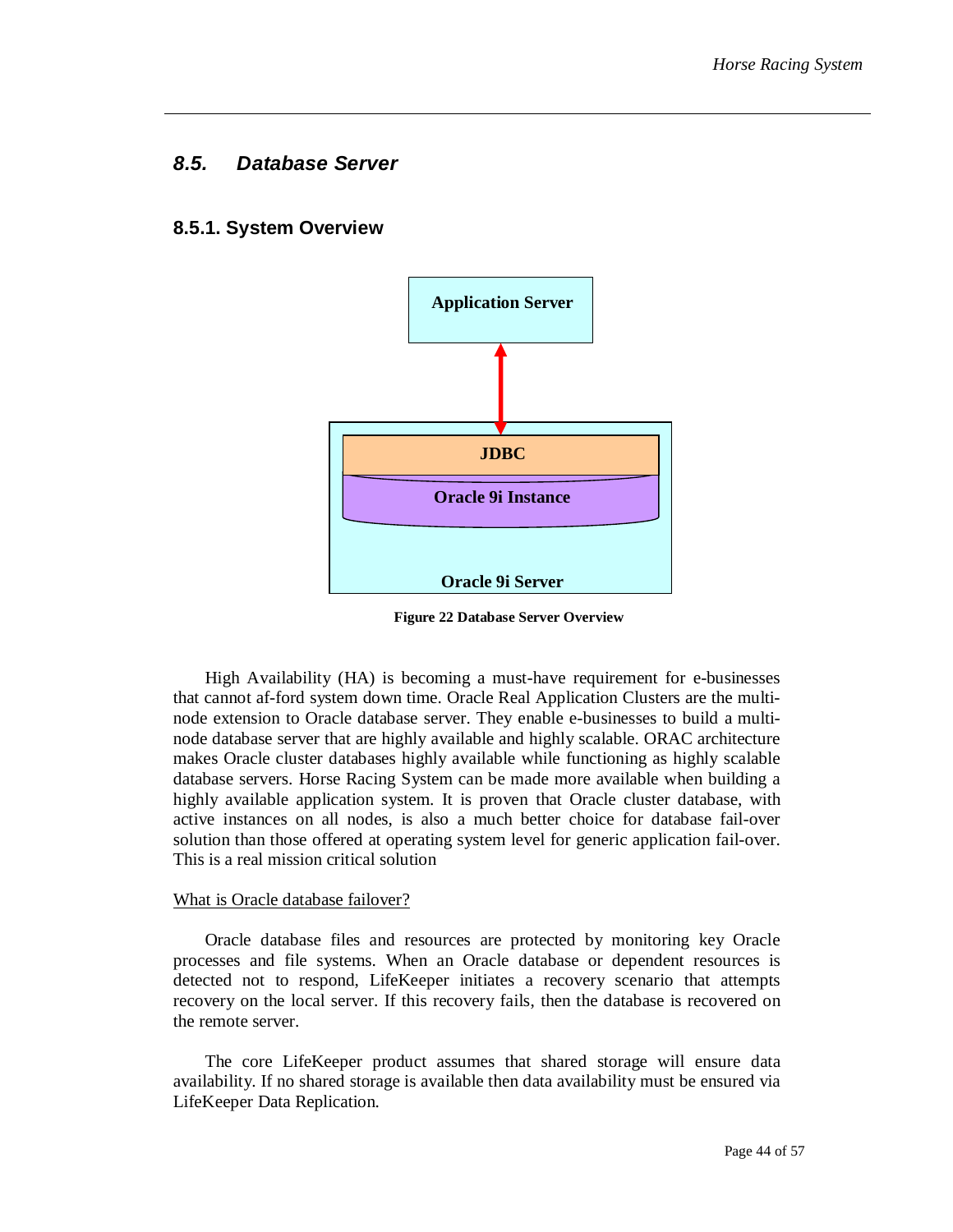## 8.5. Database Server

### 8.5.1. System Overview

Figure 22 Database Server Overview

High Availability (HA) is becoming a must-have requirement for e-businesses that cannot af-ford system down time. Oracle Real Application Clusters are the multi-node extension to Oracle database server. They enable e-businesses to build a multi-node database server that are highly available and highly scalable. ORAC architecture makes Oracle cluster databases highly available while functioning as highly scalable database servers. Horse Racing System can be made more available when building a highly available application system. It is proven that Oracle cluster database, with active instances on all nodes, is also a much better choice for database fail-over solution than those offered at operating system level for generic application fail-over. This is a real mission critical solution

What is Oracle database failover?

Oracle database files and resources are protected by monitoring key Oracle processes and file systems. When an Oracle database or dependent resources is detected not to respond, LifeKeeper initiates a recovery scenario that attempts recovery on the local server. If this recovery fails, then the database is recovered on the remote server.

The core LifeKeeper product assumes that shared storage will ensure data availability. If no shared storage is available then data availability must be ensured via LifeKeeper Data Replication.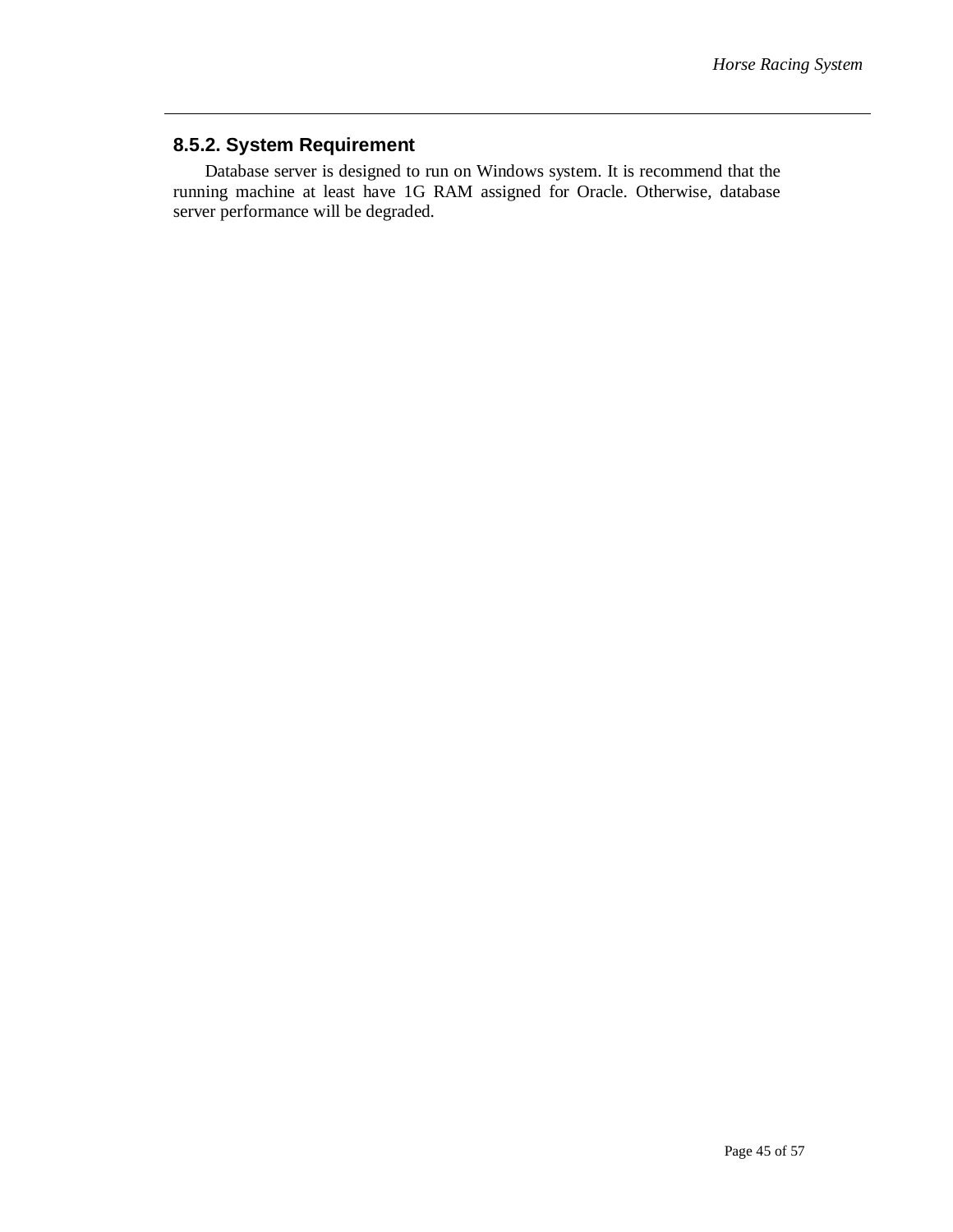### 8.5.2. System Requirement

Database server is designed to run on Windows system. It is recommend that the running machine at least have 1G RAM assigned for Oracle. Otherwise, database server performance will be degraded.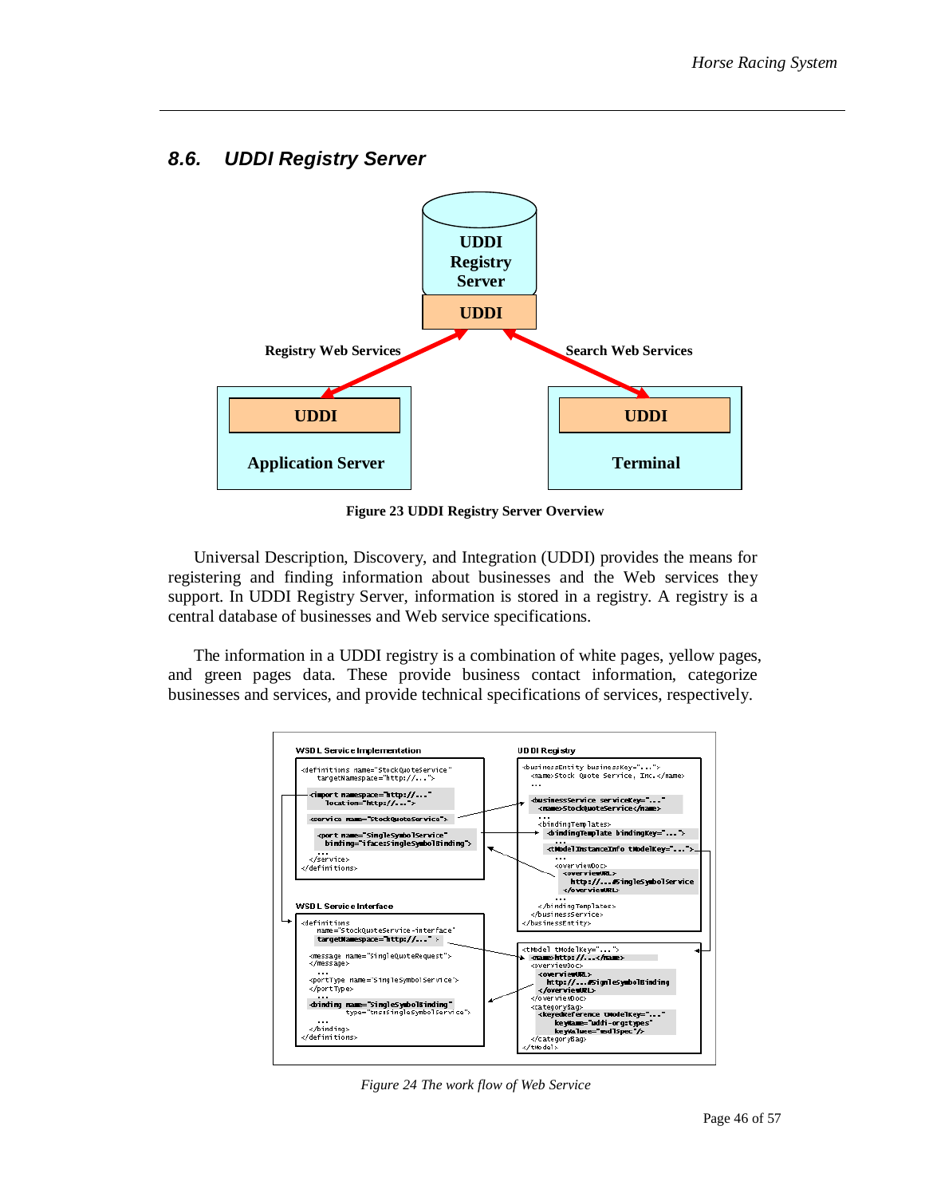## 8.6. UDDI Registry Server

**Figure 23 UDDI Registry Server Overview**

Universal Description, Discovery, and Integration (UDDI) provides the means for registering and finding information about businesses and the Web services they support. In UDDI Registry Server, information is stored in a registry. A registry is a central database of businesses and Web service specifications.

The information in a UDDI registry is a combination of white pages, yellow pages, and green pages data. These provide business contact information, categorize businesses and services, and provide technical specifications of services, respectively.

*Figure 24 The work flow of Web Service*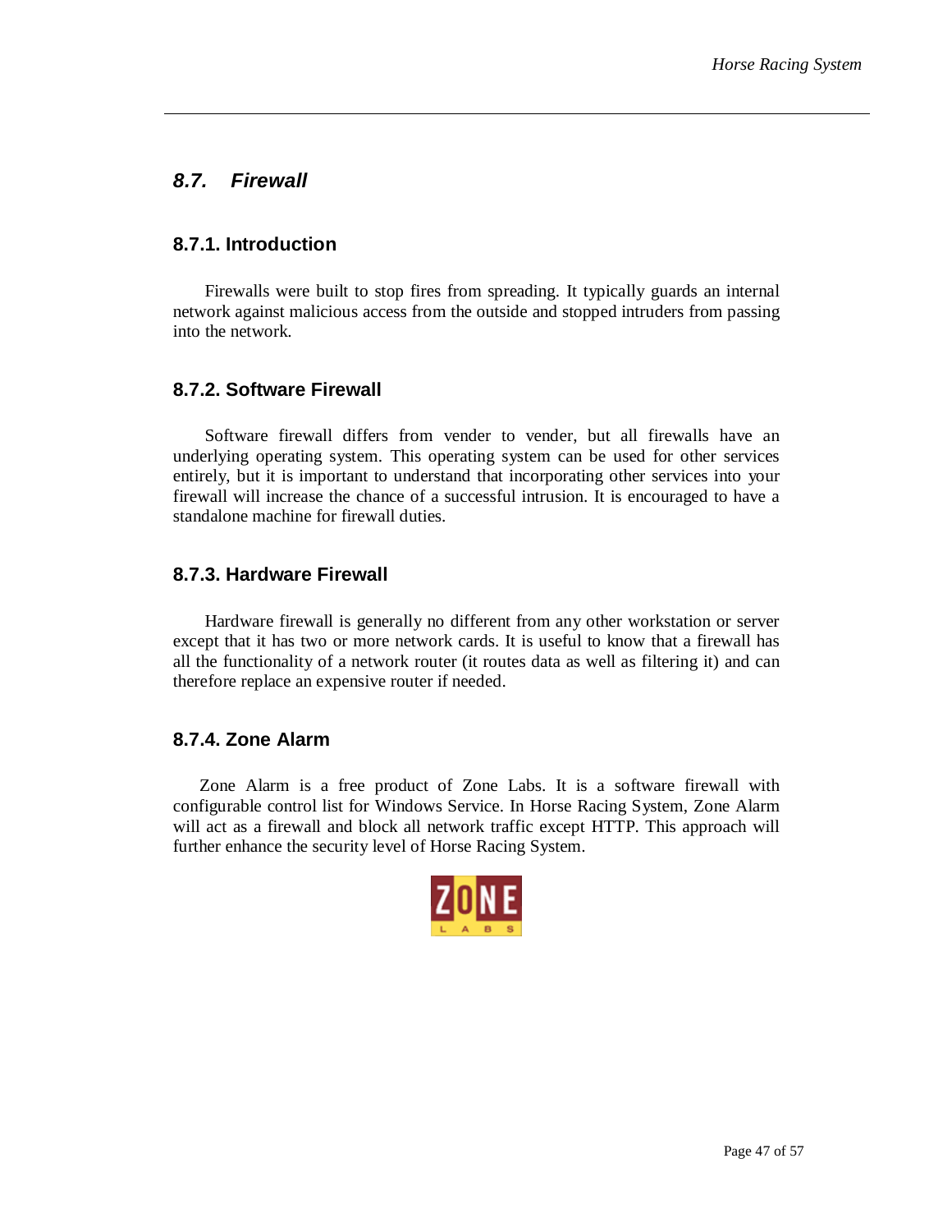## 8.7. Firewall

### 8.7.1. Introduction

Firewalls were built to stop fires from spreading. It typically guards an internal network against malicious access from the outside and stopped intruders from passing into the network.

### 8.7.2. Software Firewall

Software firewall differs from vender to vender, but all firewalls have an underlying operating system. This operating system can be used for other services entirely, but it is important to understand that incorporating other services into your firewall will increase the chance of a successful intrusion. It is encouraged to have a standalone machine for firewall duties.

### 8.7.3. Hardware Firewall

Hardware firewall is generally no different from any other workstation or server except that it has two or more network cards. It is useful to know that a firewall has all the functionality of a network router (it routes data as well as filtering it) and can therefore replace an expensive router if needed.

### 8.7.4. Zone Alarm

Zone Alarm is a free product of Zone Labs. It is a software firewall with configurable control list for Windows Service. In Horse Racing System, Zone Alarm will act as a firewall and block all network traffic except HTTP. This approach will further enhance the security level of Horse Racing System.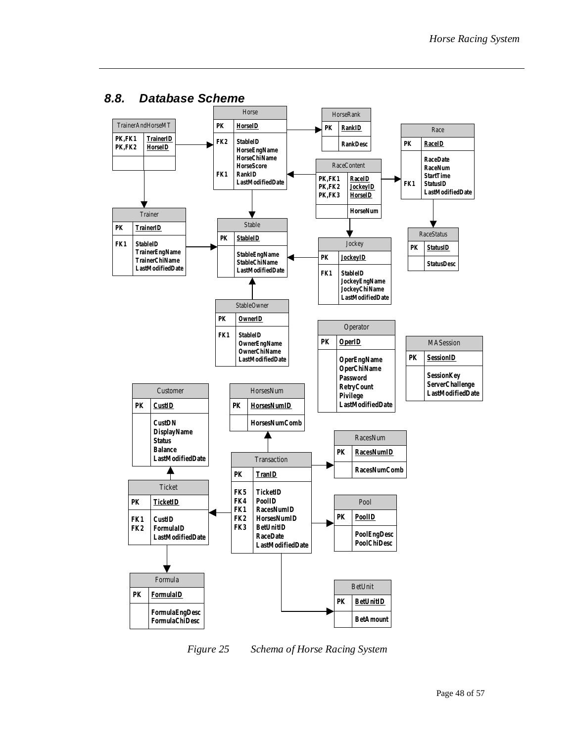## 8.8. Database Scheme

**TrainerAndHorseMT**

| Key | Field |
|---|---|
| PK,FK1 | TrainerID |
| PK,FK2 | HorseID |

**Horse**

| Key | Field |
|---|---|
| PK | HorseID |
| FK2 | StableID |
| | HorseEngName |
| | HorseChiName |
| | HorseScore |
| FK1 | RankID |
| | LastModifiedDate |

**HorseRank**

| Key | Field |
|---|---|
| PK | RankID |
| | RankDesc |

**Race**

| Key | Field |
|---|---|
| PK | RaceID |
| | RaceDate |
| | RaceNum |
| | StartTime |
| FK1 | StatusID |
| | LastModifiedDate |

**RaceContent**

| Key | Field |
|---|---|
| PK,FK1 | RaceID |
| PK,FK2 | JockeyID |
| PK,FK3 | HorseID |
| | HorseNum |

**Trainer**

| Key | Field |
|---|---|
| PK | TrainerID |
| FK1 | StableID |
| | TrainerEngName |
| | TrainerChiName |
| | LastModifiedDate |

**Stable**

| Key | Field |
|---|---|
| PK | StableID |
| | StableEngName |
| | StableChiName |
| | LastModifiedDate |

**RaceStatus**

| Key | Field |
|---|---|
| PK | StatusID |
| | StatusDesc |

**Jockey**

| Key | Field |
|---|---|
| PK | JockeyID |
| FK1 | StableID |
| | JockeyEngName |
| | JockeyChiName |
| | LastModifiedDate |

**StableOwner**

| Key | Field |
|---|---|
| PK | OwnerID |
| FK1 | StableID |
| | OwnerEngName |
| | OwnerChiName |
| | LastModifiedDate |

**Operator**

| Key | Field |
|---|---|
| PK | OperID |
| | OperEngName |
| | OperChiName |
| | Password |
| | RetryCount |
| | Pivilege |
| | LastModifiedDate |

**MASession**

| Key | Field |
|---|---|
| PK | SessionID |
| | SessionKey |
| | ServerChallenge |
| | LastModifiedDate |

**Customer**

| Key | Field |
|---|---|
| PK | CustID |
| | CustDN |
| | DisplayName |
| | Status |
| | Balance |
| | LastModifiedDate |

**HorsesNum**

| Key | Field |
|---|---|
| PK | HorsesNumID |
| | HorsesNumComb |

**RacesNum**

| Key | Field |
|---|---|
| PK | RacesNumID |
| | RacesNumComb |

**Transaction**

| Key | Field |
|---|---|
| PK | TranID |
| FK5 | TicketID |
| FK4 | PoolID |
| FK1 | RacesNumID |
| FK2 | HorsesNumID |
| FK3 | BetUnitID |
| | RaceDate |
| | LastModifiedDate |

**Ticket**

| Key | Field |
|---|---|
| PK | TicketID |
| FK1 | CustID |
| FK2 | FormulaID |
| | LastModifiedDate |

**Pool**

| Key | Field |
|---|---|
| PK | PoolID |
| | PoolEngDesc |
| | PoolChiDesc |

**Formula**

| Key | Field |
|---|---|
| PK | FormulaID |
| | FormulaEngDesc |
| | FormulaChiDesc |

**BetUnit**

| Key | Field |
|---|---|
| PK | BetUnitID |
| | BetAmount |

*Figure 25 Schema of Horse Racing System*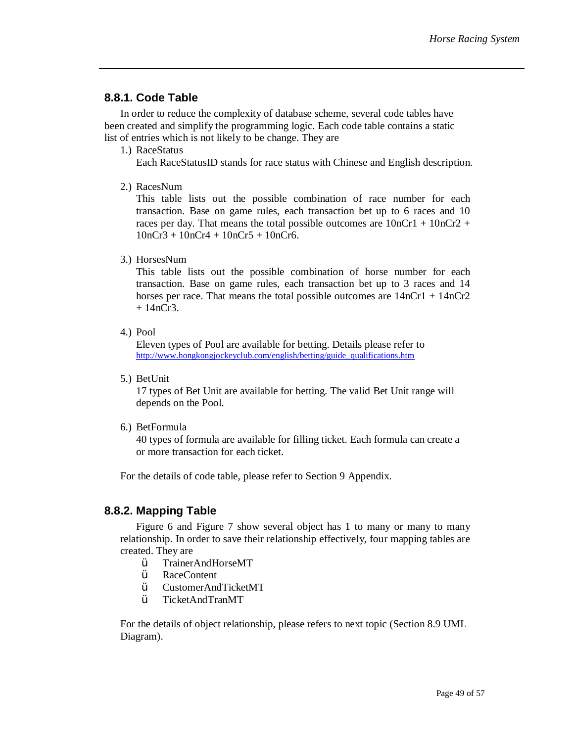### 8.8.1. Code Table

In order to reduce the complexity of database scheme, several code tables have been created and simplify the programming logic. Each code table contains a static list of entries which is not likely to be change. They are

1.) RaceStatus
Each RaceStatusID stands for race status with Chinese and English description.

2.) RacesNum
This table lists out the possible combination of race number for each transaction. Base on game rules, each transaction bet up to 6 races and 10 races per day. That means the total possible outcomes are 10nCr1 + 10nCr2 + 10nCr3 + 10nCr4 + 10nCr5 + 10nCr6.

3.) HorsesNum
This table lists out the possible combination of horse number for each transaction. Base on game rules, each transaction bet up to 3 races and 14 horses per race. That means the total possible outcomes are 14nCr1 + 14nCr2 + 14nCr3.

4.) Pool
Eleven types of Pool are available for betting. Details please refer to
http://www.hongkongjockeyclub.com/english/betting/guide_qualifications.htm

5.) BetUnit
17 types of Bet Unit are available for betting. The valid Bet Unit range will depends on the Pool.

6.) BetFormula
40 types of formula are available for filling ticket. Each formula can create a or more transaction for each ticket.

For the details of code table, please refer to Section 9 Appendix.

### 8.8.2. Mapping Table

Figure 6 and Figure 7 show several object has 1 to many or many to many relationship. In order to save their relationship effectively, four mapping tables are created. They are

- TrainerAndHorseMT
- RaceContent
- CustomerAndTicketMT
- TicketAndTranMT

For the details of object relationship, please refers to next topic (Section 8.9 UML Diagram).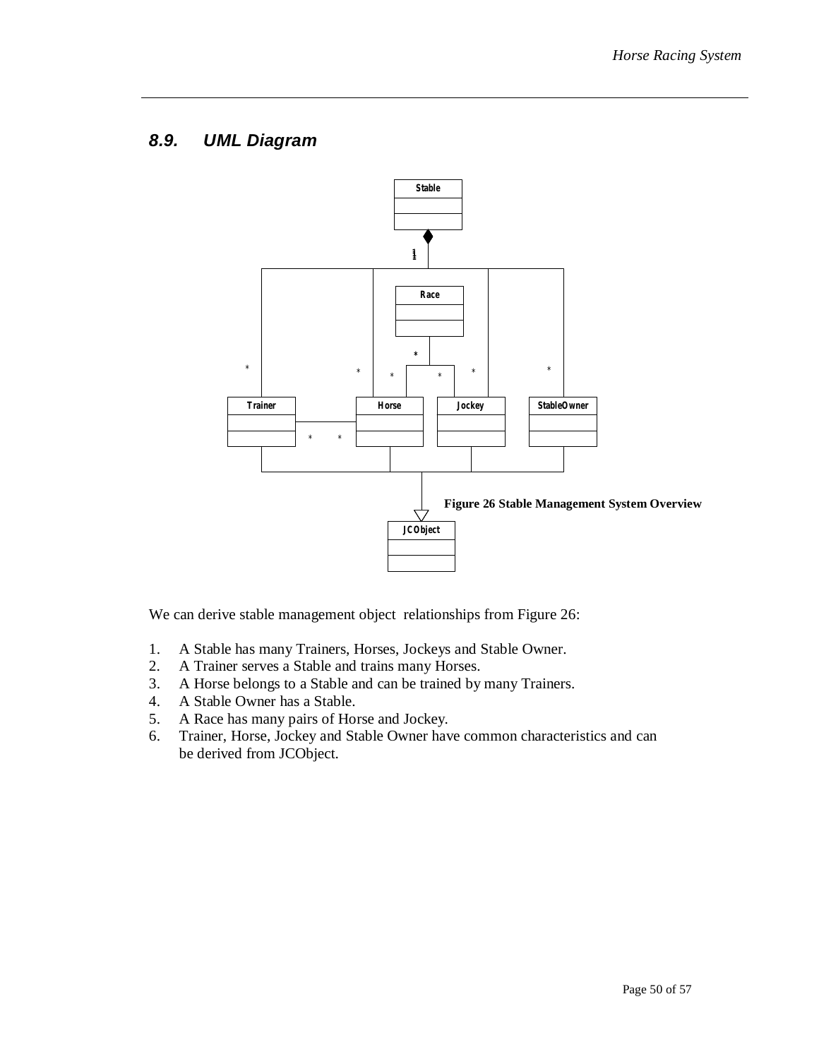## 8.9. UML Diagram

Figure 26 Stable Management System Overview

We can derive stable management object relationships from Figure 26:

1. A Stable has many Trainers, Horses, Jockeys and Stable Owner.
2. A Trainer serves a Stable and trains many Horses.
3. A Horse belongs to a Stable and can be trained by many Trainers.
4. A Stable Owner has a Stable.
5. A Race has many pairs of Horse and Jockey.
6. Trainer, Horse, Jockey and Stable Owner have common characteristics and can be derived from JCObject.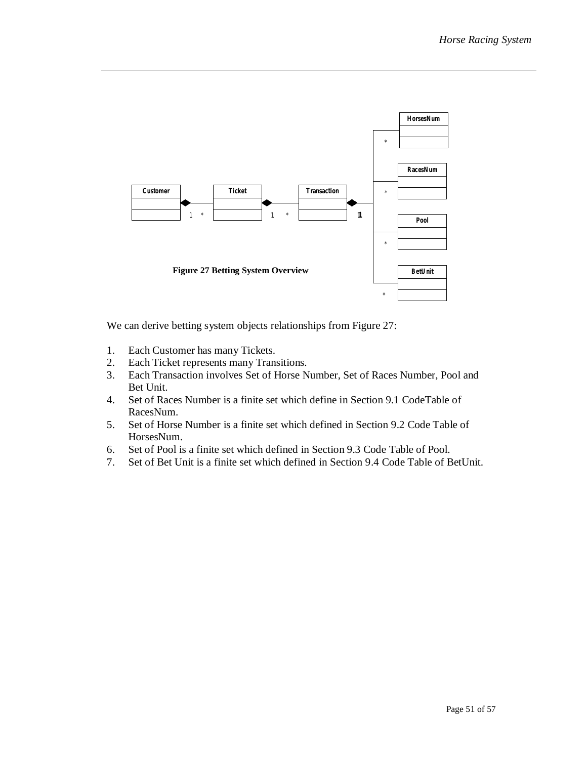Figure 27 Betting System Overview

We can derive betting system objects relationships from Figure 27:

1. Each Customer has many Tickets.
2. Each Ticket represents many Transitions.
3. Each Transaction involves Set of Horse Number, Set of Races Number, Pool and Bet Unit.
4. Set of Races Number is a finite set which define in Section 9.1 CodeTable of RacesNum.
5. Set of Horse Number is a finite set which defined in Section 9.2 Code Table of HorsesNum.
6. Set of Pool is a finite set which defined in Section 9.3 Code Table of Pool.
7. Set of Bet Unit is a finite set which defined in Section 9.4 Code Table of BetUnit.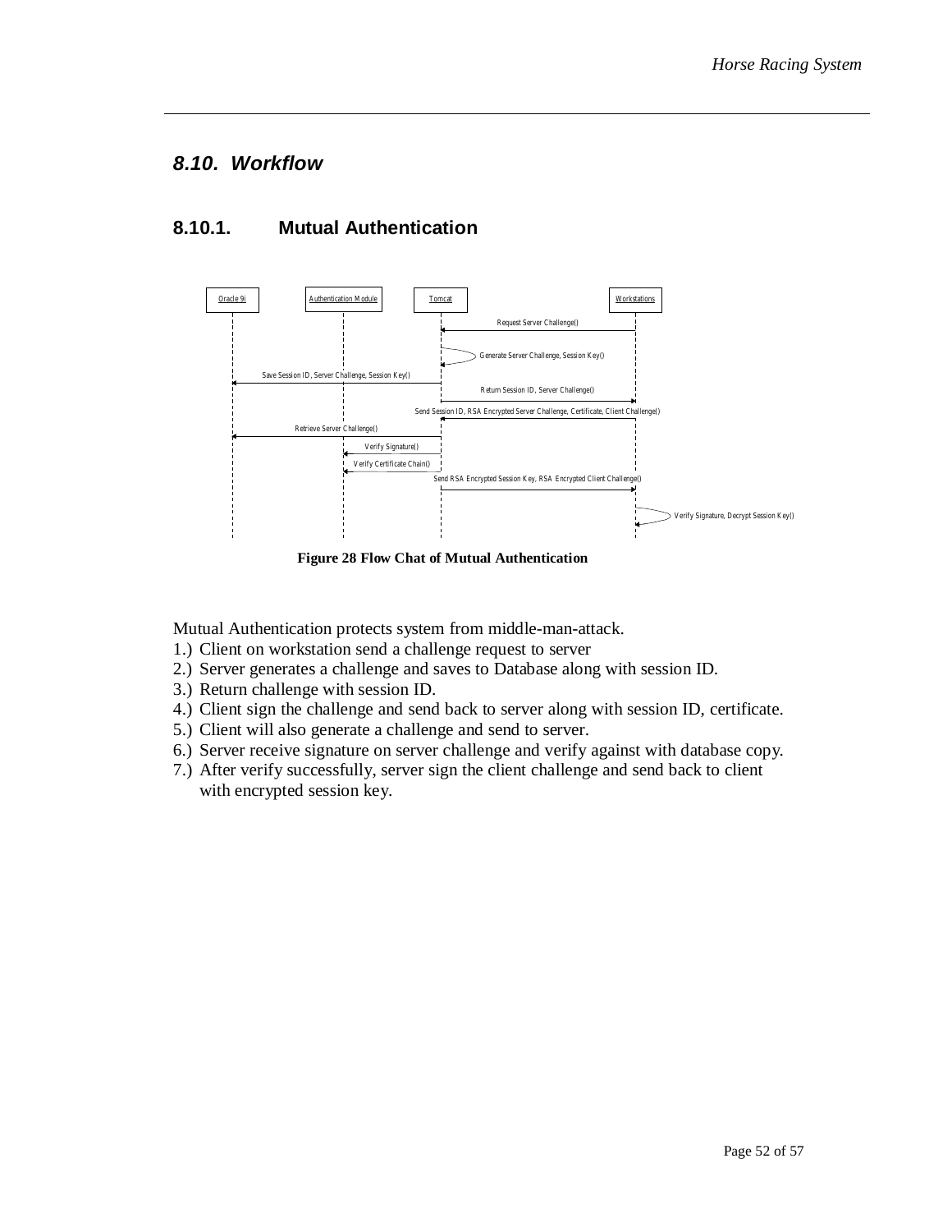## 8.10. Workflow

### 8.10.1. Mutual Authentication

Figure 28 Flow Chat of Mutual Authentication

Mutual Authentication protects system from middle-man-attack.

1.) Client on workstation send a challenge request to server
2.) Server generates a challenge and saves to Database along with session ID.
3.) Return challenge with session ID.
4.) Client sign the challenge and send back to server along with session ID, certificate.
5.) Client will also generate a challenge and send to server.
6.) Server receive signature on server challenge and verify against with database copy.
7.) After verify successfully, server sign the client challenge and send back to client with encrypted session key.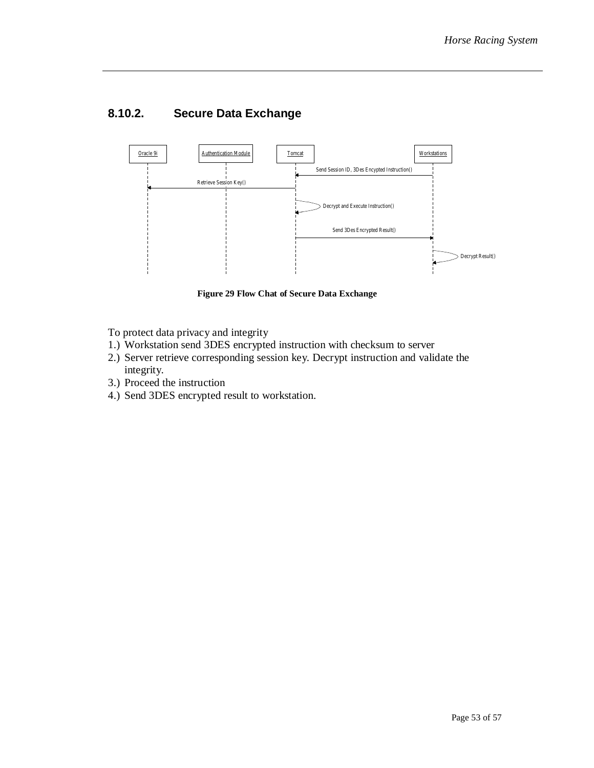## 8.10.2. Secure Data Exchange

Figure 29 Flow Chat of Secure Data Exchange

To protect data privacy and integrity

1.) Workstation send 3DES encrypted instruction with checksum to server
2.) Server retrieve corresponding session key. Decrypt instruction and validate the integrity.
3.) Proceed the instruction
4.) Send 3DES encrypted result to workstation.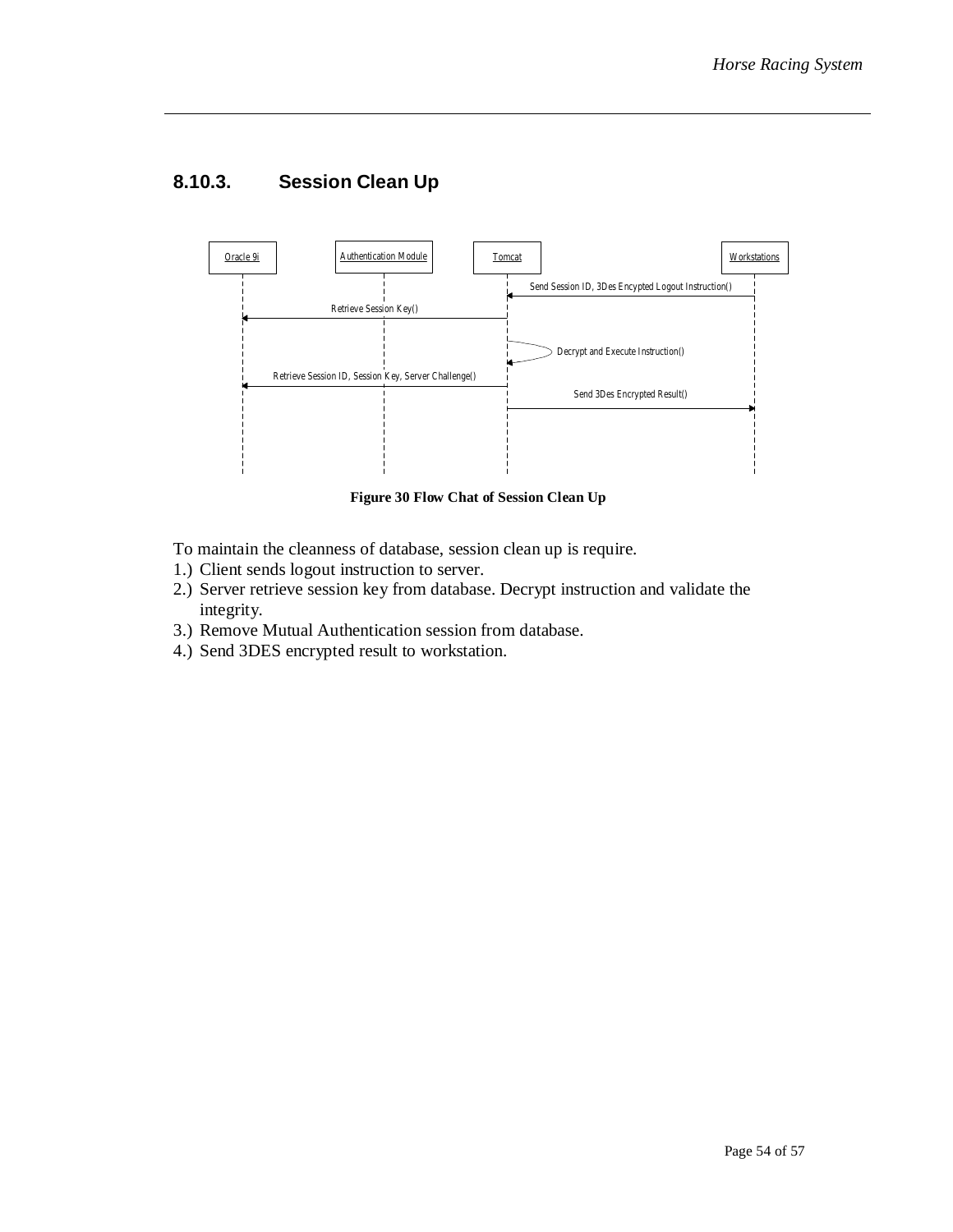### 8.10.3. Session Clean Up

Figure 30 Flow Chat of Session Clean Up

To maintain the cleanness of database, session clean up is require.

1.) Client sends logout instruction to server.
2.) Server retrieve session key from database. Decrypt instruction and validate the integrity.
3.) Remove Mutual Authentication session from database.
4.) Send 3DES encrypted result to workstation.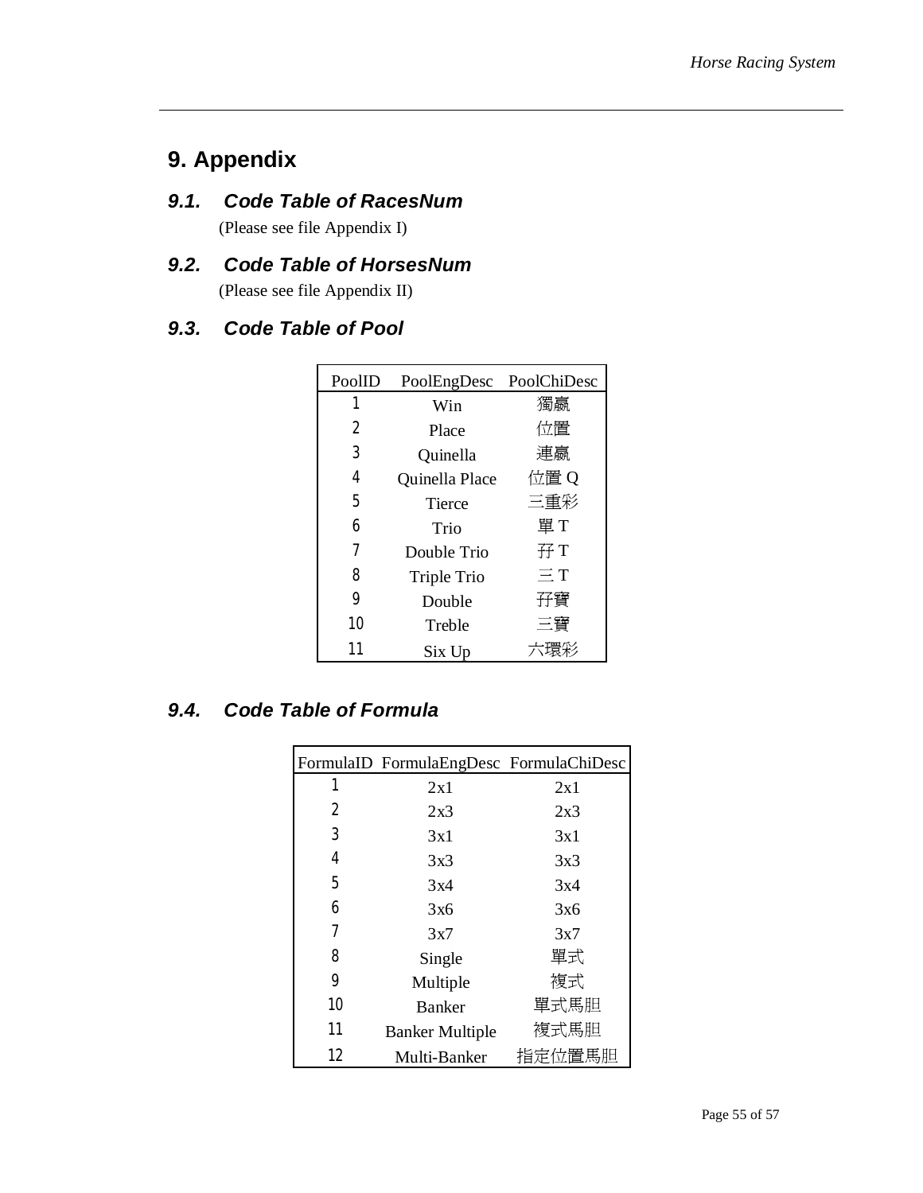# 9. Appendix

## 9.1. Code Table of RacesNum

(Please see file Appendix I)

## 9.2. Code Table of HorsesNum

(Please see file Appendix II)

## 9.3. Code Table of Pool

| PoolID | PoolEngDesc | PoolChiDesc |
|---|---|---|
| 1 | Win | 獨贏 |
| 2 | Place | 位置 |
| 3 | Quinella | 連贏 |
| 4 | Quinella Place | 位置 Q |
| 5 | Tierce | 三重彩 |
| 6 | Trio | 單 T |
| 7 | Double Trio | 孖 T |
| 8 | Triple Trio | 三 T |
| 9 | Double | 孖寶 |
| 10 | Treble | 三寶 |
| 11 | Six Up | 六環彩 |

## 9.4. Code Table of Formula

| FormulaID | FormulaEngDesc | FormulaChiDesc |
|---|---|---|
| 1 | 2x1 | 2x1 |
| 2 | 2x3 | 2x3 |
| 3 | 3x1 | 3x1 |
| 4 | 3x3 | 3x3 |
| 5 | 3x4 | 3x4 |
| 6 | 3x6 | 3x6 |
| 7 | 3x7 | 3x7 |
| 8 | Single | 單式 |
| 9 | Multiple | 複式 |
| 10 | Banker | 單式馬胆 |
| 11 | Banker Multiple | 複式馬胆 |
| 12 | Multi-Banker | 指定位置馬胆 |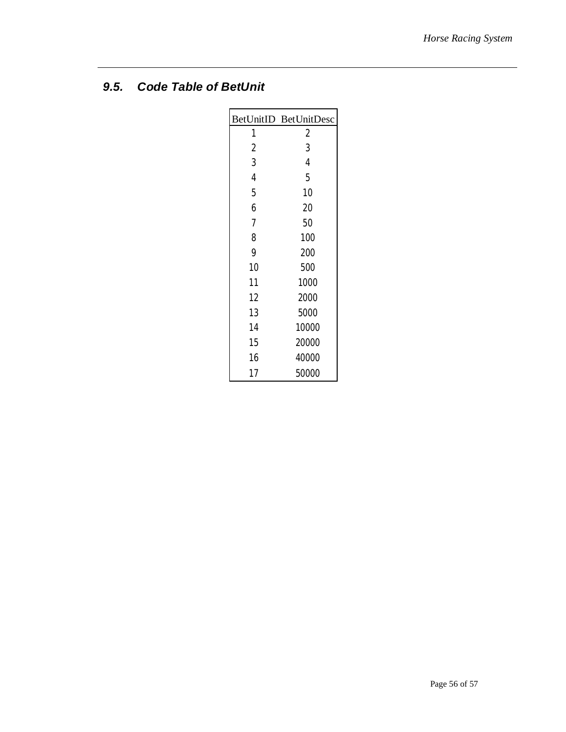## *9.5. Code Table of BetUnit*

| BetUnitID | BetUnitDesc |
|---|---|
| 1 | 2 |
| 2 | 3 |
| 3 | 4 |
| 4 | 5 |
| 5 | 10 |
| 6 | 20 |
| 7 | 50 |
| 8 | 100 |
| 9 | 200 |
| 10 | 500 |
| 11 | 1000 |
| 12 | 2000 |
| 13 | 5000 |
| 14 | 10000 |
| 15 | 20000 |
| 16 | 40000 |
| 17 | 50000 |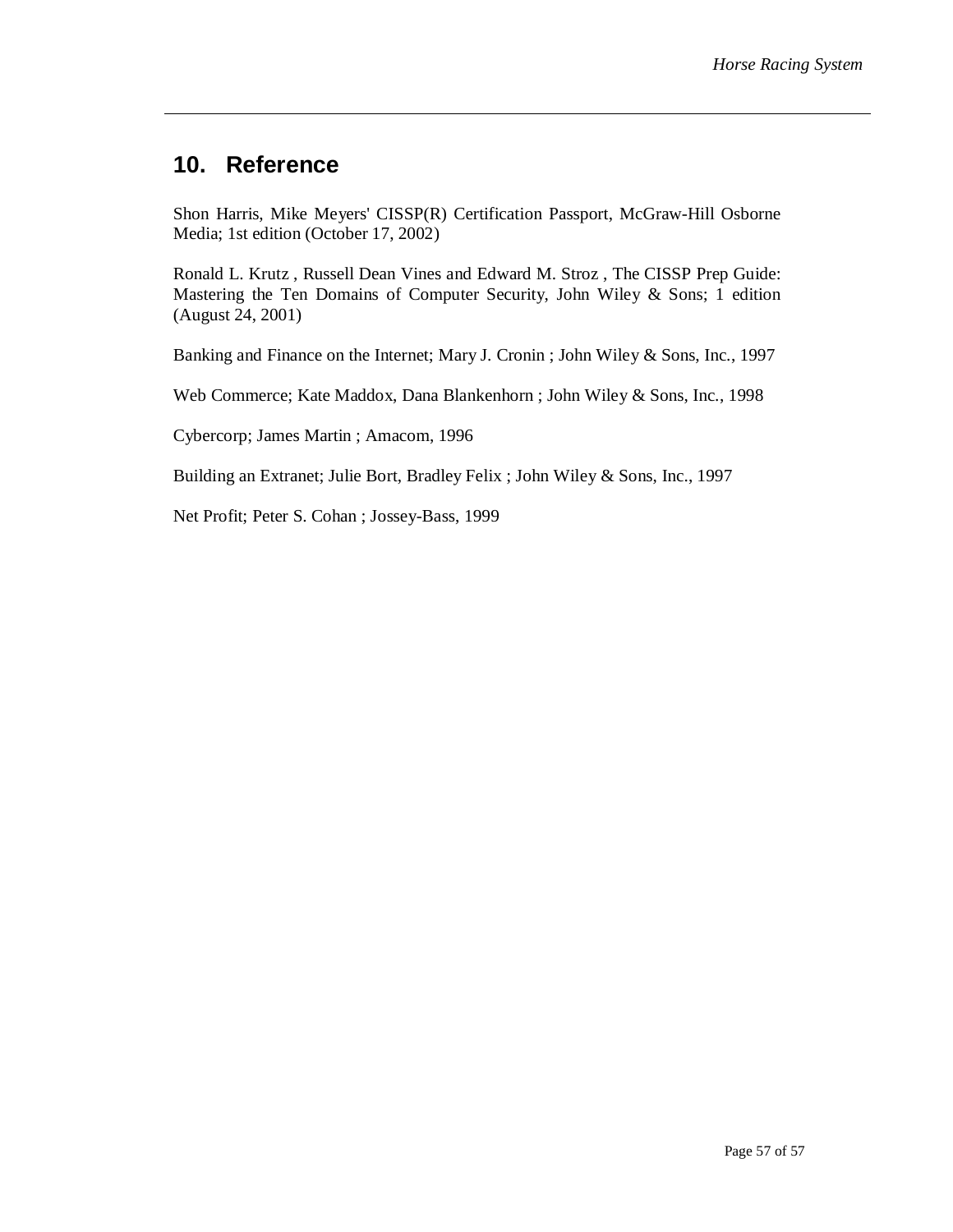# 10. Reference

Shon Harris, Mike Meyers' CISSP(R) Certification Passport, McGraw-Hill Osborne Media; 1st edition (October 17, 2002)

Ronald L. Krutz , Russell Dean Vines and Edward M. Stroz , The CISSP Prep Guide: Mastering the Ten Domains of Computer Security, John Wiley & Sons; 1 edition (August 24, 2001)

Banking and Finance on the Internet; Mary J. Cronin ; John Wiley & Sons, Inc., 1997

Web Commerce; Kate Maddox, Dana Blankenhorn ; John Wiley & Sons, Inc., 1998

Cybercorp; James Martin ; Amacom, 1996

Building an Extranet; Julie Bort, Bradley Felix ; John Wiley & Sons, Inc., 1997

Net Profit; Peter S. Cohan ; Jossey-Bass, 1999